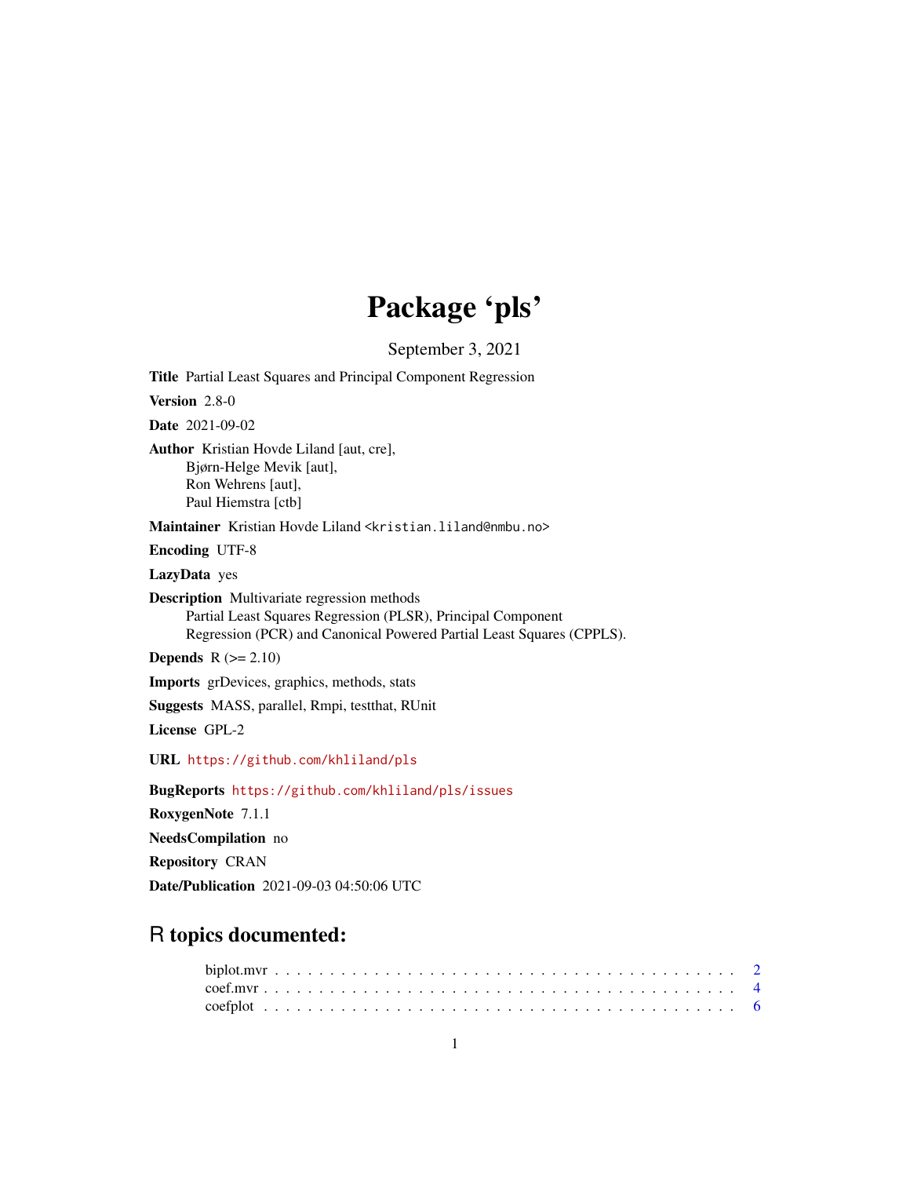# Package 'pls'

September 3, 2021

**Title** Partial Least Squares and Principal Component Regression

**Version** 2.8-0

**Date** 2021-09-02

**Author** Kristian Hovde Liland [aut, cre],
Bjørn-Helge Mevik [aut],
Ron Wehrens [aut],
Paul Hiemstra [ctb]

**Maintainer** Kristian Hovde Liland <kristian.liland@nmbu.no>

**Encoding** UTF-8

**LazyData** yes

**Description** Multivariate regression methods
Partial Least Squares Regression (PLSR), Principal Component
Regression (PCR) and Canonical Powered Partial Least Squares (CPPLS).

**Depends** R (>= 2.10)

**Imports** grDevices, graphics, methods, stats

**Suggests** MASS, parallel, Rmpi, testthat, RUnit

**License** GPL-2

**URL** https://github.com/khliland/pls

**BugReports** https://github.com/khliland/pls/issues

**RoxygenNote** 7.1.1

**NeedsCompilation** no

**Repository** CRAN

**Date/Publication** 2021-09-03 04:50:06 UTC

## R topics documented:

biplot.mvr . . . . . . . . . . . . . . . . . . . . . . . . . . . . . . . . . . . . . . . . 2
coef.mvr . . . . . . . . . . . . . . . . . . . . . . . . . . . . . . . . . . . . . . . . 4
coefplot . . . . . . . . . . . . . . . . . . . . . . . . . . . . . . . . . . . . . . . . 6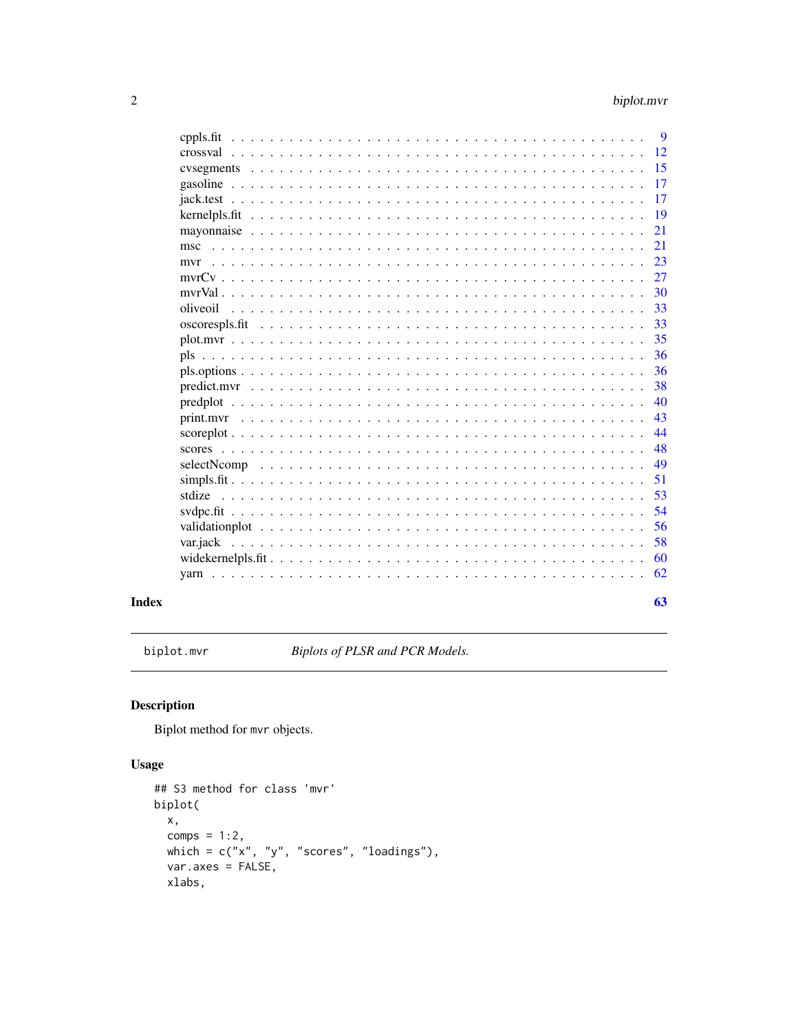| | |
|---|---|
| cppls.fit | 9 |
| crossval | 12 |
| cvsegments | 15 |
| gasoline | 17 |
| jack.test | 17 |
| kernelpls.fit | 19 |
| mayonnaise | 21 |
| msc | 21 |
| mvr | 23 |
| mvrCv | 27 |
| mvrVal | 30 |
| oliveoil | 33 |
| oscorespls.fit | 33 |
| plot.mvr | 35 |
| pls | 36 |
| pls.options | 36 |
| predict.mvr | 38 |
| predplot | 40 |
| print.mvr | 43 |
| scoreplot | 44 |
| scores | 48 |
| selectNcomp | 49 |
| simpls.fit | 51 |
| stdize | 53 |
| svdpc.fit | 54 |
| validationplot | 56 |
| var.jack | 58 |
| widekernelpls.fit | 60 |
| yarn | 62 |

**Index** **63**

---

`biplot.mvr` *Biplots of PLSR and PCR Models.*

---

## Description

Biplot method for `mvr` objects.

## Usage

```
## S3 method for class 'mvr'
biplot(
  x,
  comps = 1:2,
  which = c("x", "y", "scores", "loadings"),
  var.axes = FALSE,
  xlabs,
```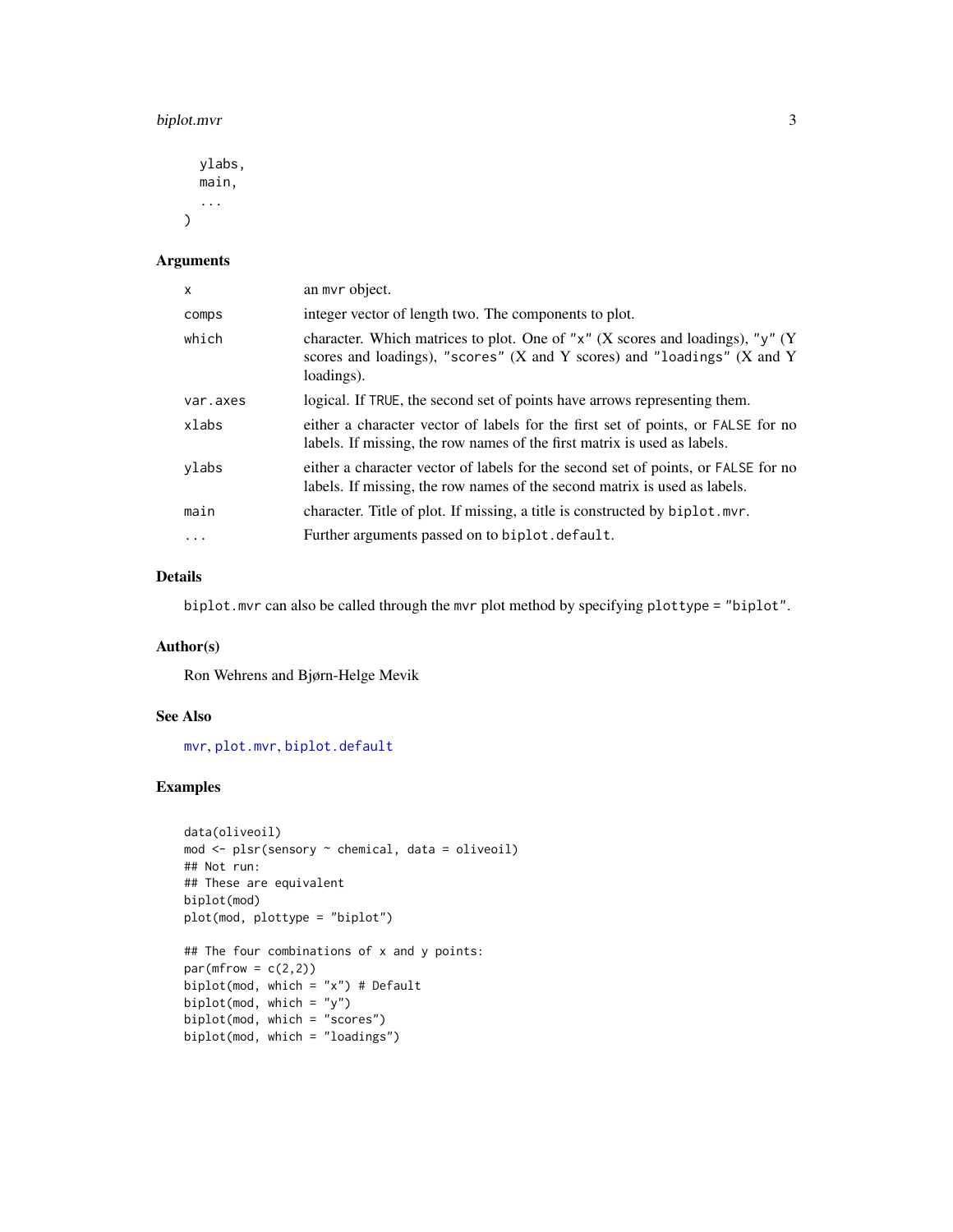```
  ylabs,
  main,
  ...
)
```

## Arguments

| | |
|---|---|
| x | an mvr object. |
| comps | integer vector of length two. The components to plot. |
| which | character. Which matrices to plot. One of "x" (X scores and loadings), "y" (Y scores and loadings), "scores" (X and Y scores) and "loadings" (X and Y loadings). |
| var.axes | logical. If TRUE, the second set of points have arrows representing them. |
| xlabs | either a character vector of labels for the first set of points, or FALSE for no labels. If missing, the row names of the first matrix is used as labels. |
| ylabs | either a character vector of labels for the second set of points, or FALSE for no labels. If missing, the row names of the second matrix is used as labels. |
| main | character. Title of plot. If missing, a title is constructed by biplot.mvr. |
| ... | Further arguments passed on to biplot.default. |

## Details

biplot.mvr can also be called through the mvr plot method by specifying plottype = "biplot".

## Author(s)

Ron Wehrens and Bjørn-Helge Mevik

## See Also

mvr, plot.mvr, biplot.default

## Examples

```
data(oliveoil)
mod <- plsr(sensory ~ chemical, data = oliveoil)
## Not run:
## These are equivalent
biplot(mod)
plot(mod, plottype = "biplot")

## The four combinations of x and y points:
par(mfrow = c(2,2))
biplot(mod, which = "x") # Default
biplot(mod, which = "y")
biplot(mod, which = "scores")
biplot(mod, which = "loadings")
```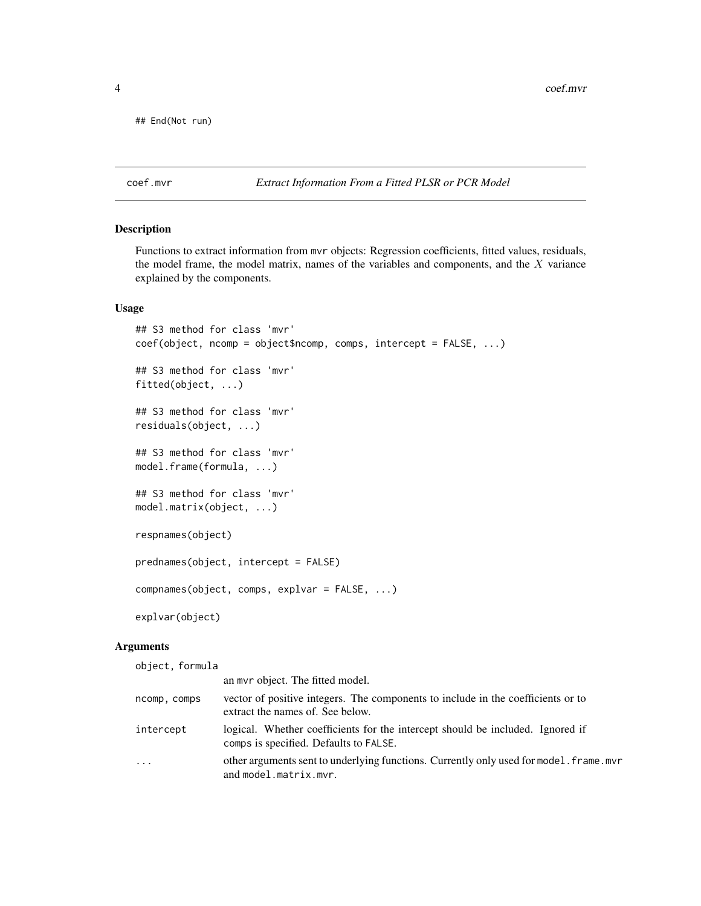```
## End(Not run)
```

## coef.mvr — *Extract Information From a Fitted PLSR or PCR Model*

### Description

Functions to extract information from mvr objects: Regression coefficients, fitted values, residuals, the model frame, the model matrix, names of the variables and components, and the $X$ variance explained by the components.

### Usage

```
## S3 method for class 'mvr'
coef(object, ncomp = object$ncomp, comps, intercept = FALSE, ...)

## S3 method for class 'mvr'
fitted(object, ...)

## S3 method for class 'mvr'
residuals(object, ...)

## S3 method for class 'mvr'
model.frame(formula, ...)

## S3 method for class 'mvr'
model.matrix(object, ...)

respnames(object)

prednames(object, intercept = FALSE)

compnames(object, comps, explvar = FALSE, ...)

explvar(object)
```

### Arguments

| | |
|---|---|
| `object, formula` | an `mvr` object. The fitted model. |
| `ncomp, comps` | vector of positive integers. The components to include in the coefficients or to extract the names of. See below. |
| `intercept` | logical. Whether coefficients for the intercept should be included. Ignored if `comps` is specified. Defaults to `FALSE`. |
| `...` | other arguments sent to underlying functions. Currently only used for `model.frame.mvr` and `model.matrix.mvr`. |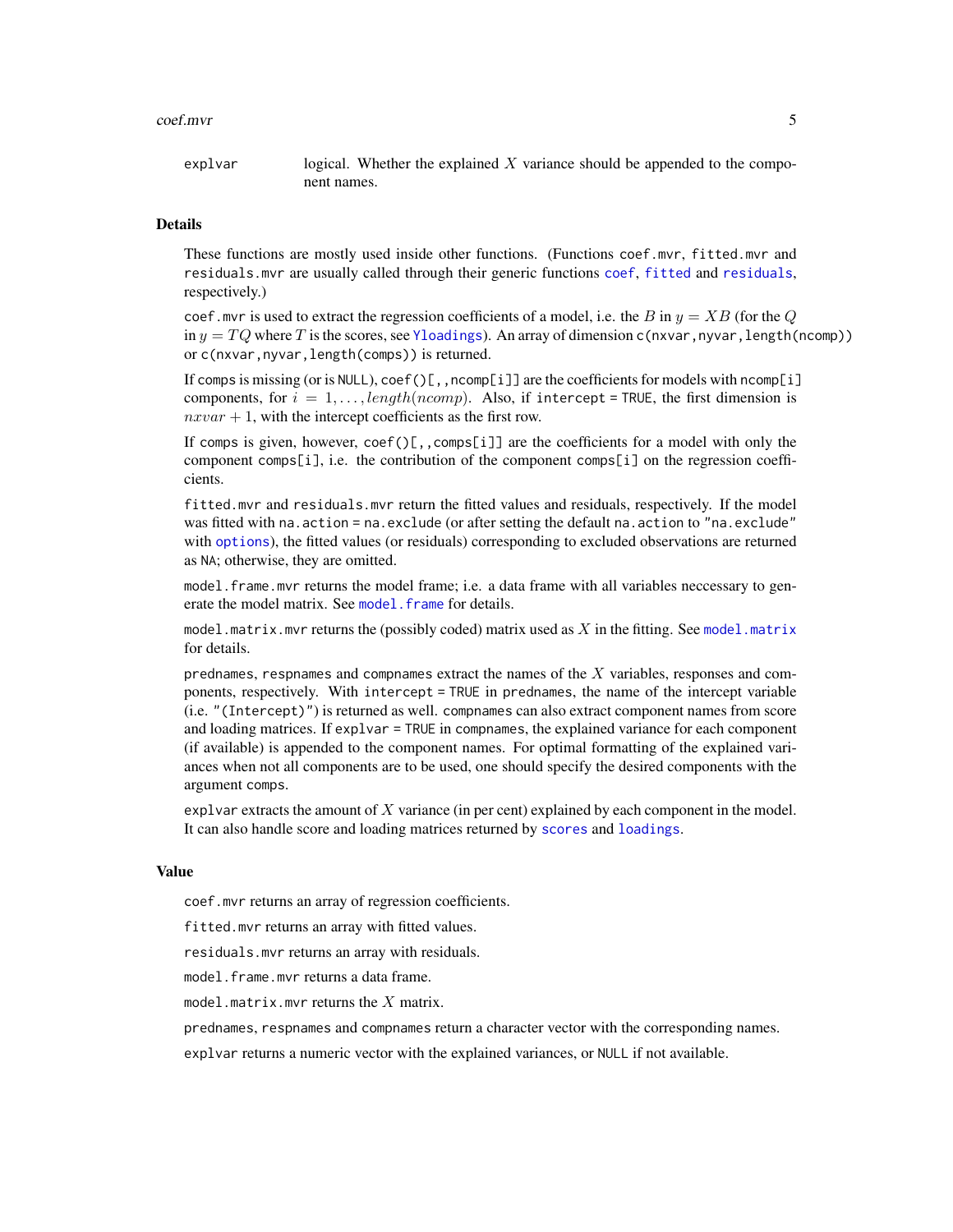explvar	logical. Whether the explained $X$ variance should be appended to the component names.

### Details

These functions are mostly used inside other functions. (Functions `coef.mvr`, `fitted.mvr` and `residuals.mvr` are usually called through their generic functions `coef`, `fitted` and `residuals`, respectively.)

`coef.mvr` is used to extract the regression coefficients of a model, i.e. the $B$ in $y = XB$ (for the $Q$ in $y = TQ$ where $T$ is the scores, see `Yloadings`). An array of dimension `c(nxvar,nyvar,length(ncomp))` or `c(nxvar,nyvar,length(comps))` is returned.

If `comps` is missing (or is `NULL`), `coef()[,,ncomp[i]]` are the coefficients for models with `ncomp[i]` components, for $i = 1, \ldots, length(ncomp)$. Also, if `intercept = TRUE`, the first dimension is $nxvar + 1$, with the intercept coefficients as the first row.

If `comps` is given, however, `coef()[,,comps[i]]` are the coefficients for a model with only the component `comps[i]`, i.e. the contribution of the component `comps[i]` on the regression coefficients.

`fitted.mvr` and `residuals.mvr` return the fitted values and residuals, respectively. If the model was fitted with `na.action = na.exclude` (or after setting the default `na.action` to `"na.exclude"` with `options`), the fitted values (or residuals) corresponding to excluded observations are returned as `NA`; otherwise, they are omitted.

`model.frame.mvr` returns the model frame; i.e. a data frame with all variables neccessary to generate the model matrix. See `model.frame` for details.

`model.matrix.mvr` returns the (possibly coded) matrix used as $X$ in the fitting. See `model.matrix` for details.

`prednames`, `respnames` and `compnames` extract the names of the $X$ variables, responses and components, respectively. With `intercept = TRUE` in `prednames`, the name of the intercept variable (i.e. `"(Intercept)"`) is returned as well. `compnames` can also extract component names from score and loading matrices. If `explvar = TRUE` in `compnames`, the explained variance for each component (if available) is appended to the component names. For optimal formatting of the explained variances when not all components are to be used, one should specify the desired components with the argument `comps`.

`explvar` extracts the amount of $X$ variance (in per cent) explained by each component in the model. It can also handle score and loading matrices returned by `scores` and `loadings`.

### Value

`coef.mvr` returns an array of regression coefficients.

`fitted.mvr` returns an array with fitted values.

`residuals.mvr` returns an array with residuals.

`model.frame.mvr` returns a data frame.

`model.matrix.mvr` returns the $X$ matrix.

`prednames`, `respnames` and `compnames` return a character vector with the corresponding names.

`explvar` returns a numeric vector with the explained variances, or `NULL` if not available.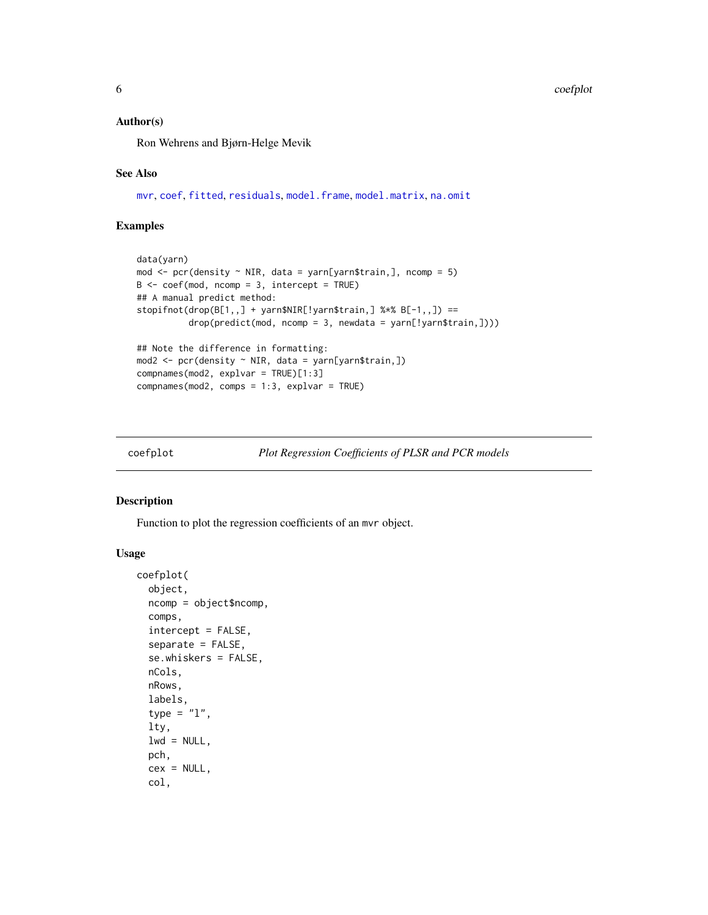### Author(s)

Ron Wehrens and Bjørn-Helge Mevik

### See Also

mvr, coef, fitted, residuals, model.frame, model.matrix, na.omit

### Examples

```
data(yarn)
mod <- pcr(density ~ NIR, data = yarn[yarn$train,], ncomp = 5)
B <- coef(mod, ncomp = 3, intercept = TRUE)
## A manual predict method:
stopifnot(drop(B[1,,] + yarn$NIR[!yarn$train,] %*% B[-1,,]) ==
          drop(predict(mod, ncomp = 3, newdata = yarn[!yarn$train,])))

## Note the difference in formatting:
mod2 <- pcr(density ~ NIR, data = yarn[yarn$train,])
compnames(mod2, explvar = TRUE)[1:3]
compnames(mod2, comps = 1:3, explvar = TRUE)
```

---

## coefplot *Plot Regression Coefficients of PLSR and PCR models*

### Description

Function to plot the regression coefficients of an mvr object.

### Usage

```
coefplot(
  object,
  ncomp = object$ncomp,
  comps,
  intercept = FALSE,
  separate = FALSE,
  se.whiskers = FALSE,
  nCols,
  nRows,
  labels,
  type = "l",
  lty,
  lwd = NULL,
  pch,
  cex = NULL,
  col,
```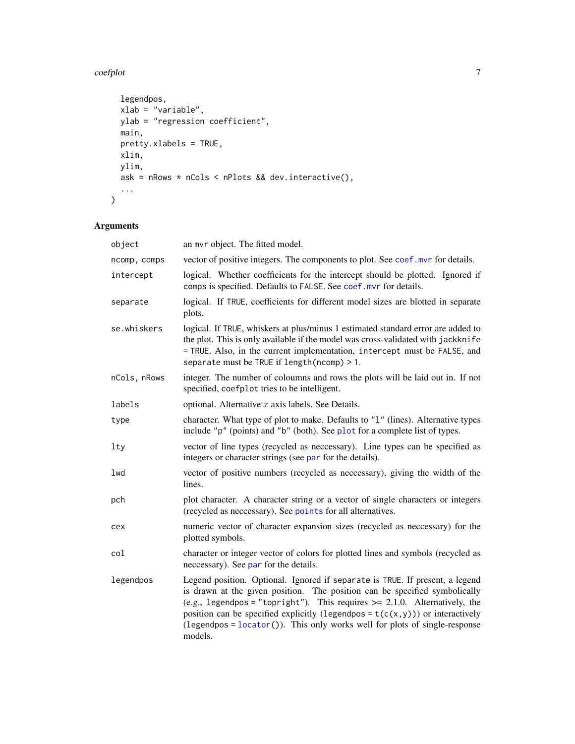```
  legendpos,
  xlab = "variable",
  ylab = "regression coefficient",
  main,
  pretty.xlabels = TRUE,
  xlim,
  ylim,
  ask = nRows * nCols < nPlots && dev.interactive(),
  ...
)
```

## Arguments

| | |
|---|---|
| object | an mvr object. The fitted model. |
| ncomp, comps | vector of positive integers. The components to plot. See coef.mvr for details. |
| intercept | logical. Whether coefficients for the intercept should be plotted. Ignored if comps is specified. Defaults to FALSE. See coef.mvr for details. |
| separate | logical. If TRUE, coefficients for different model sizes are blotted in separate plots. |
| se.whiskers | logical. If TRUE, whiskers at plus/minus 1 estimated standard error are added to the plot. This is only available if the model was cross-validated with jackknife = TRUE. Also, in the current implementation, intercept must be FALSE, and separate must be TRUE if length(ncomp) > 1. |
| nCols, nRows | integer. The number of coloumns and rows the plots will be laid out in. If not specified, coefplot tries to be intelligent. |
| labels | optional. Alternative $x$ axis labels. See Details. |
| type | character. What type of plot to make. Defaults to "l" (lines). Alternative types include "p" (points) and "b" (both). See plot for a complete list of types. |
| lty | vector of line types (recycled as neccessary). Line types can be specified as integers or character strings (see par for the details). |
| lwd | vector of positive numbers (recycled as neccessary), giving the width of the lines. |
| pch | plot character. A character string or a vector of single characters or integers (recycled as neccessary). See points for all alternatives. |
| cex | numeric vector of character expansion sizes (recycled as neccessary) for the plotted symbols. |
| col | character or integer vector of colors for plotted lines and symbols (recycled as neccessary). See par for the details. |
| legendpos | Legend position. Optional. Ignored if separate is TRUE. If present, a legend is drawn at the given position. The position can be specified symbolically (e.g., legendpos = "topright"). This requires >= 2.1.0. Alternatively, the position can be specified explicitly (legendpos = t(c(x,y))) or interactively (legendpos = locator()). This only works well for plots of single-response models. |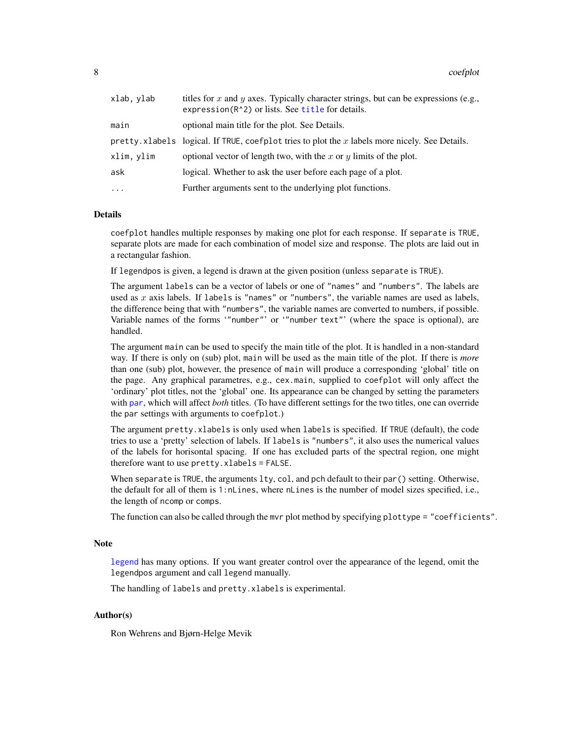| | |
|---|---|
| `xlab, ylab` | titles for $x$ and $y$ axes. Typically character strings, but can be expressions (e.g., `expression(R^2)`) or lists. See `title` for details. |
| `main` | optional main title for the plot. See Details. |
| `pretty.xlabels` | logical. If `TRUE`, `coefplot` tries to plot the $x$ labels more nicely. See Details. |
| `xlim, ylim` | optional vector of length two, with the $x$ or $y$ limits of the plot. |
| `ask` | logical. Whether to ask the user before each page of a plot. |
| `...` | Further arguments sent to the underlying plot functions. |

## Details

`coefplot` handles multiple responses by making one plot for each response. If `separate` is `TRUE`, separate plots are made for each combination of model size and response. The plots are laid out in a rectangular fashion.

If `legendpos` is given, a legend is drawn at the given position (unless `separate` is `TRUE`).

The argument `labels` can be a vector of labels or one of `"names"` and `"numbers"`. The labels are used as $x$ axis labels. If `labels` is `"names"` or `"numbers"`, the variable names are used as labels, the difference being that with `"numbers"`, the variable names are converted to numbers, if possible. Variable names of the forms '`"number"`' or '`"number text"`' (where the space is optional), are handled.

The argument `main` can be used to specify the main title of the plot. It is handled in a non-standard way. If there is only on (sub) plot, `main` will be used as the main title of the plot. If there is *more* than one (sub) plot, however, the presence of `main` will produce a corresponding 'global' title on the page. Any graphical parametres, e.g., `cex.main`, supplied to `coefplot` will only affect the 'ordinary' plot titles, not the 'global' one. Its appearance can be changed by setting the parameters with `par`, which will affect *both* titles. (To have different settings for the two titles, one can override the `par` settings with arguments to `coefplot`.)

The argument `pretty.xlabels` is only used when `labels` is specified. If `TRUE` (default), the code tries to use a 'pretty' selection of labels. If `labels` is `"numbers"`, it also uses the numerical values of the labels for horisontal spacing. If one has excluded parts of the spectral region, one might therefore want to use `pretty.xlabels = FALSE`.

When `separate` is `TRUE`, the arguments `lty`, `col`, and `pch` default to their `par()` setting. Otherwise, the default for all of them is `1:nLines`, where `nLines` is the number of model sizes specified, i.e., the length of `ncomp` or `comps`.

The function can also be called through the `mvr` plot method by specifying `plottype = "coefficients"`.

## Note

`legend` has many options. If you want greater control over the appearance of the legend, omit the `legendpos` argument and call `legend` manually.

The handling of `labels` and `pretty.xlabels` is experimental.

## Author(s)

Ron Wehrens and Bjørn-Helge Mevik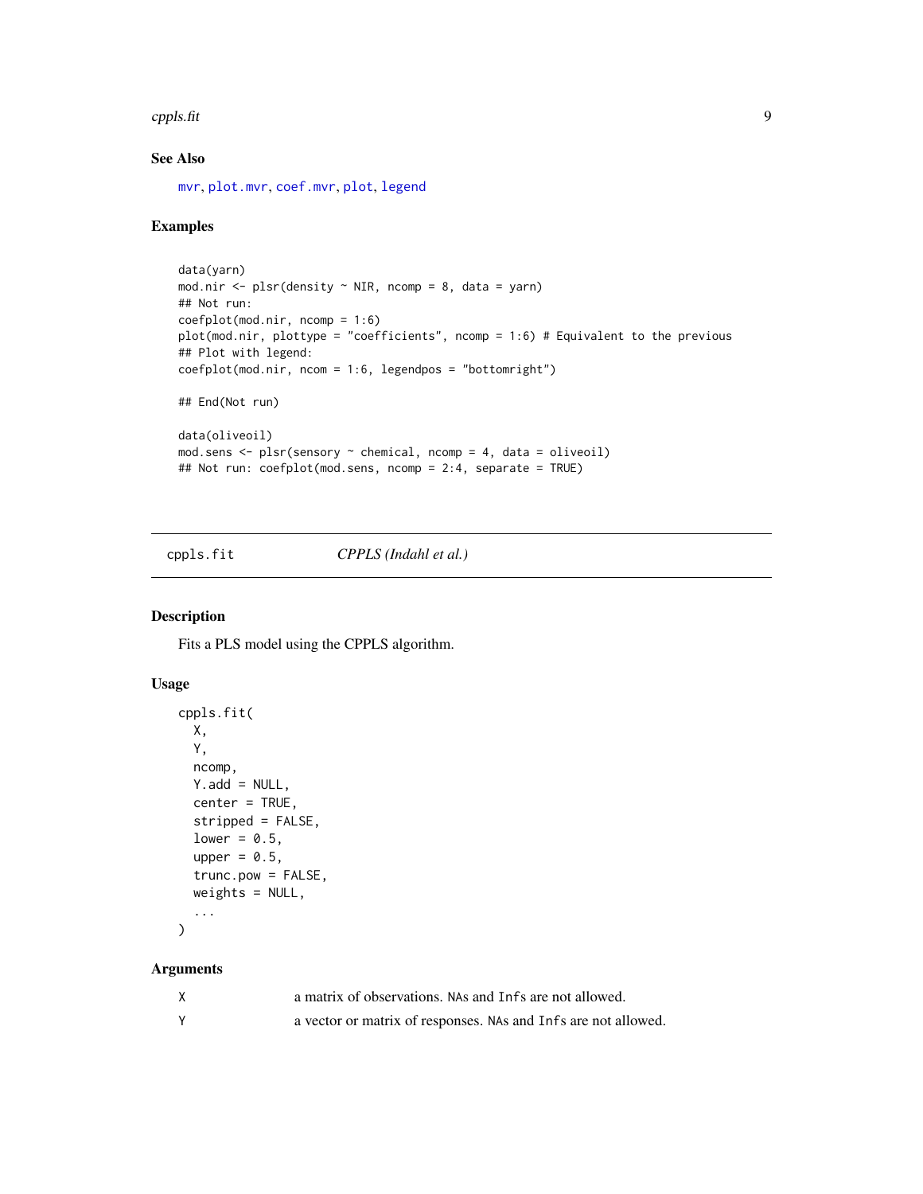## See Also

mvr, plot.mvr, coef.mvr, plot, legend

## Examples

```
data(yarn)
mod.nir <- plsr(density ~ NIR, ncomp = 8, data = yarn)
## Not run:
coefplot(mod.nir, ncomp = 1:6)
plot(mod.nir, plottype = "coefficients", ncomp = 1:6) # Equivalent to the previous
## Plot with legend:
coefplot(mod.nir, ncom = 1:6, legendpos = "bottomright")

## End(Not run)

data(oliveoil)
mod.sens <- plsr(sensory ~ chemical, ncomp = 4, data = oliveoil)
## Not run: coefplot(mod.sens, ncomp = 2:4, separate = TRUE)
```

---

# cppls.fit — *CPPLS (Indahl et al.)*

## Description

Fits a PLS model using the CPPLS algorithm.

## Usage

```
cppls.fit(
  X,
  Y,
  ncomp,
  Y.add = NULL,
  center = TRUE,
  stripped = FALSE,
  lower = 0.5,
  upper = 0.5,
  trunc.pow = FALSE,
  weights = NULL,
  ...
)
```

## Arguments

| | |
|---|---|
| X | a matrix of observations. NAs and Infs are not allowed. |
| Y | a vector or matrix of responses. NAs and Infs are not allowed. |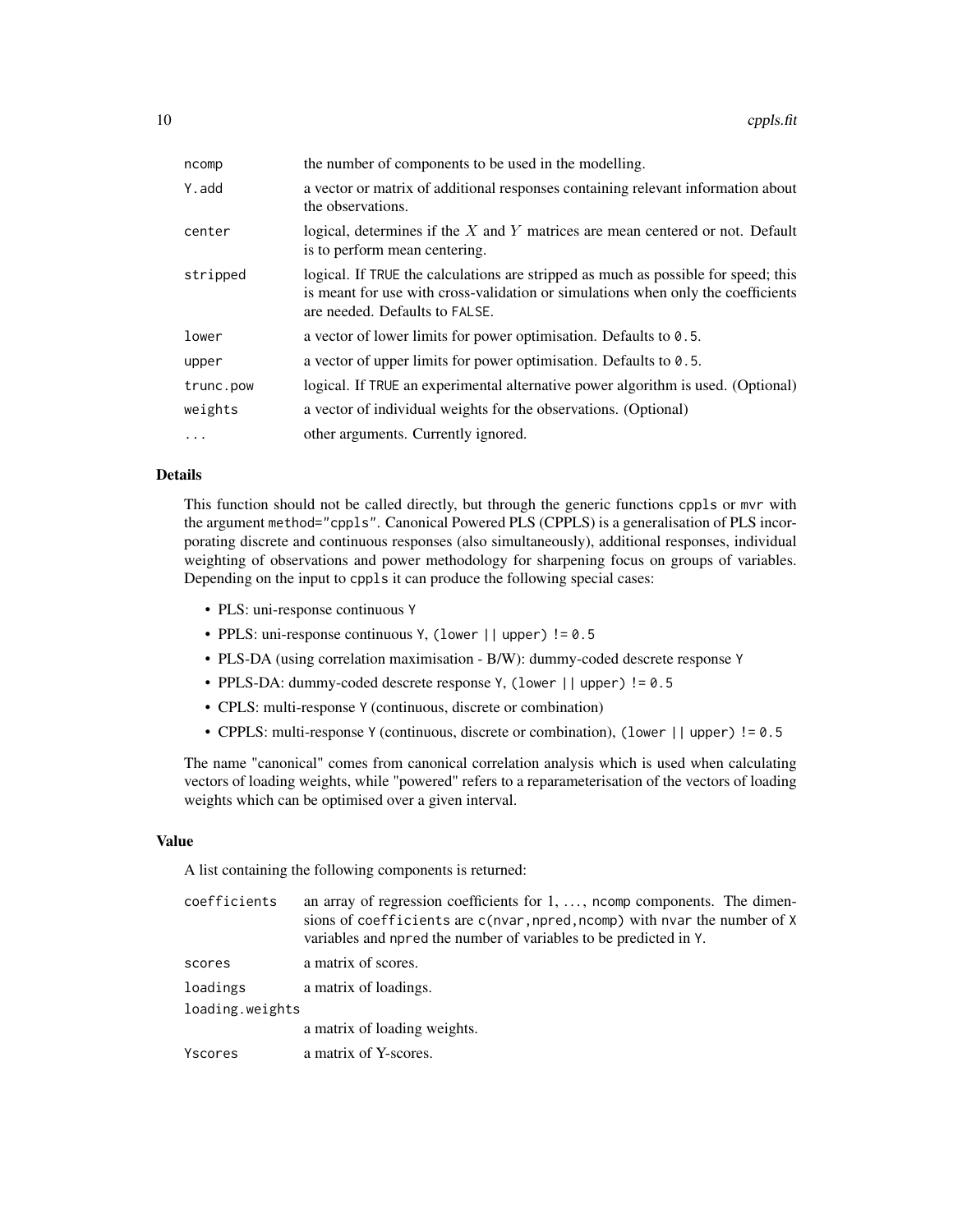| | |
|---|---|
| `ncomp` | the number of components to be used in the modelling. |
| `Y.add` | a vector or matrix of additional responses containing relevant information about the observations. |
| `center` | logical, determines if the $X$ and $Y$ matrices are mean centered or not. Default is to perform mean centering. |
| `stripped` | logical. If `TRUE` the calculations are stripped as much as possible for speed; this is meant for use with cross-validation or simulations when only the coefficients are needed. Defaults to `FALSE`. |
| `lower` | a vector of lower limits for power optimisation. Defaults to `0.5`. |
| `upper` | a vector of upper limits for power optimisation. Defaults to `0.5`. |
| `trunc.pow` | logical. If `TRUE` an experimental alternative power algorithm is used. (Optional) |
| `weights` | a vector of individual weights for the observations. (Optional) |
| `...` | other arguments. Currently ignored. |

## Details

This function should not be called directly, but through the generic functions `cppls` or `mvr` with the argument `method="cppls"`. Canonical Powered PLS (CPPLS) is a generalisation of PLS incorporating discrete and continuous responses (also simultaneously), additional responses, individual weighting of observations and power methodology for sharpening focus on groups of variables. Depending on the input to `cppls` it can produce the following special cases:

- PLS: uni-response continuous `Y`
- PPLS: uni-response continuous `Y`, `(lower || upper) != 0.5`
- PLS-DA (using correlation maximisation - B/W): dummy-coded descrete response `Y`
- PPLS-DA: dummy-coded descrete response `Y`, `(lower || upper) != 0.5`
- CPLS: multi-response `Y` (continuous, discrete or combination)
- CPPLS: multi-response `Y` (continuous, discrete or combination), `(lower || upper) != 0.5`

The name "canonical" comes from canonical correlation analysis which is used when calculating vectors of loading weights, while "powered" refers to a reparameterisation of the vectors of loading weights which can be optimised over a given interval.

## Value

A list containing the following components is returned:

| | |
|---|---|
| `coefficients` | an array of regression coefficients for 1, ..., `ncomp` components. The dimensions of `coefficients` are `c(nvar,npred,ncomp)` with `nvar` the number of `X` variables and `npred` the number of variables to be predicted in `Y`. |
| `scores` | a matrix of scores. |
| `loadings` | a matrix of loadings. |
| `loading.weights` | a matrix of loading weights. |
| `Yscores` | a matrix of Y-scores. |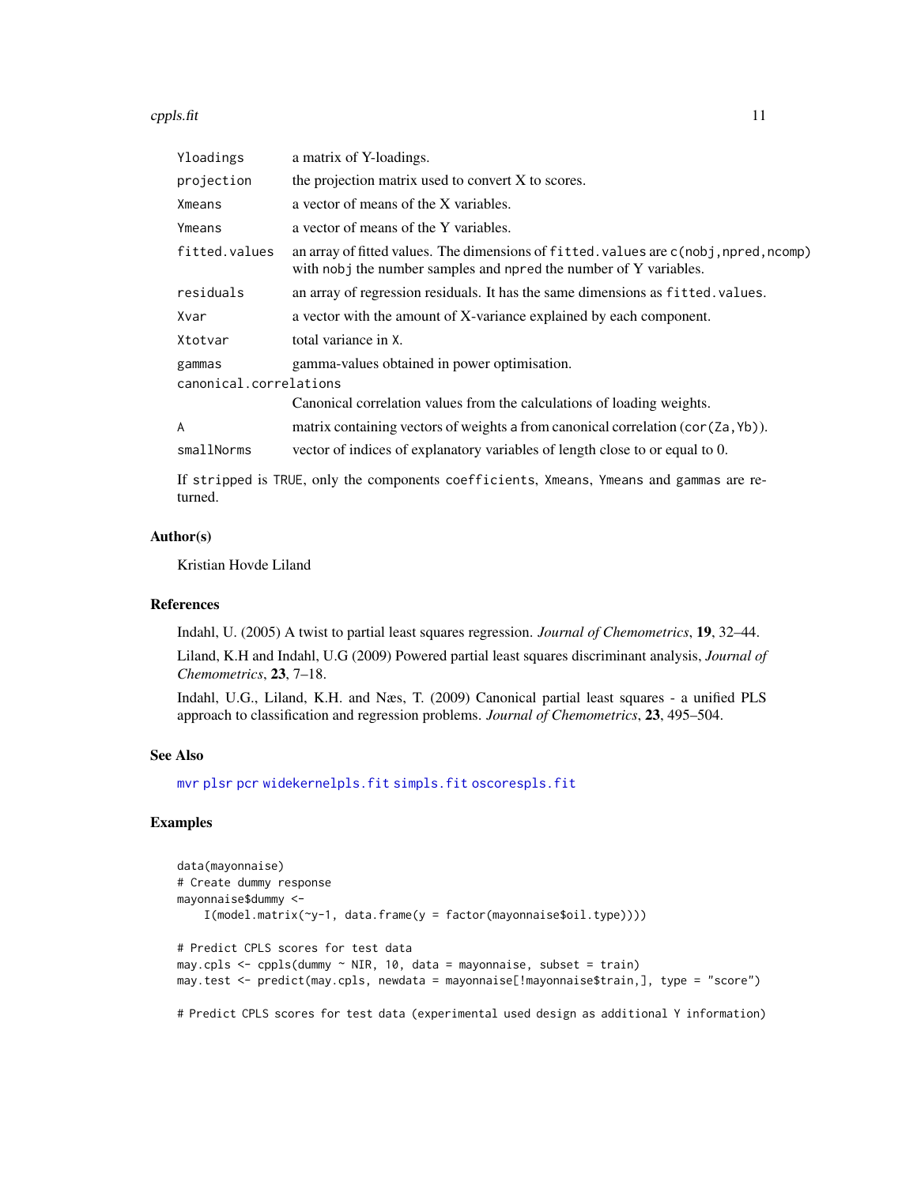| | |
|---|---|
| `Yloadings` | a matrix of Y-loadings. |
| `projection` | the projection matrix used to convert X to scores. |
| `Xmeans` | a vector of means of the X variables. |
| `Ymeans` | a vector of means of the Y variables. |
| `fitted.values` | an array of fitted values. The dimensions of `fitted.values` are `c(nobj,npred,ncomp)` with `nobj` the number samples and `npred` the number of Y variables. |
| `residuals` | an array of regression residuals. It has the same dimensions as `fitted.values`. |
| `Xvar` | a vector with the amount of X-variance explained by each component. |
| `Xtotvar` | total variance in `X`. |
| `gammas` | gamma-values obtained in power optimisation. |
| `canonical.correlations` | Canonical correlation values from the calculations of loading weights. |
| `A` | matrix containing vectors of weights a from canonical correlation (`cor(Za,Yb)`). |
| `smallNorms` | vector of indices of explanatory variables of length close to or equal to 0. |

If `stripped` is `TRUE`, only the components `coefficients`, `Xmeans`, `Ymeans` and `gammas` are returned.

## Author(s)

Kristian Hovde Liland

## References

Indahl, U. (2005) A twist to partial least squares regression. *Journal of Chemometrics*, **19**, 32–44.

Liland, K.H and Indahl, U.G (2009) Powered partial least squares discriminant analysis, *Journal of Chemometrics*, **23**, 7–18.

Indahl, U.G., Liland, K.H. and Næs, T. (2009) Canonical partial least squares - a unified PLS approach to classification and regression problems. *Journal of Chemometrics*, **23**, 495–504.

## See Also

`mvr` `plsr` `pcr` `widekernelpls.fit` `simpls.fit` `oscorespls.fit`

## Examples

```
data(mayonnaise)
# Create dummy response
mayonnaise$dummy <-
    I(model.matrix(~y-1, data.frame(y = factor(mayonnaise$oil.type))))

# Predict CPLS scores for test data
may.cpls <- cppls(dummy ~ NIR, 10, data = mayonnaise, subset = train)
may.test <- predict(may.cpls, newdata = mayonnaise[!mayonnaise$train,], type = "score")

# Predict CPLS scores for test data (experimental used design as additional Y information)
```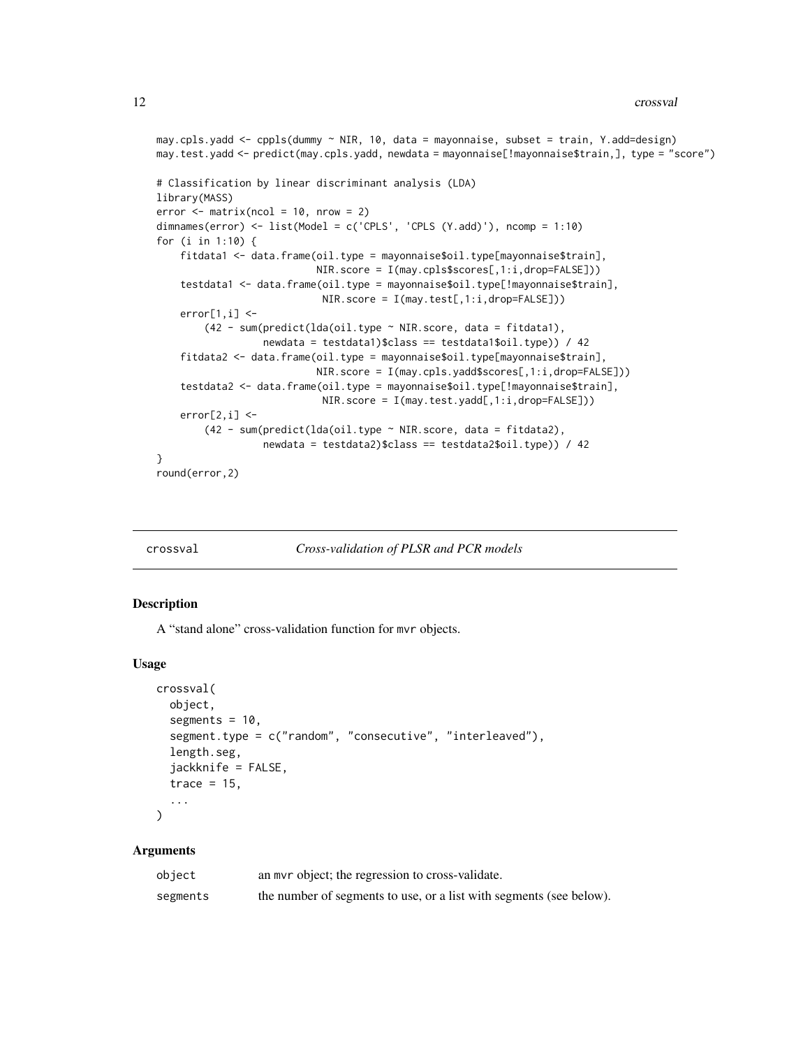```
may.cpls.yadd <- cppls(dummy ~ NIR, 10, data = mayonnaise, subset = train, Y.add=design)
may.test.yadd <- predict(may.cpls.yadd, newdata = mayonnaise[!mayonnaise$train,], type = "score")

# Classification by linear discriminant analysis (LDA)
library(MASS)
error <- matrix(ncol = 10, nrow = 2)
dimnames(error) <- list(Model = c('CPLS', 'CPLS (Y.add)'), ncomp = 1:10)
for (i in 1:10) {
    fitdata1 <- data.frame(oil.type = mayonnaise$oil.type[mayonnaise$train],
                          NIR.score = I(may.cpls$scores[,1:i,drop=FALSE]))
    testdata1 <- data.frame(oil.type = mayonnaise$oil.type[!mayonnaise$train],
                           NIR.score = I(may.test[,1:i,drop=FALSE]))
    error[1,i] <-
        (42 - sum(predict(lda(oil.type ~ NIR.score, data = fitdata1),
                  newdata = testdata1)$class == testdata1$oil.type)) / 42
    fitdata2 <- data.frame(oil.type = mayonnaise$oil.type[mayonnaise$train],
                          NIR.score = I(may.cpls.yadd$scores[,1:i,drop=FALSE]))
    testdata2 <- data.frame(oil.type = mayonnaise$oil.type[!mayonnaise$train],
                           NIR.score = I(may.test.yadd[,1:i,drop=FALSE]))
    error[2,i] <-
        (42 - sum(predict(lda(oil.type ~ NIR.score, data = fitdata2),
                  newdata = testdata2)$class == testdata2$oil.type)) / 42
}
round(error,2)
```

---

## crossval — *Cross-validation of PLSR and PCR models*

### Description

A "stand alone" cross-validation function for mvr objects.

### Usage

```
crossval(
  object,
  segments = 10,
  segment.type = c("random", "consecutive", "interleaved"),
  length.seg,
  jackknife = FALSE,
  trace = 15,
  ...
)
```

### Arguments

| | |
|---|---|
| object | an mvr object; the regression to cross-validate. |
| segments | the number of segments to use, or a list with segments (see below). |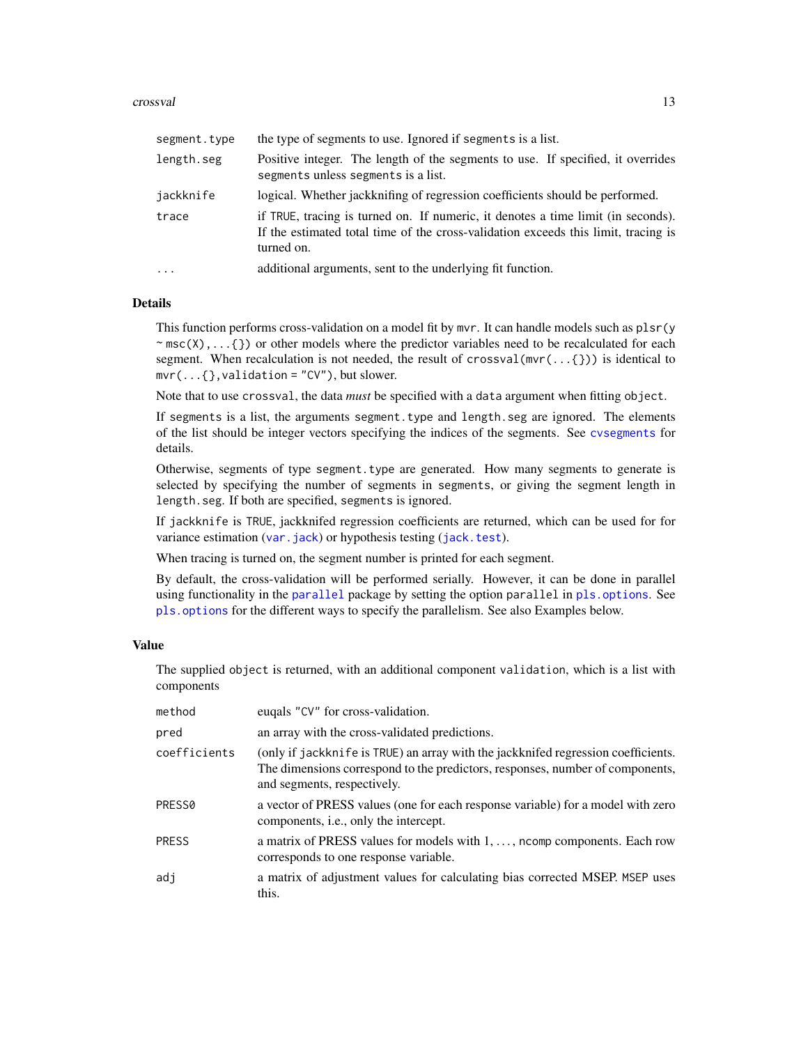| | |
|---|---|
| `segment.type` | the type of segments to use. Ignored if `segments` is a list. |
| `length.seg` | Positive integer. The length of the segments to use. If specified, it overrides `segments` unless `segments` is a list. |
| `jackknife` | logical. Whether jackknifing of regression coefficients should be performed. |
| `trace` | if `TRUE`, tracing is turned on. If numeric, it denotes a time limit (in seconds). If the estimated total time of the cross-validation exceeds this limit, tracing is turned on. |
| `...` | additional arguments, sent to the underlying fit function. |

## Details

This function performs cross-validation on a model fit by `mvr`. It can handle models such as `plsr(y ~ msc(X),...{})` or other models where the predictor variables need to be recalculated for each segment. When recalculation is not needed, the result of `crossval(mvr(...{}))` is identical to `mvr(...{},validation = "CV")`, but slower.

Note that to use `crossval`, the data *must* be specified with a `data` argument when fitting `object`.

If `segments` is a list, the arguments `segment.type` and `length.seg` are ignored. The elements of the list should be integer vectors specifying the indices of the segments. See `cvsegments` for details.

Otherwise, segments of type `segment.type` are generated. How many segments to generate is selected by specifying the number of segments in `segments`, or giving the segment length in `length.seg`. If both are specified, `segments` is ignored.

If `jackknife` is `TRUE`, jackknifed regression coefficients are returned, which can be used for for variance estimation (`var.jack`) or hypothesis testing (`jack.test`).

When tracing is turned on, the segment number is printed for each segment.

By default, the cross-validation will be performed serially. However, it can be done in parallel using functionality in the `parallel` package by setting the option `parallel` in `pls.options`. See `pls.options` for the different ways to specify the parallelism. See also Examples below.

## Value

The supplied `object` is returned, with an additional component `validation`, which is a list with components

| | |
|---|---|
| `method` | euqals `"CV"` for cross-validation. |
| `pred` | an array with the cross-validated predictions. |
| `coefficients` | (only if `jackknife` is `TRUE`) an array with the jackknifed regression coefficients. The dimensions correspond to the predictors, responses, number of components, and segments, respectively. |
| `PRESS0` | a vector of PRESS values (one for each response variable) for a model with zero components, i.e., only the intercept. |
| `PRESS` | a matrix of PRESS values for models with 1, ..., `ncomp` components. Each row corresponds to one response variable. |
| `adj` | a matrix of adjustment values for calculating bias corrected MSEP. `MSEP` uses this. |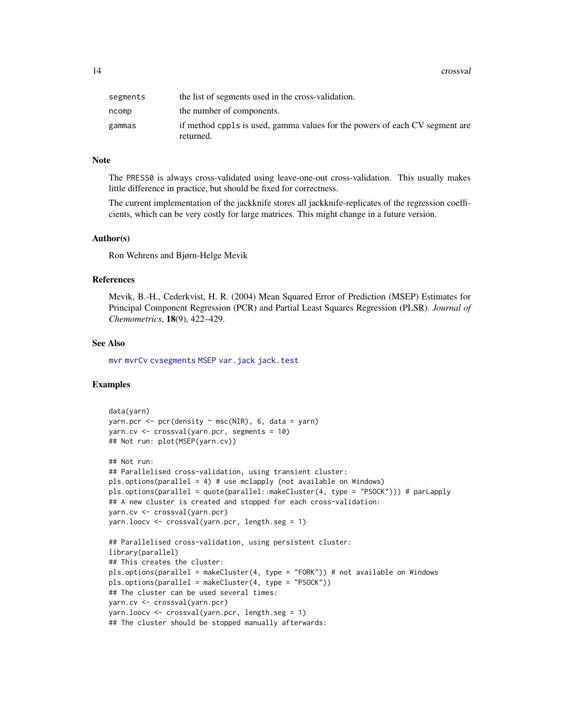| | |
|---|---|
| segments | the list of segments used in the cross-validation. |
| ncomp | the number of components. |
| gammas | if method cppls is used, gamma values for the powers of each CV segment are returned. |

## Note

The PRESS0 is always cross-validated using leave-one-out cross-validation. This usually makes little difference in practice, but should be fixed for correctness.

The current implementation of the jackknife stores all jackknife-replicates of the regression coefficients, which can be very costly for large matrices. This might change in a future version.

## Author(s)

Ron Wehrens and Bjørn-Helge Mevik

## References

Mevik, B.-H., Cederkvist, H. R. (2004) Mean Squared Error of Prediction (MSEP) Estimates for Principal Component Regression (PCR) and Partial Least Squares Regression (PLSR). *Journal of Chemometrics*, **18**(9), 422–429.

## See Also

mvr mvrCv cvsegments MSEP var.jack jack.test

## Examples

```
data(yarn)
yarn.pcr <- pcr(density ~ msc(NIR), 6, data = yarn)
yarn.cv <- crossval(yarn.pcr, segments = 10)
## Not run: plot(MSEP(yarn.cv))

## Not run:
## Parallelised cross-validation, using transient cluster:
pls.options(parallel = 4) # use mclapply (not available on Windows)
pls.options(parallel = quote(parallel::makeCluster(4, type = "PSOCK"))) # parLapply
## A new cluster is created and stopped for each cross-validation:
yarn.cv <- crossval(yarn.pcr)
yarn.loocv <- crossval(yarn.pcr, length.seg = 1)

## Parallelised cross-validation, using persistent cluster:
library(parallel)
## This creates the cluster:
pls.options(parallel = makeCluster(4, type = "FORK")) # not available on Windows
pls.options(parallel = makeCluster(4, type = "PSOCK"))
## The cluster can be used several times:
yarn.cv <- crossval(yarn.pcr)
yarn.loocv <- crossval(yarn.pcr, length.seg = 1)
## The cluster should be stopped manually afterwards:
```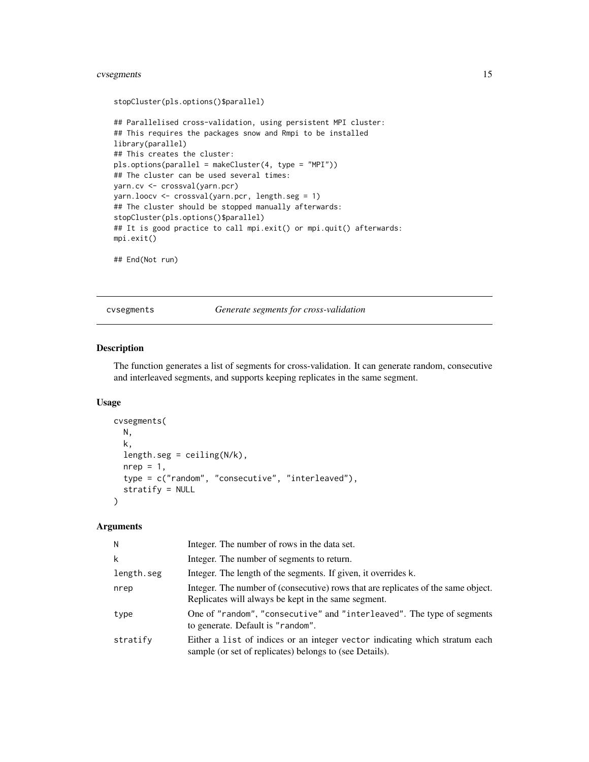```
stopCluster(pls.options()$parallel)

## Parallelised cross-validation, using persistent MPI cluster:
## This requires the packages snow and Rmpi to be installed
library(parallel)
## This creates the cluster:
pls.options(parallel = makeCluster(4, type = "MPI"))
## The cluster can be used several times:
yarn.cv <- crossval(yarn.pcr)
yarn.loocv <- crossval(yarn.pcr, length.seg = 1)
## The cluster should be stopped manually afterwards:
stopCluster(pls.options()$parallel)
## It is good practice to call mpi.exit() or mpi.quit() afterwards:
mpi.exit()

## End(Not run)
```

---

## cvsegments — *Generate segments for cross-validation*

### Description

The function generates a list of segments for cross-validation. It can generate random, consecutive and interleaved segments, and supports keeping replicates in the same segment.

### Usage

```
cvsegments(
  N,
  k,
  length.seg = ceiling(N/k),
  nrep = 1,
  type = c("random", "consecutive", "interleaved"),
  stratify = NULL
)
```

### Arguments

| | |
|---|---|
| N | Integer. The number of rows in the data set. |
| k | Integer. The number of segments to return. |
| length.seg | Integer. The length of the segments. If given, it overrides k. |
| nrep | Integer. The number of (consecutive) rows that are replicates of the same object. Replicates will always be kept in the same segment. |
| type | One of "random", "consecutive" and "interleaved". The type of segments to generate. Default is "random". |
| stratify | Either a list of indices or an integer vector indicating which stratum each sample (or set of replicates) belongs to (see Details). |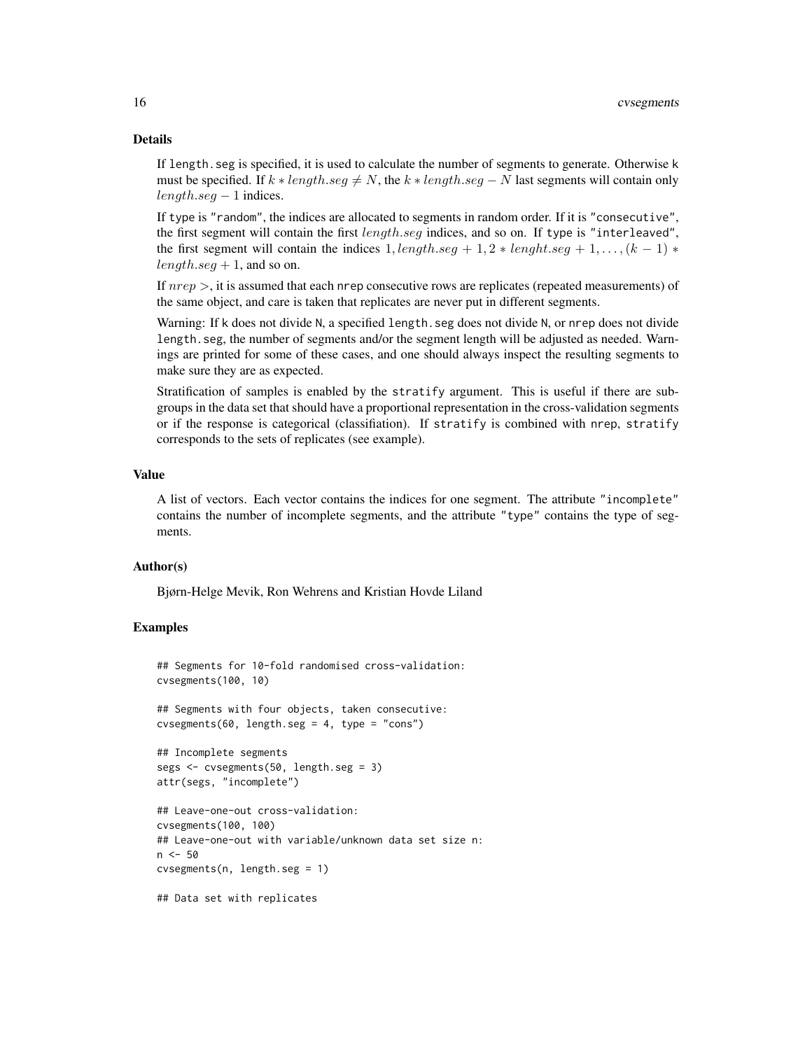### Details

If `length.seg` is specified, it is used to calculate the number of segments to generate. Otherwise `k` must be specified. If $k * length.seg \neq N$, the $k * length.seg - N$ last segments will contain only $length.seg - 1$ indices.

If `type` is `"random"`, the indices are allocated to segments in random order. If it is `"consecutive"`, the first segment will contain the first $length.seg$ indices, and so on. If `type` is `"interleaved"`, the first segment will contain the indices $1, length.seg + 1, 2 * lenght.seg + 1, \ldots, (k-1) * length.seg + 1$, and so on.

If $nrep >$, it is assumed that each `nrep` consecutive rows are replicates (repeated measurements) of the same object, and care is taken that replicates are never put in different segments.

Warning: If `k` does not divide `N`, a specified `length.seg` does not divide `N`, or `nrep` does not divide `length.seg`, the number of segments and/or the segment length will be adjusted as needed. Warnings are printed for some of these cases, and one should always inspect the resulting segments to make sure they are as expected.

Stratification of samples is enabled by the `stratify` argument. This is useful if there are subgroups in the data set that should have a proportional representation in the cross-validation segments or if the response is categorical (classifiation). If `stratify` is combined with `nrep`, `stratify` corresponds to the sets of replicates (see example).

### Value

A list of vectors. Each vector contains the indices for one segment. The attribute `"incomplete"` contains the number of incomplete segments, and the attribute `"type"` contains the type of segments.

### Author(s)

Bjørn-Helge Mevik, Ron Wehrens and Kristian Hovde Liland

### Examples

```
## Segments for 10-fold randomised cross-validation:
cvsegments(100, 10)

## Segments with four objects, taken consecutive:
cvsegments(60, length.seg = 4, type = "cons")

## Incomplete segments
segs <- cvsegments(50, length.seg = 3)
attr(segs, "incomplete")

## Leave-one-out cross-validation:
cvsegments(100, 100)
## Leave-one-out with variable/unknown data set size n:
n <- 50
cvsegments(n, length.seg = 1)

## Data set with replicates
```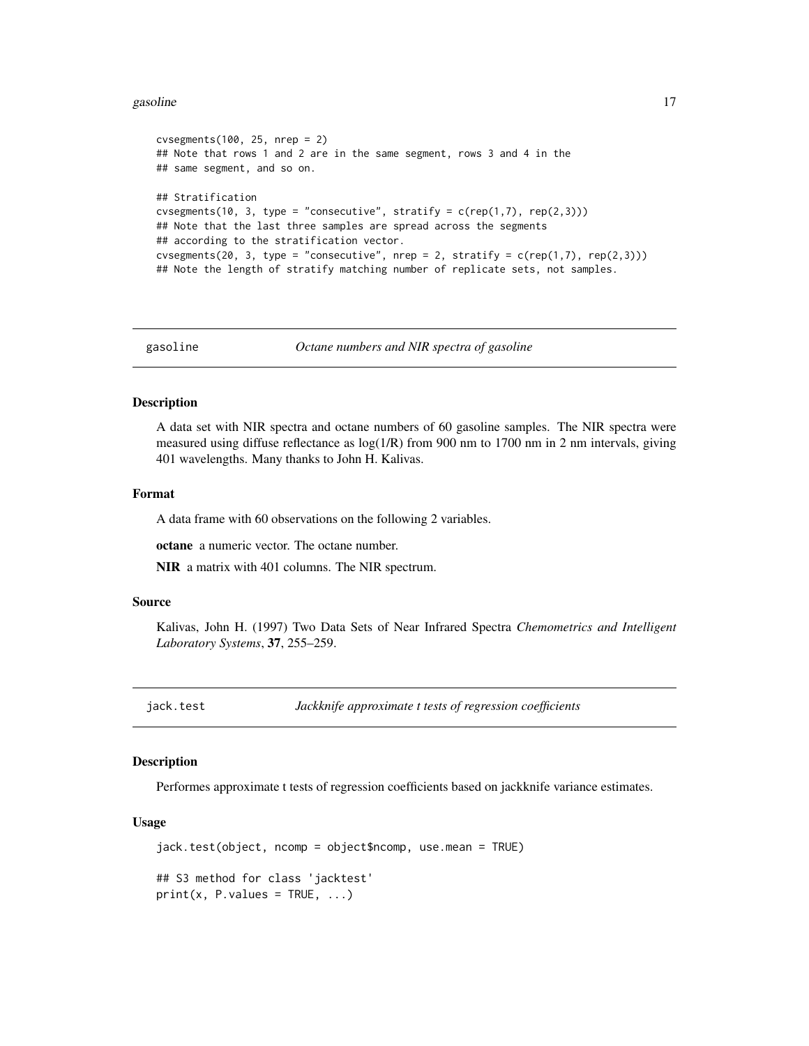```
cvsegments(100, 25, nrep = 2)
## Note that rows 1 and 2 are in the same segment, rows 3 and 4 in the
## same segment, and so on.

## Stratification
cvsegments(10, 3, type = "consecutive", stratify = c(rep(1,7), rep(2,3)))
## Note that the last three samples are spread across the segments
## according to the stratification vector.
cvsegments(20, 3, type = "consecutive", nrep = 2, stratify = c(rep(1,7), rep(2,3)))
## Note the length of stratify matching number of replicate sets, not samples.
```

---

## gasoline — *Octane numbers and NIR spectra of gasoline*

### Description

A data set with NIR spectra and octane numbers of 60 gasoline samples. The NIR spectra were measured using diffuse reflectance as log(1/R) from 900 nm to 1700 nm in 2 nm intervals, giving 401 wavelengths. Many thanks to John H. Kalivas.

### Format

A data frame with 60 observations on the following 2 variables.

**octane** a numeric vector. The octane number.

**NIR** a matrix with 401 columns. The NIR spectrum.

### Source

Kalivas, John H. (1997) Two Data Sets of Near Infrared Spectra *Chemometrics and Intelligent Laboratory Systems*, **37**, 255–259.

---

## jack.test — *Jackknife approximate t tests of regression coefficients*

### Description

Performes approximate t tests of regression coefficients based on jackknife variance estimates.

### Usage

```
jack.test(object, ncomp = object$ncomp, use.mean = TRUE)

## S3 method for class 'jacktest'
print(x, P.values = TRUE, ...)
```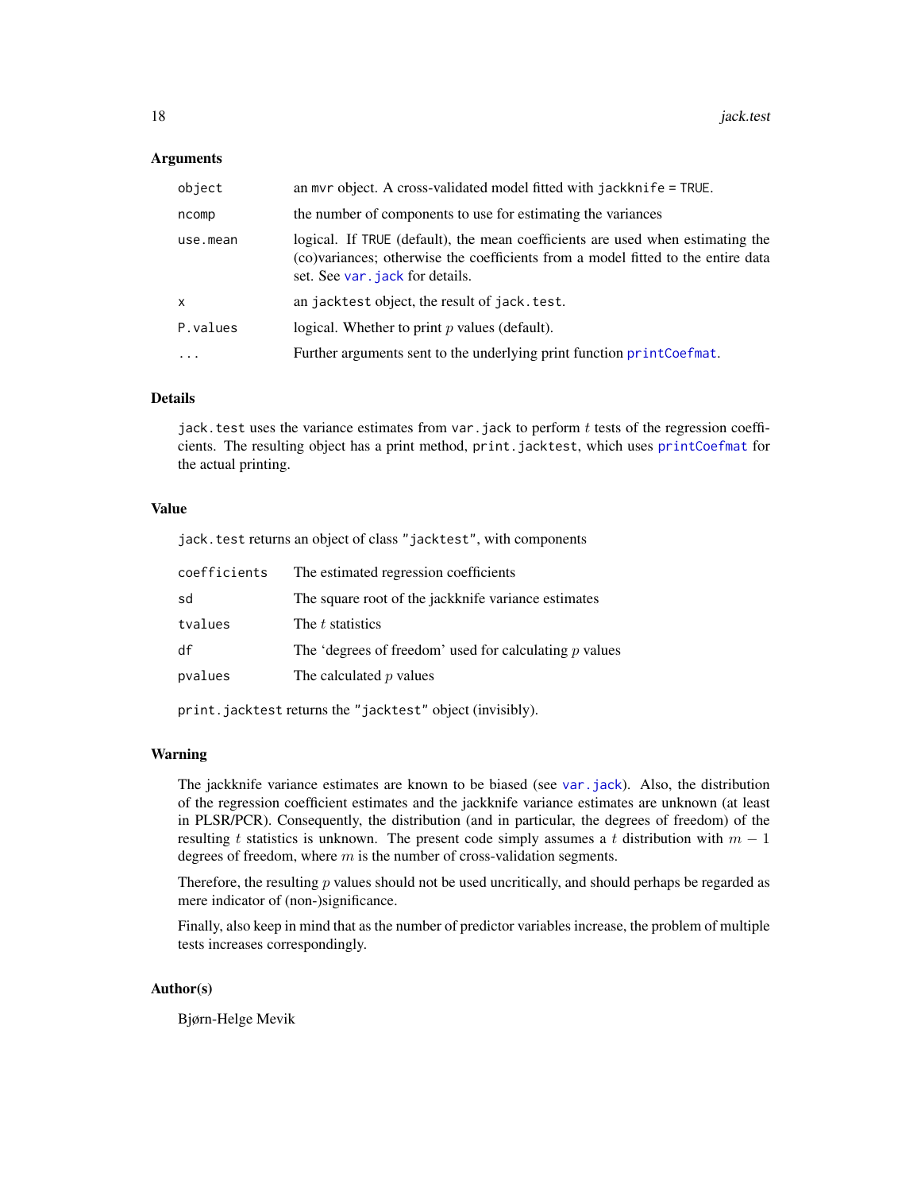### Arguments

| | |
|---|---|
| `object` | an `mvr` object. A cross-validated model fitted with `jackknife = TRUE`. |
| `ncomp` | the number of components to use for estimating the variances |
| `use.mean` | logical. If `TRUE` (default), the mean coefficients are used when estimating the (co)variances; otherwise the coefficients from a model fitted to the entire data set. See `var.jack` for details. |
| `x` | an `jacktest` object, the result of `jack.test`. |
| `P.values` | logical. Whether to print $p$ values (default). |
| `...` | Further arguments sent to the underlying print function `printCoefmat`. |

### Details

`jack.test` uses the variance estimates from `var.jack` to perform $t$ tests of the regression coefficients. The resulting object has a print method, `print.jacktest`, which uses `printCoefmat` for the actual printing.

### Value

`jack.test` returns an object of class `"jacktest"`, with components

| | |
|---|---|
| `coefficients` | The estimated regression coefficients |
| `sd` | The square root of the jackknife variance estimates |
| `tvalues` | The $t$ statistics |
| `df` | The 'degrees of freedom' used for calculating $p$ values |
| `pvalues` | The calculated $p$ values |

`print.jacktest` returns the `"jacktest"` object (invisibly).

### Warning

The jackknife variance estimates are known to be biased (see `var.jack`). Also, the distribution of the regression coefficient estimates and the jackknife variance estimates are unknown (at least in PLSR/PCR). Consequently, the distribution (and in particular, the degrees of freedom) of the resulting $t$ statistics is unknown. The present code simply assumes a $t$ distribution with $m - 1$ degrees of freedom, where $m$ is the number of cross-validation segments.

Therefore, the resulting $p$ values should not be used uncritically, and should perhaps be regarded as mere indicator of (non-)significance.

Finally, also keep in mind that as the number of predictor variables increase, the problem of multiple tests increases correspondingly.

### Author(s)

Bjørn-Helge Mevik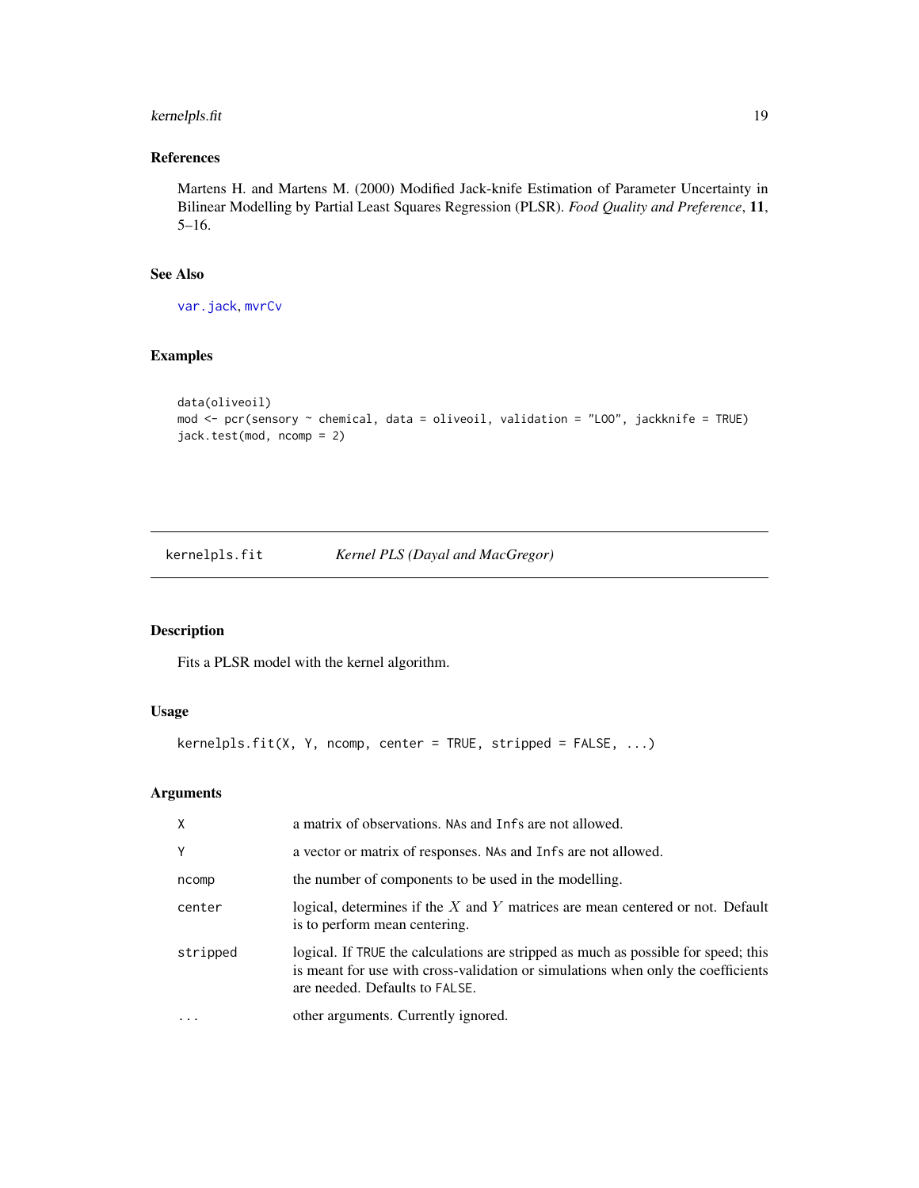## References

Martens H. and Martens M. (2000) Modified Jack-knife Estimation of Parameter Uncertainty in Bilinear Modelling by Partial Least Squares Regression (PLSR). *Food Quality and Preference*, **11**, 5–16.

## See Also

`var.jack`, `mvrCv`

## Examples

```
data(oliveoil)
mod <- pcr(sensory ~ chemical, data = oliveoil, validation = "LOO", jackknife = TRUE)
jack.test(mod, ncomp = 2)
```

---

# kernelpls.fit *Kernel PLS (Dayal and MacGregor)*

---

## Description

Fits a PLSR model with the kernel algorithm.

## Usage

```
kernelpls.fit(X, Y, ncomp, center = TRUE, stripped = FALSE, ...)
```

## Arguments

| | |
|---|---|
| `X` | a matrix of observations. `NA`s and `Inf`s are not allowed. |
| `Y` | a vector or matrix of responses. `NA`s and `Inf`s are not allowed. |
| `ncomp` | the number of components to be used in the modelling. |
| `center` | logical, determines if the $X$ and $Y$ matrices are mean centered or not. Default is to perform mean centering. |
| `stripped` | logical. If `TRUE` the calculations are stripped as much as possible for speed; this is meant for use with cross-validation or simulations when only the coefficients are needed. Defaults to `FALSE`. |
| `...` | other arguments. Currently ignored. |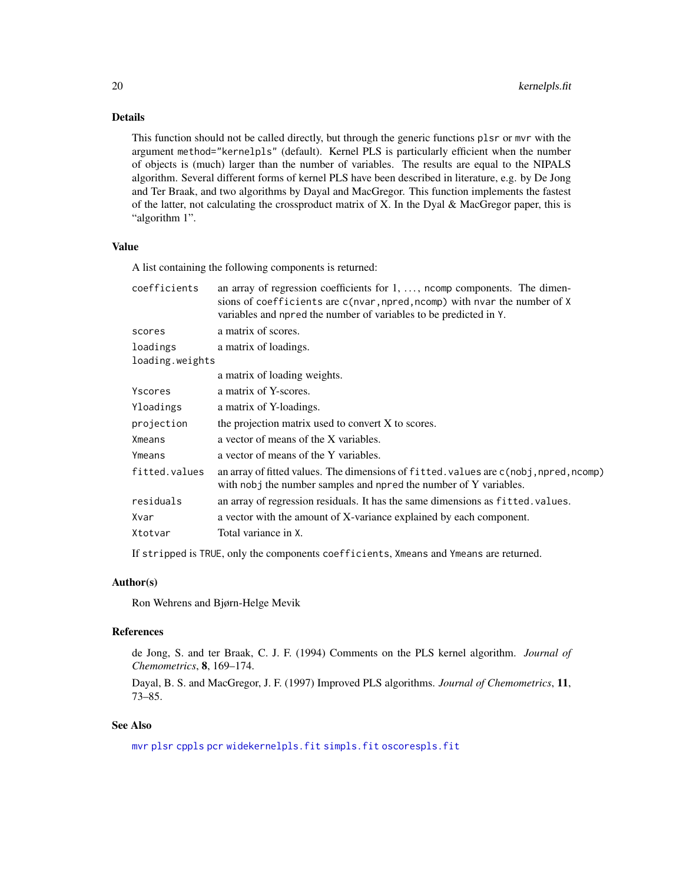## Details

This function should not be called directly, but through the generic functions `plsr` or `mvr` with the argument `method="kernelpls"` (default). Kernel PLS is particularly efficient when the number of objects is (much) larger than the number of variables. The results are equal to the NIPALS algorithm. Several different forms of kernel PLS have been described in literature, e.g. by De Jong and Ter Braak, and two algorithms by Dayal and MacGregor. This function implements the fastest of the latter, not calculating the crossproduct matrix of X. In the Dyal & MacGregor paper, this is "algorithm 1".

## Value

A list containing the following components is returned:

| | |
|---|---|
| `coefficients` | an array of regression coefficients for 1, ..., `ncomp` components. The dimensions of `coefficients` are `c(nvar,npred,ncomp)` with `nvar` the number of `X` variables and `npred` the number of variables to be predicted in `Y`. |
| `scores` | a matrix of scores. |
| `loadings` | a matrix of loadings. |
| `loading.weights` | a matrix of loading weights. |
| `Yscores` | a matrix of Y-scores. |
| `Yloadings` | a matrix of Y-loadings. |
| `projection` | the projection matrix used to convert X to scores. |
| `Xmeans` | a vector of means of the X variables. |
| `Ymeans` | a vector of means of the Y variables. |
| `fitted.values` | an array of fitted values. The dimensions of `fitted.values` are `c(nobj,npred,ncomp)` with `nobj` the number samples and `npred` the number of Y variables. |
| `residuals` | an array of regression residuals. It has the same dimensions as `fitted.values`. |
| `Xvar` | a vector with the amount of X-variance explained by each component. |
| `Xtotvar` | Total variance in `X`. |

If `stripped` is `TRUE`, only the components `coefficients`, `Xmeans` and `Ymeans` are returned.

## Author(s)

Ron Wehrens and Bjørn-Helge Mevik

## References

de Jong, S. and ter Braak, C. J. F. (1994) Comments on the PLS kernel algorithm. *Journal of Chemometrics*, **8**, 169–174.

Dayal, B. S. and MacGregor, J. F. (1997) Improved PLS algorithms. *Journal of Chemometrics*, **11**, 73–85.

## See Also

`mvr` `plsr` `cppls` `pcr` `widekernelpls.fit` `simpls.fit` `oscorespls.fit`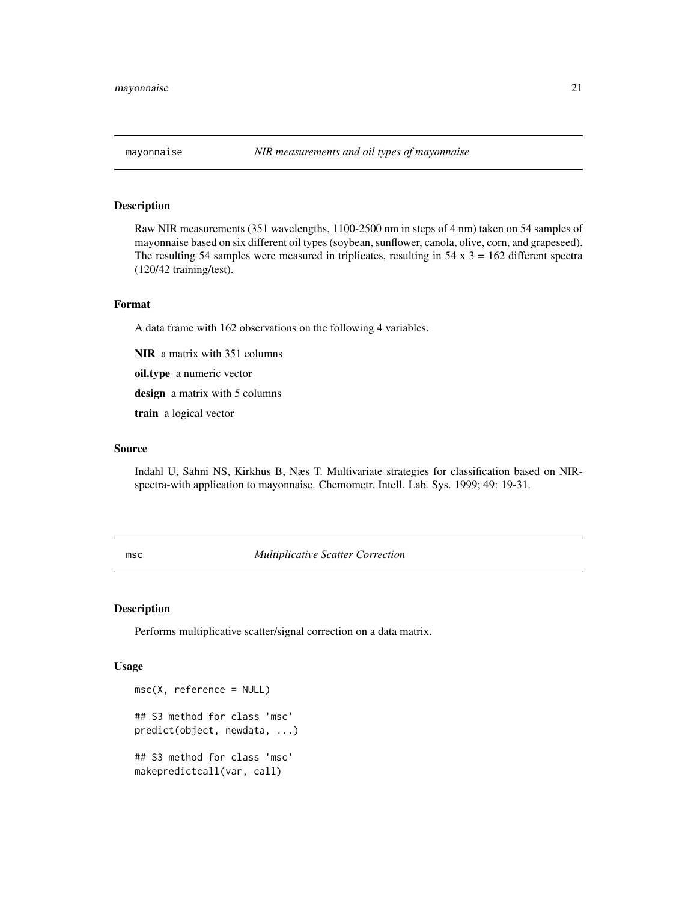## mayonnaise — *NIR measurements and oil types of mayonnaise*

### Description

Raw NIR measurements (351 wavelengths, 1100-2500 nm in steps of 4 nm) taken on 54 samples of mayonnaise based on six different oil types (soybean, sunflower, canola, olive, corn, and grapeseed). The resulting 54 samples were measured in triplicates, resulting in 54 x 3 = 162 different spectra (120/42 training/test).

### Format

A data frame with 162 observations on the following 4 variables.

**NIR** a matrix with 351 columns

**oil.type** a numeric vector

**design** a matrix with 5 columns

**train** a logical vector

### Source

Indahl U, Sahni NS, Kirkhus B, Næs T. Multivariate strategies for classification based on NIR-spectra-with application to mayonnaise. Chemometr. Intell. Lab. Sys. 1999; 49: 19-31.

## msc — *Multiplicative Scatter Correction*

### Description

Performs multiplicative scatter/signal correction on a data matrix.

### Usage

```
msc(X, reference = NULL)

## S3 method for class 'msc'
predict(object, newdata, ...)

## S3 method for class 'msc'
makepredictcall(var, call)
```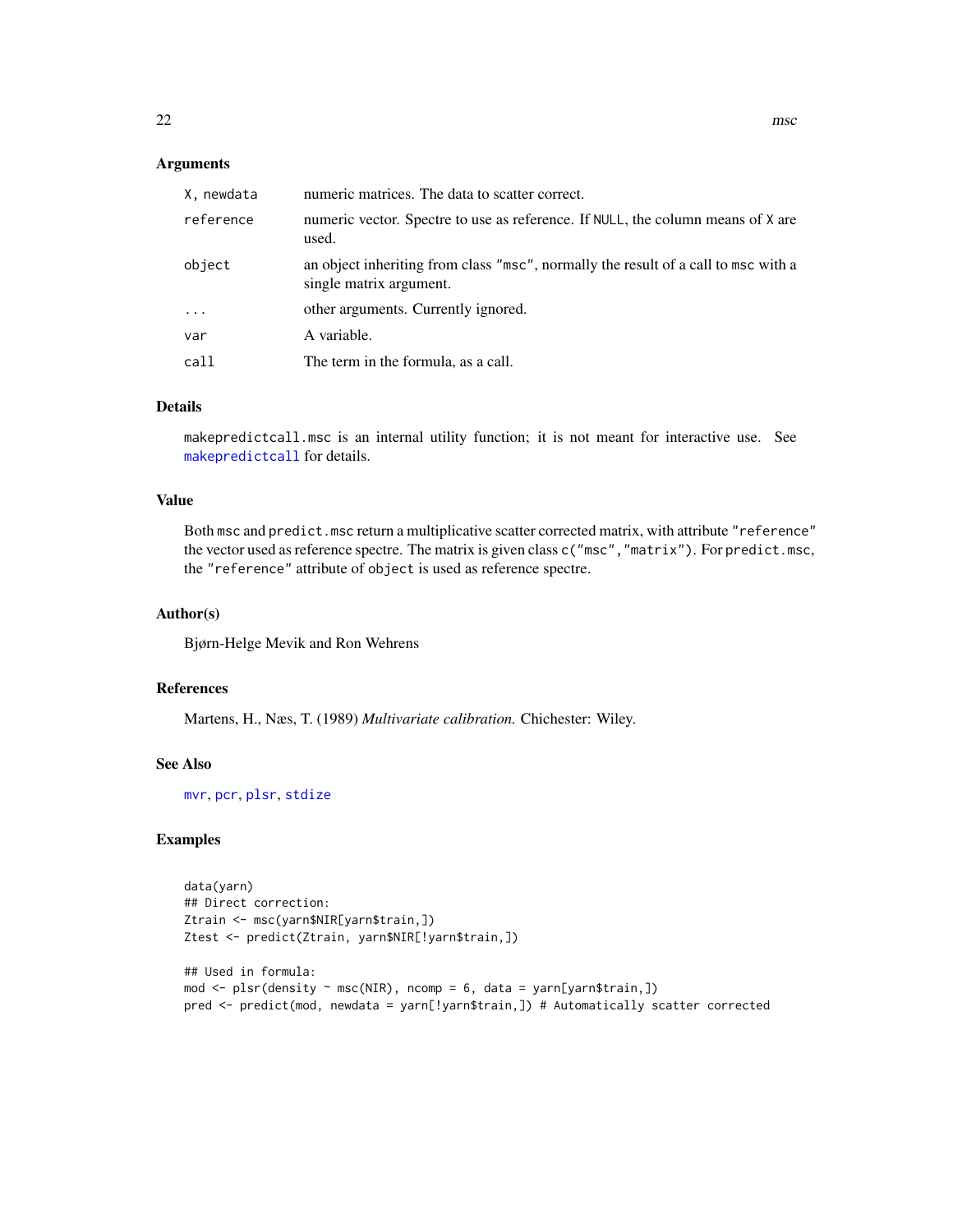## Arguments

| | |
|---|---|
| `X, newdata` | numeric matrices. The data to scatter correct. |
| `reference` | numeric vector. Spectre to use as reference. If `NULL`, the column means of `X` are used. |
| `object` | an object inheriting from class `"msc"`, normally the result of a call to `msc` with a single matrix argument. |
| `...` | other arguments. Currently ignored. |
| `var` | A variable. |
| `call` | The term in the formula, as a call. |

## Details

`makepredictcall.msc` is an internal utility function; it is not meant for interactive use. See `makepredictcall` for details.

## Value

Both `msc` and `predict.msc` return a multiplicative scatter corrected matrix, with attribute `"reference"` the vector used as reference spectre. The matrix is given class `c("msc","matrix")`. For `predict.msc`, the `"reference"` attribute of `object` is used as reference spectre.

## Author(s)

Bjørn-Helge Mevik and Ron Wehrens

## References

Martens, H., Næs, T. (1989) *Multivariate calibration.* Chichester: Wiley.

## See Also

`mvr`, `pcr`, `plsr`, `stdize`

## Examples

```
data(yarn)
## Direct correction:
Ztrain <- msc(yarn$NIR[yarn$train,])
Ztest <- predict(Ztrain, yarn$NIR[!yarn$train,])

## Used in formula:
mod <- plsr(density ~ msc(NIR), ncomp = 6, data = yarn[yarn$train,])
pred <- predict(mod, newdata = yarn[!yarn$train,]) # Automatically scatter corrected
```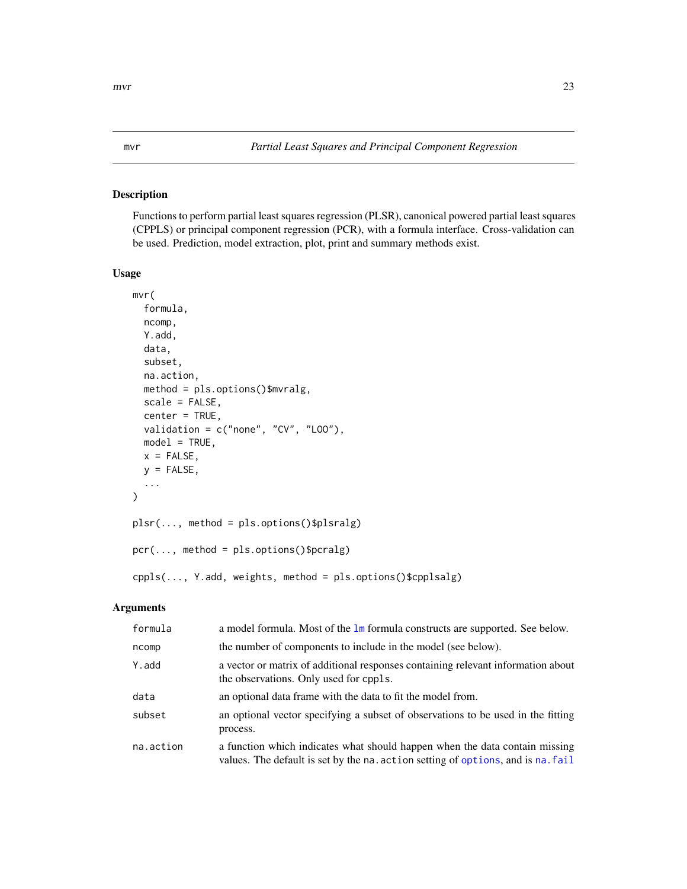## mvr — *Partial Least Squares and Principal Component Regression*

### Description

Functions to perform partial least squares regression (PLSR), canonical powered partial least squares (CPPLS) or principal component regression (PCR), with a formula interface. Cross-validation can be used. Prediction, model extraction, plot, print and summary methods exist.

### Usage

```
mvr(
  formula,
  ncomp,
  Y.add,
  data,
  subset,
  na.action,
  method = pls.options()$mvralg,
  scale = FALSE,
  center = TRUE,
  validation = c("none", "CV", "LOO"),
  model = TRUE,
  x = FALSE,
  y = FALSE,
  ...
)

plsr(..., method = pls.options()$plsralg)

pcr(..., method = pls.options()$pcralg)

cppls(..., Y.add, weights, method = pls.options()$cpplsalg)
```

### Arguments

| | |
|---|---|
| `formula` | a model formula. Most of the `lm` formula constructs are supported. See below. |
| `ncomp` | the number of components to include in the model (see below). |
| `Y.add` | a vector or matrix of additional responses containing relevant information about the observations. Only used for `cppls`. |
| `data` | an optional data frame with the data to fit the model from. |
| `subset` | an optional vector specifying a subset of observations to be used in the fitting process. |
| `na.action` | a function which indicates what should happen when the data contain missing values. The default is set by the `na.action` setting of `options`, and is `na.fail` |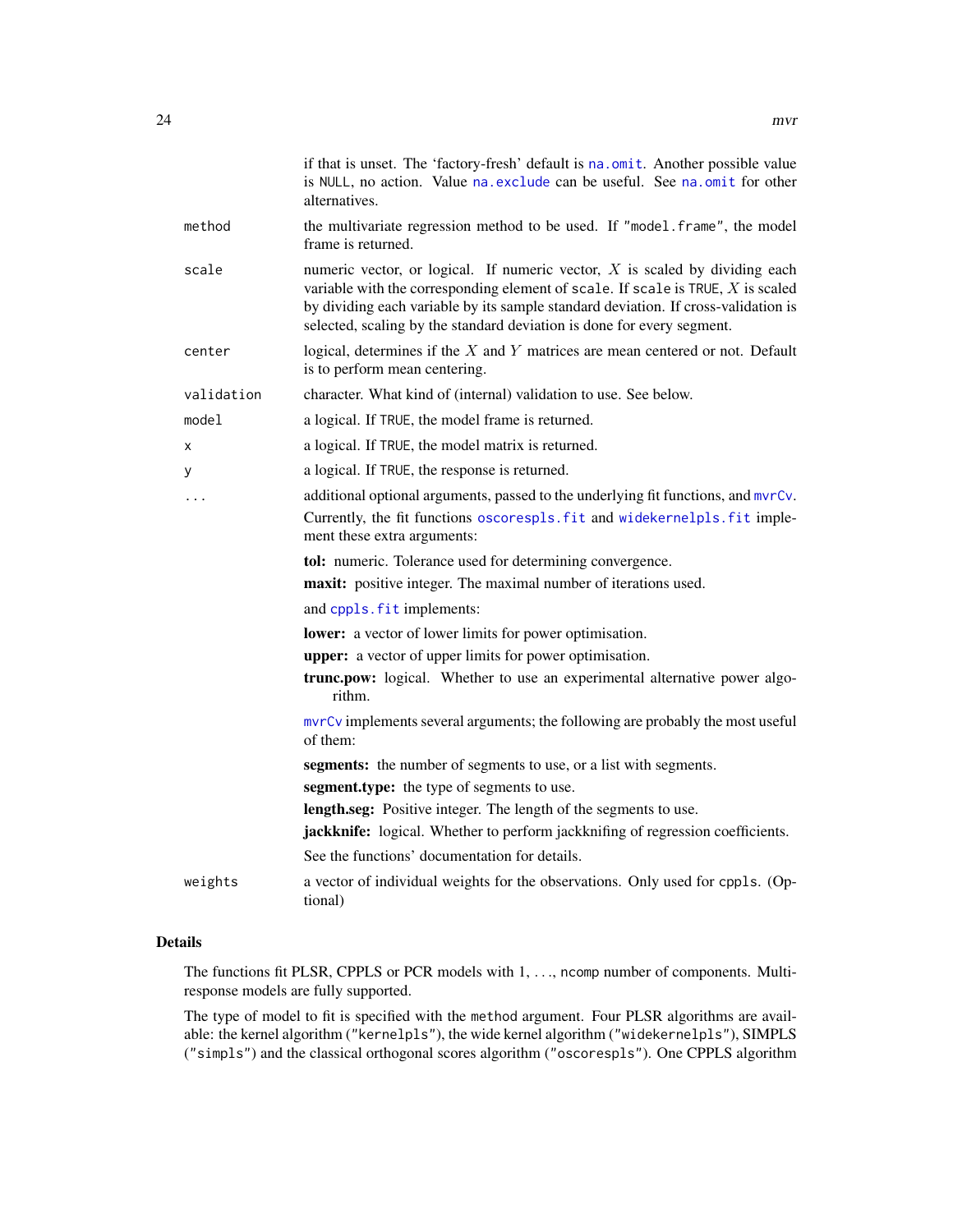| | |
|---|---|
| | if that is unset. The 'factory-fresh' default is `na.omit`. Another possible value is `NULL`, no action. Value `na.exclude` can be useful. See `na.omit` for other alternatives. |
| `method` | the multivariate regression method to be used. If `"model.frame"`, the model frame is returned. |
| `scale` | numeric vector, or logical. If numeric vector, $X$ is scaled by dividing each variable with the corresponding element of `scale`. If `scale` is `TRUE`, $X$ is scaled by dividing each variable by its sample standard deviation. If cross-validation is selected, scaling by the standard deviation is done for every segment. |
| `center` | logical, determines if the $X$ and $Y$ matrices are mean centered or not. Default is to perform mean centering. |
| `validation` | character. What kind of (internal) validation to use. See below. |
| `model` | a logical. If `TRUE`, the model frame is returned. |
| `x` | a logical. If `TRUE`, the model matrix is returned. |
| `y` | a logical. If `TRUE`, the response is returned. |
| `...` | additional optional arguments, passed to the underlying fit functions, and `mvrCv`. Currently, the fit functions `oscorespls.fit` and `widekernelpls.fit` implement these extra arguments: **tol:** numeric. Tolerance used for determining convergence. **maxit:** positive integer. The maximal number of iterations used. and `cppls.fit` implements: **lower:** a vector of lower limits for power optimisation. **upper:** a vector of upper limits for power optimisation. **trunc.pow:** logical. Whether to use an experimental alternative power algorithm. `mvrCv` implements several arguments; the following are probably the most useful of them: **segments:** the number of segments to use, or a list with segments. **segment.type:** the type of segments to use. **length.seg:** Positive integer. The length of the segments to use. **jackknife:** logical. Whether to perform jackknifing of regression coefficients. See the functions' documentation for details. |
| `weights` | a vector of individual weights for the observations. Only used for `cppls`. (Optional) |

## Details

The functions fit PLSR, CPPLS or PCR models with 1, ..., `ncomp` number of components. Multi-response models are fully supported.

The type of model to fit is specified with the `method` argument. Four PLSR algorithms are available: the kernel algorithm (`"kernelpls"`), the wide kernel algorithm (`"widekernelpls"`), SIMPLS (`"simpls"`) and the classical orthogonal scores algorithm (`"oscorespls"`). One CPPLS algorithm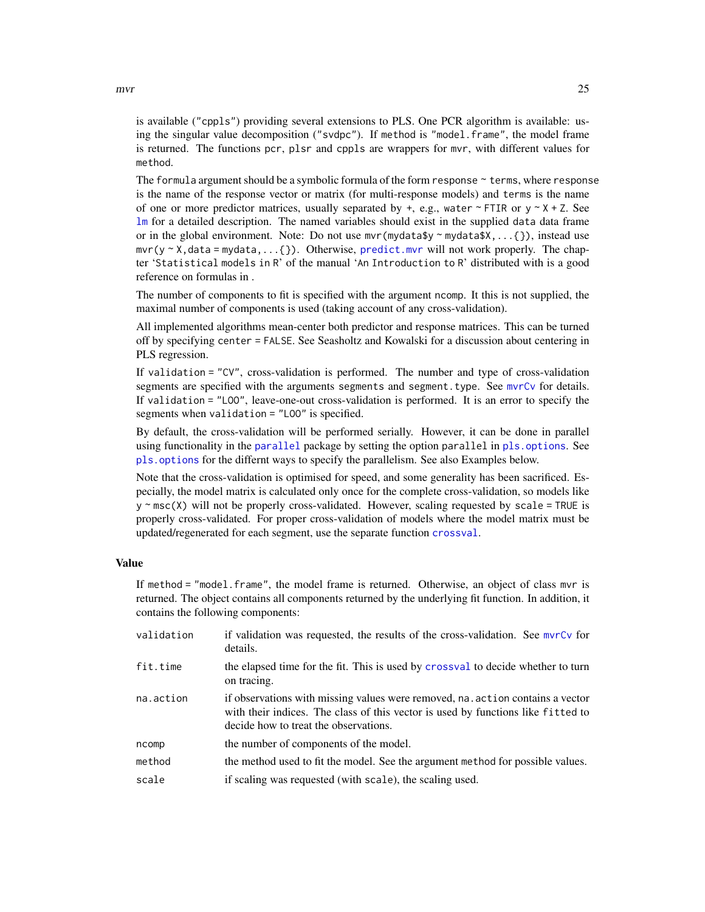is available ("cppls") providing several extensions to PLS. One PCR algorithm is available: using the singular value decomposition ("svdpc"). If method is "model.frame", the model frame is returned. The functions pcr, plsr and cppls are wrappers for mvr, with different values for method.

The formula argument should be a symbolic formula of the form response ~ terms, where response is the name of the response vector or matrix (for multi-response models) and terms is the name of one or more predictor matrices, usually separated by +, e.g., water ~ FTIR or y ~ X + Z. See lm for a detailed description. The named variables should exist in the supplied data data frame or in the global environment. Note: Do not use mvr(mydata$y ~ mydata$X,...{}), instead use mvr(y ~ X,data = mydata,...{}). Otherwise, predict.mvr will not work properly. The chapter 'Statistical models in R' of the manual 'An Introduction to R' distributed with is a good reference on formulas in .

The number of components to fit is specified with the argument ncomp. It this is not supplied, the maximal number of components is used (taking account of any cross-validation).

All implemented algorithms mean-center both predictor and response matrices. This can be turned off by specifying center = FALSE. See Seasholtz and Kowalski for a discussion about centering in PLS regression.

If validation = "CV", cross-validation is performed. The number and type of cross-validation segments are specified with the arguments segments and segment.type. See mvrCv for details. If validation = "LOO", leave-one-out cross-validation is performed. It is an error to specify the segments when validation = "LOO" is specified.

By default, the cross-validation will be performed serially. However, it can be done in parallel using functionality in the parallel package by setting the option parallel in pls.options. See pls.options for the differnt ways to specify the parallelism. See also Examples below.

Note that the cross-validation is optimised for speed, and some generality has been sacrificed. Especially, the model matrix is calculated only once for the complete cross-validation, so models like y ~ msc(X) will not be properly cross-validated. However, scaling requested by scale = TRUE is properly cross-validated. For proper cross-validation of models where the model matrix must be updated/regenerated for each segment, use the separate function crossval.

## Value

If method = "model.frame", the model frame is returned. Otherwise, an object of class mvr is returned. The object contains all components returned by the underlying fit function. In addition, it contains the following components:

| | |
|---|---|
| validation | if validation was requested, the results of the cross-validation. See mvrCv for details. |
| fit.time | the elapsed time for the fit. This is used by crossval to decide whether to turn on tracing. |
| na.action | if observations with missing values were removed, na.action contains a vector with their indices. The class of this vector is used by functions like fitted to decide how to treat the observations. |
| ncomp | the number of components of the model. |
| method | the method used to fit the model. See the argument method for possible values. |
| scale | if scaling was requested (with scale), the scaling used. |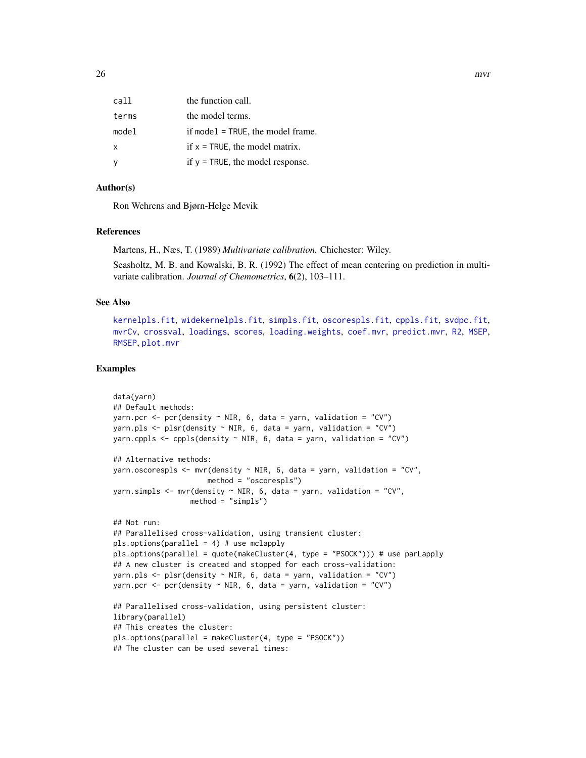| | |
|---|---|
| call | the function call. |
| terms | the model terms. |
| model | if model = TRUE, the model frame. |
| x | if x = TRUE, the model matrix. |
| y | if y = TRUE, the model response. |

### Author(s)

Ron Wehrens and Bjørn-Helge Mevik

### References

Martens, H., Næs, T. (1989) *Multivariate calibration.* Chichester: Wiley.

Seasholtz, M. B. and Kowalski, B. R. (1992) The effect of mean centering on prediction in multivariate calibration. *Journal of Chemometrics*, **6**(2), 103–111.

### See Also

kernelpls.fit, widekernelpls.fit, simpls.fit, oscorespls.fit, cppls.fit, svdpc.fit, mvrCv, crossval, loadings, scores, loading.weights, coef.mvr, predict.mvr, R2, MSEP, RMSEP, plot.mvr

### Examples

```
data(yarn)
## Default methods:
yarn.pcr <- pcr(density ~ NIR, 6, data = yarn, validation = "CV")
yarn.pls <- plsr(density ~ NIR, 6, data = yarn, validation = "CV")
yarn.cppls <- cppls(density ~ NIR, 6, data = yarn, validation = "CV")

## Alternative methods:
yarn.oscorespls <- mvr(density ~ NIR, 6, data = yarn, validation = "CV",
                       method = "oscorespls")
yarn.simpls <- mvr(density ~ NIR, 6, data = yarn, validation = "CV",
                   method = "simpls")

## Not run:
## Parallelised cross-validation, using transient cluster:
pls.options(parallel = 4) # use mclapply
pls.options(parallel = quote(makeCluster(4, type = "PSOCK"))) # use parLapply
## A new cluster is created and stopped for each cross-validation:
yarn.pls <- plsr(density ~ NIR, 6, data = yarn, validation = "CV")
yarn.pcr <- pcr(density ~ NIR, 6, data = yarn, validation = "CV")

## Parallelised cross-validation, using persistent cluster:
library(parallel)
## This creates the cluster:
pls.options(parallel = makeCluster(4, type = "PSOCK"))
## The cluster can be used several times:
```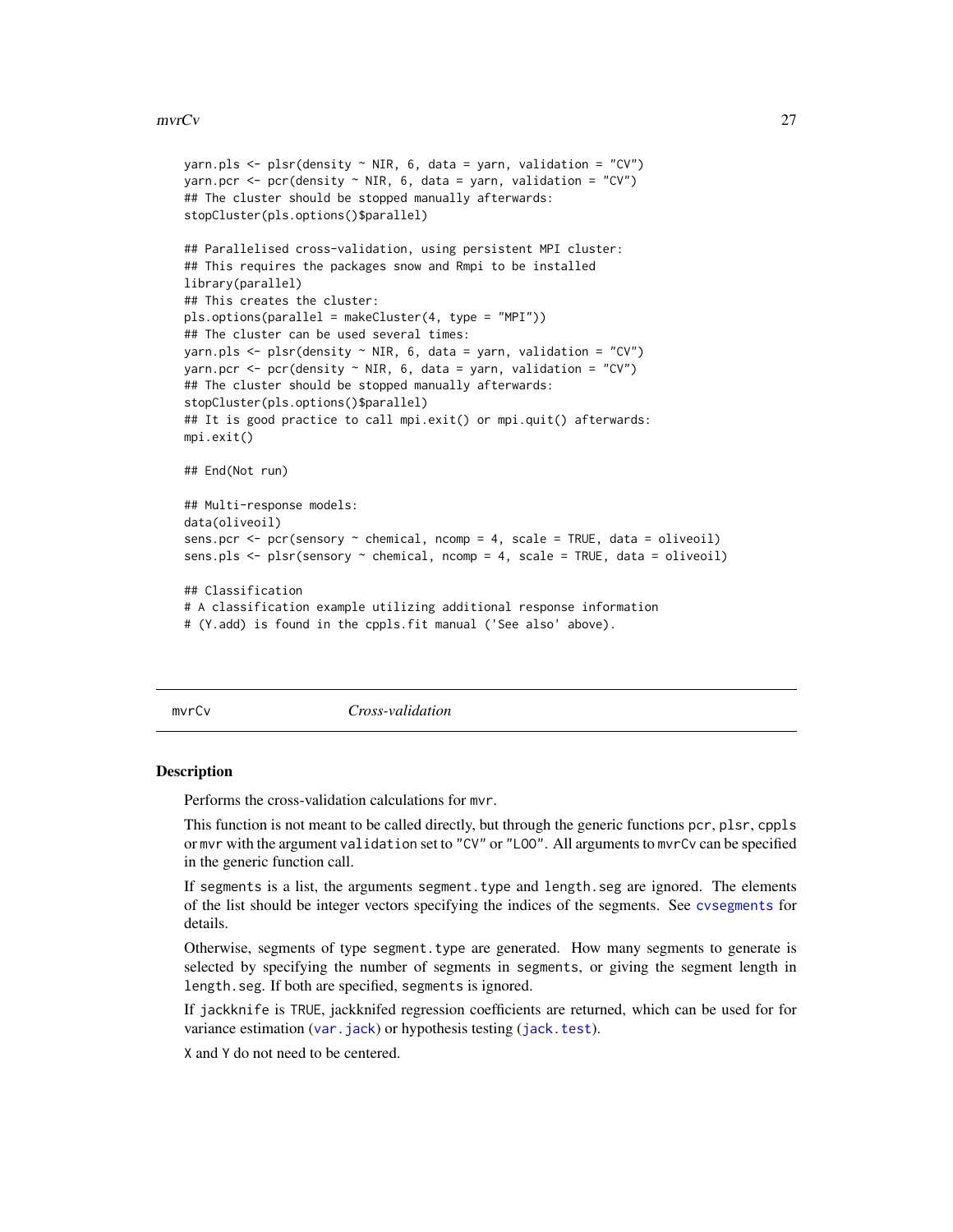```
yarn.pls <- plsr(density ~ NIR, 6, data = yarn, validation = "CV")
yarn.pcr <- pcr(density ~ NIR, 6, data = yarn, validation = "CV")
## The cluster should be stopped manually afterwards:
stopCluster(pls.options()$parallel)

## Parallelised cross-validation, using persistent MPI cluster:
## This requires the packages snow and Rmpi to be installed
library(parallel)
## This creates the cluster:
pls.options(parallel = makeCluster(4, type = "MPI"))
## The cluster can be used several times:
yarn.pls <- plsr(density ~ NIR, 6, data = yarn, validation = "CV")
yarn.pcr <- pcr(density ~ NIR, 6, data = yarn, validation = "CV")
## The cluster should be stopped manually afterwards:
stopCluster(pls.options()$parallel)
## It is good practice to call mpi.exit() or mpi.quit() afterwards:
mpi.exit()

## End(Not run)

## Multi-response models:
data(oliveoil)
sens.pcr <- pcr(sensory ~ chemical, ncomp = 4, scale = TRUE, data = oliveoil)
sens.pls <- plsr(sensory ~ chemical, ncomp = 4, scale = TRUE, data = oliveoil)

## Classification
# A classification example utilizing additional response information
# (Y.add) is found in the cppls.fit manual ('See also' above).
```

---

## mvrCv *Cross-validation*

### Description

Performs the cross-validation calculations for `mvr`.

This function is not meant to be called directly, but through the generic functions `pcr`, `plsr`, `cppls` or `mvr` with the argument `validation` set to `"CV"` or `"LOO"`. All arguments to `mvrCv` can be specified in the generic function call.

If `segments` is a list, the arguments `segment.type` and `length.seg` are ignored. The elements of the list should be integer vectors specifying the indices of the segments. See `cvsegments` for details.

Otherwise, segments of type `segment.type` are generated. How many segments to generate is selected by specifying the number of segments in `segments`, or giving the segment length in `length.seg`. If both are specified, `segments` is ignored.

If `jackknife` is `TRUE`, jackknifed regression coefficients are returned, which can be used for for variance estimation (`var.jack`) or hypothesis testing (`jack.test`).

`X` and `Y` do not need to be centered.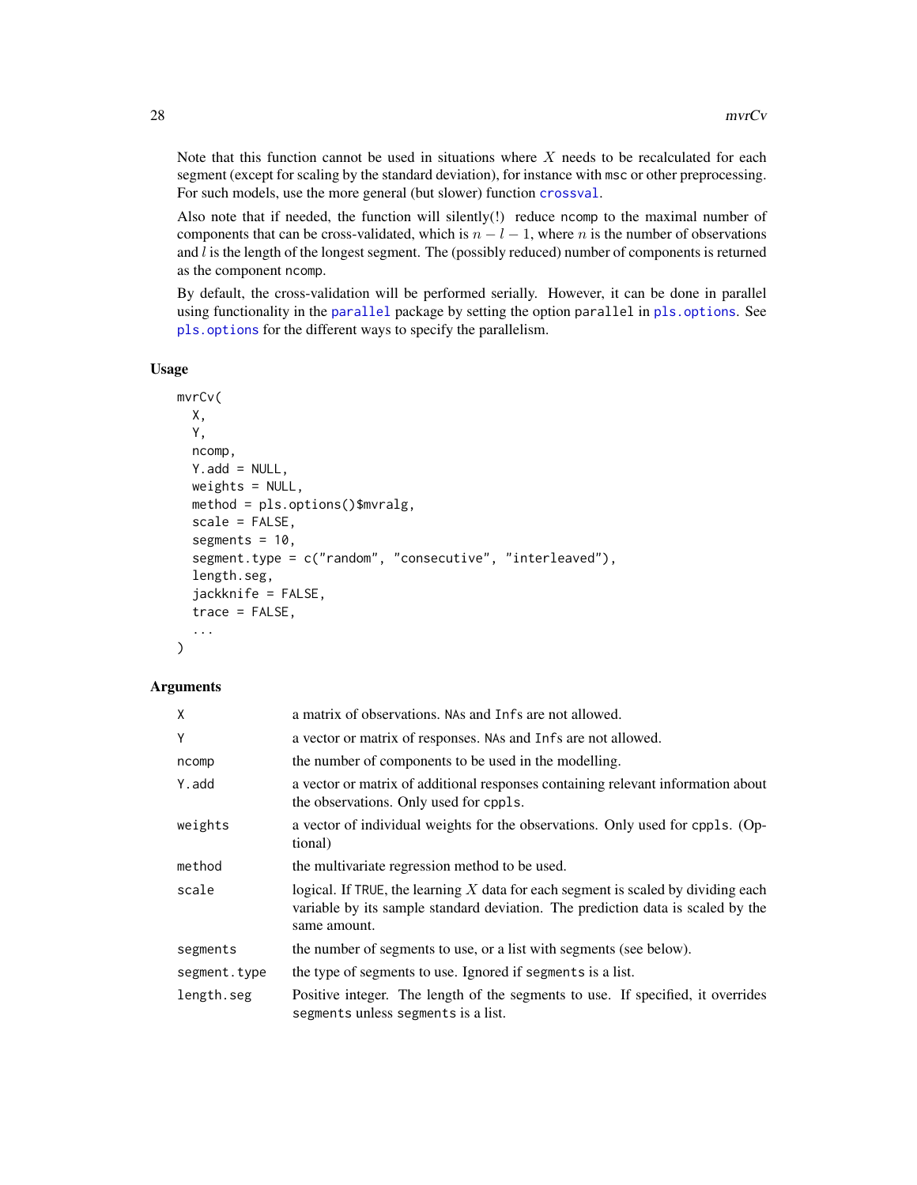Note that this function cannot be used in situations where $X$ needs to be recalculated for each segment (except for scaling by the standard deviation), for instance with msc or other preprocessing. For such models, use the more general (but slower) function crossval.

Also note that if needed, the function will silently(!) reduce ncomp to the maximal number of components that can be cross-validated, which is $n - l - 1$, where $n$ is the number of observations and $l$ is the length of the longest segment. The (possibly reduced) number of components is returned as the component ncomp.

By default, the cross-validation will be performed serially. However, it can be done in parallel using functionality in the parallel package by setting the option parallel in pls.options. See pls.options for the different ways to specify the parallelism.

## Usage

```
mvrCv(
  X,
  Y,
  ncomp,
  Y.add = NULL,
  weights = NULL,
  method = pls.options()$mvralg,
  scale = FALSE,
  segments = 10,
  segment.type = c("random", "consecutive", "interleaved"),
  length.seg,
  jackknife = FALSE,
  trace = FALSE,
  ...
)
```

## Arguments

| Argument | Description |
|---|---|
| X | a matrix of observations. NAs and Infs are not allowed. |
| Y | a vector or matrix of responses. NAs and Infs are not allowed. |
| ncomp | the number of components to be used in the modelling. |
| Y.add | a vector or matrix of additional responses containing relevant information about the observations. Only used for cppls. |
| weights | a vector of individual weights for the observations. Only used for cppls. (Optional) |
| method | the multivariate regression method to be used. |
| scale | logical. If TRUE, the learning $X$ data for each segment is scaled by dividing each variable by its sample standard deviation. The prediction data is scaled by the same amount. |
| segments | the number of segments to use, or a list with segments (see below). |
| segment.type | the type of segments to use. Ignored if segments is a list. |
| length.seg | Positive integer. The length of the segments to use. If specified, it overrides segments unless segments is a list. |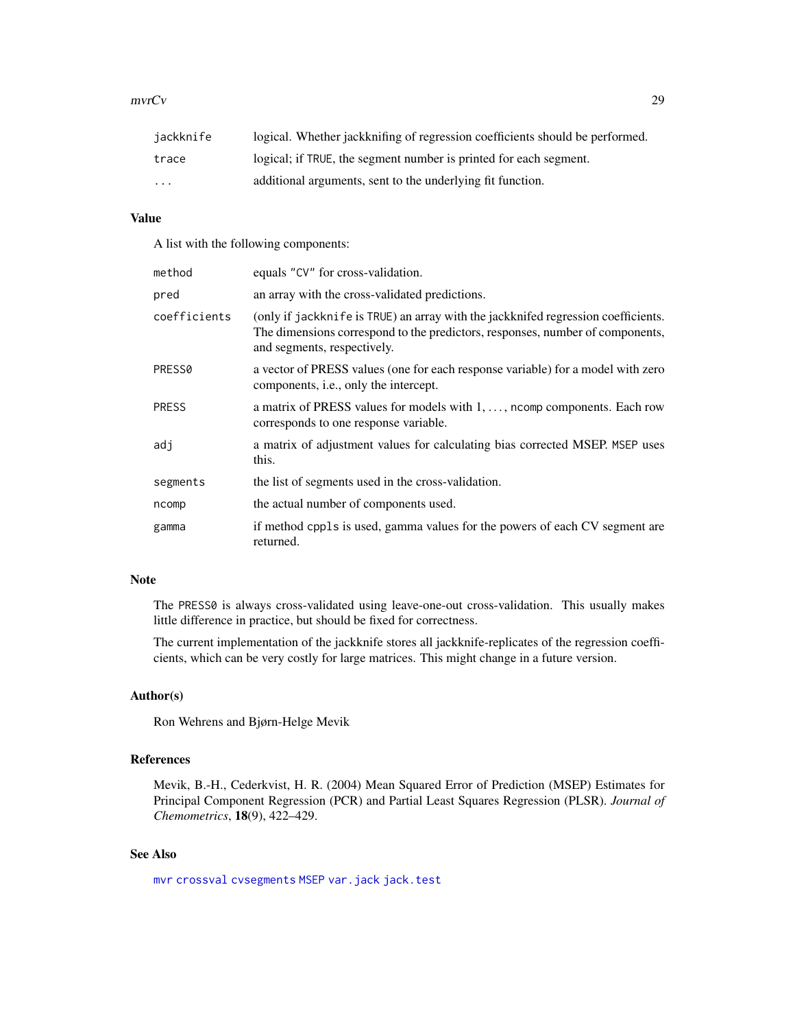| | |
|---|---|
| `jackknife` | logical. Whether jackknifing of regression coefficients should be performed. |
| `trace` | logical; if `TRUE`, the segment number is printed for each segment. |
| `...` | additional arguments, sent to the underlying fit function. |

## Value

A list with the following components:

| | |
|---|---|
| `method` | equals `"CV"` for cross-validation. |
| `pred` | an array with the cross-validated predictions. |
| `coefficients` | (only if `jackknife` is `TRUE`) an array with the jackknifed regression coefficients. The dimensions correspond to the predictors, responses, number of components, and segments, respectively. |
| `PRESS0` | a vector of PRESS values (one for each response variable) for a model with zero components, i.e., only the intercept. |
| `PRESS` | a matrix of PRESS values for models with 1, ..., `ncomp` components. Each row corresponds to one response variable. |
| `adj` | a matrix of adjustment values for calculating bias corrected MSEP. `MSEP` uses this. |
| `segments` | the list of segments used in the cross-validation. |
| `ncomp` | the actual number of components used. |
| `gamma` | if method `cppls` is used, gamma values for the powers of each CV segment are returned. |

## Note

The `PRESS0` is always cross-validated using leave-one-out cross-validation. This usually makes little difference in practice, but should be fixed for correctness.

The current implementation of the jackknife stores all jackknife-replicates of the regression coefficients, which can be very costly for large matrices. This might change in a future version.

## Author(s)

Ron Wehrens and Bjørn-Helge Mevik

## References

Mevik, B.-H., Cederkvist, H. R. (2004) Mean Squared Error of Prediction (MSEP) Estimates for Principal Component Regression (PCR) and Partial Least Squares Regression (PLSR). *Journal of Chemometrics*, **18**(9), 422–429.

## See Also

`mvr` `crossval` `cvsegments` `MSEP` `var.jack` `jack.test`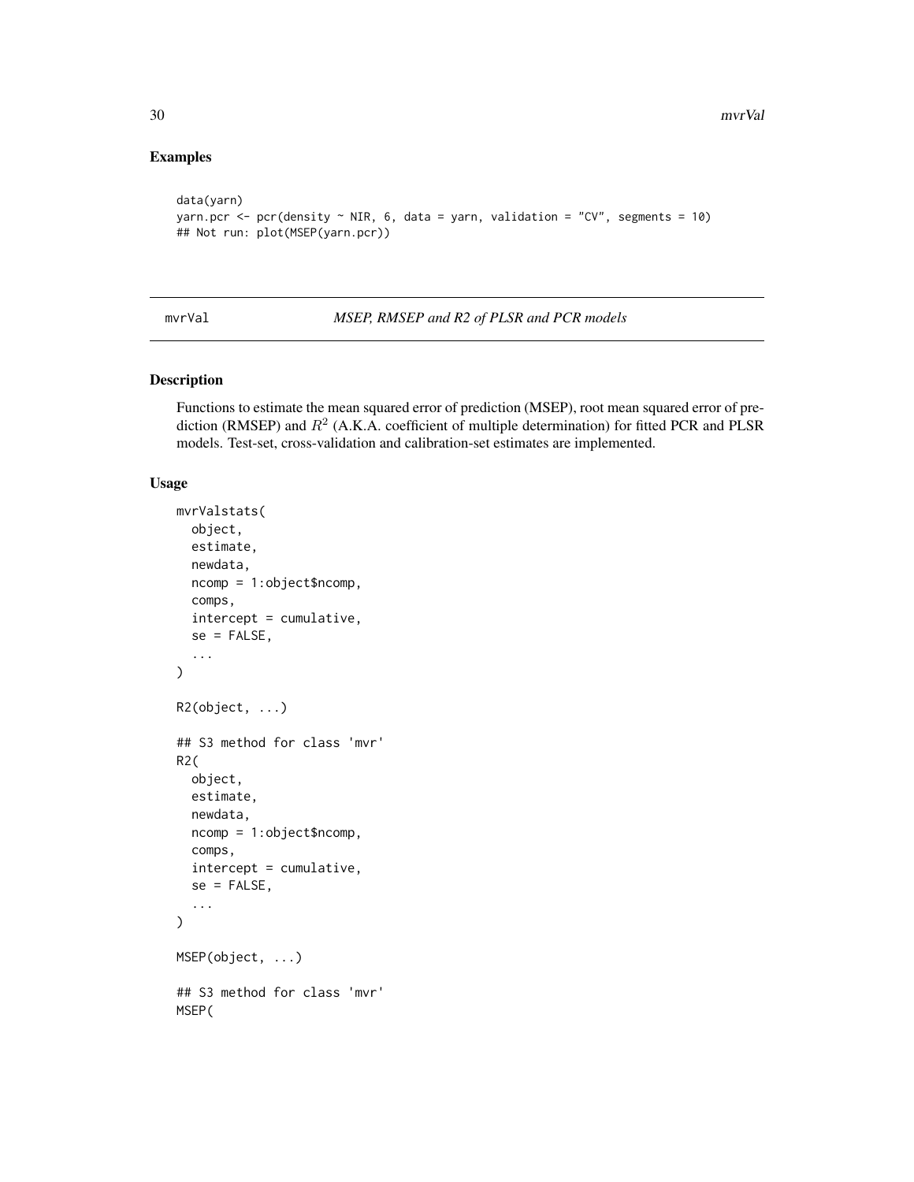## Examples

```
data(yarn)
yarn.pcr <- pcr(density ~ NIR, 6, data = yarn, validation = "CV", segments = 10)
## Not run: plot(MSEP(yarn.pcr))
```

---

mvrVal *MSEP, RMSEP and R2 of PLSR and PCR models*

---

## Description

Functions to estimate the mean squared error of prediction (MSEP), root mean squared error of prediction (RMSEP) and $R^2$ (A.K.A. coefficient of multiple determination) for fitted PCR and PLSR models. Test-set, cross-validation and calibration-set estimates are implemented.

## Usage

```
mvrValstats(
  object,
  estimate,
  newdata,
  ncomp = 1:object$ncomp,
  comps,
  intercept = cumulative,
  se = FALSE,
  ...
)

R2(object, ...)

## S3 method for class 'mvr'
R2(
  object,
  estimate,
  newdata,
  ncomp = 1:object$ncomp,
  comps,
  intercept = cumulative,
  se = FALSE,
  ...
)

MSEP(object, ...)

## S3 method for class 'mvr'
MSEP(
```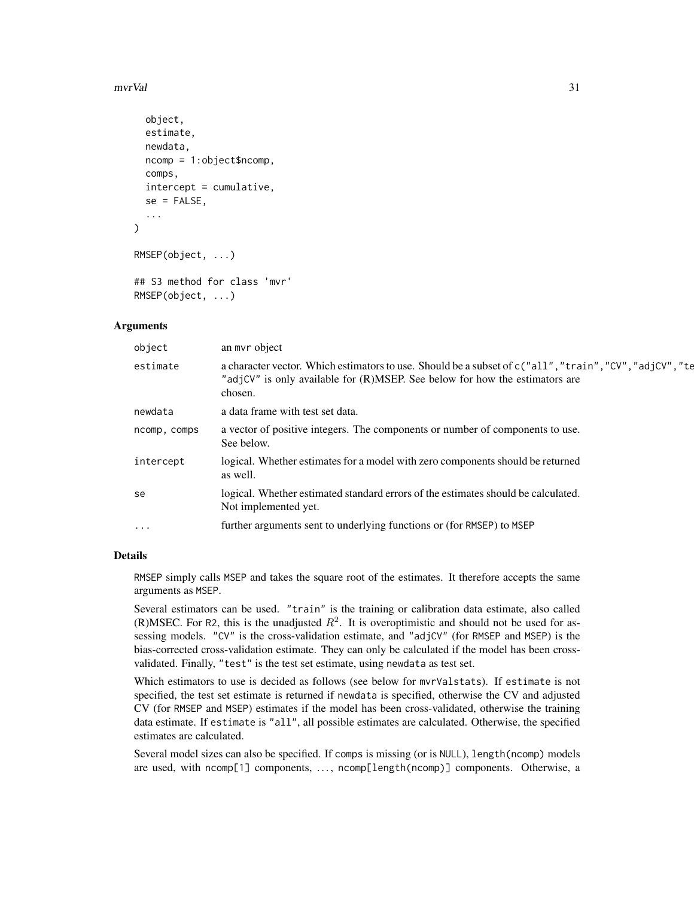```
  object,
  estimate,
  newdata,
  ncomp = 1:object$ncomp,
  comps,
  intercept = cumulative,
  se = FALSE,
  ...
)

RMSEP(object, ...)

## S3 method for class 'mvr'
RMSEP(object, ...)
```

### Arguments

| | |
|---|---|
| object | an mvr object |
| estimate | a character vector. Which estimators to use. Should be a subset of c("all","train","CV","adjCV","te "adjCV" is only available for (R)MSEP. See below for how the estimators are chosen. |
| newdata | a data frame with test set data. |
| ncomp, comps | a vector of positive integers. The components or number of components to use. See below. |
| intercept | logical. Whether estimates for a model with zero components should be returned as well. |
| se | logical. Whether estimated standard errors of the estimates should be calculated. Not implemented yet. |
| ... | further arguments sent to underlying functions or (for RMSEP) to MSEP |

### Details

RMSEP simply calls MSEP and takes the square root of the estimates. It therefore accepts the same arguments as MSEP.

Several estimators can be used. "train" is the training or calibration data estimate, also called (R)MSEC. For R2, this is the unadjusted $R^2$. It is overoptimistic and should not be used for assessing models. "CV" is the cross-validation estimate, and "adjCV" (for RMSEP and MSEP) is the bias-corrected cross-validation estimate. They can only be calculated if the model has been cross-validated. Finally, "test" is the test set estimate, using newdata as test set.

Which estimators to use is decided as follows (see below for mvrValstats). If estimate is not specified, the test set estimate is returned if newdata is specified, otherwise the CV and adjusted CV (for RMSEP and MSEP) estimates if the model has been cross-validated, otherwise the training data estimate. If estimate is "all", all possible estimates are calculated. Otherwise, the specified estimates are calculated.

Several model sizes can also be specified. If comps is missing (or is NULL), length(ncomp) models are used, with ncomp[1] components, ..., ncomp[length(ncomp)] components. Otherwise, a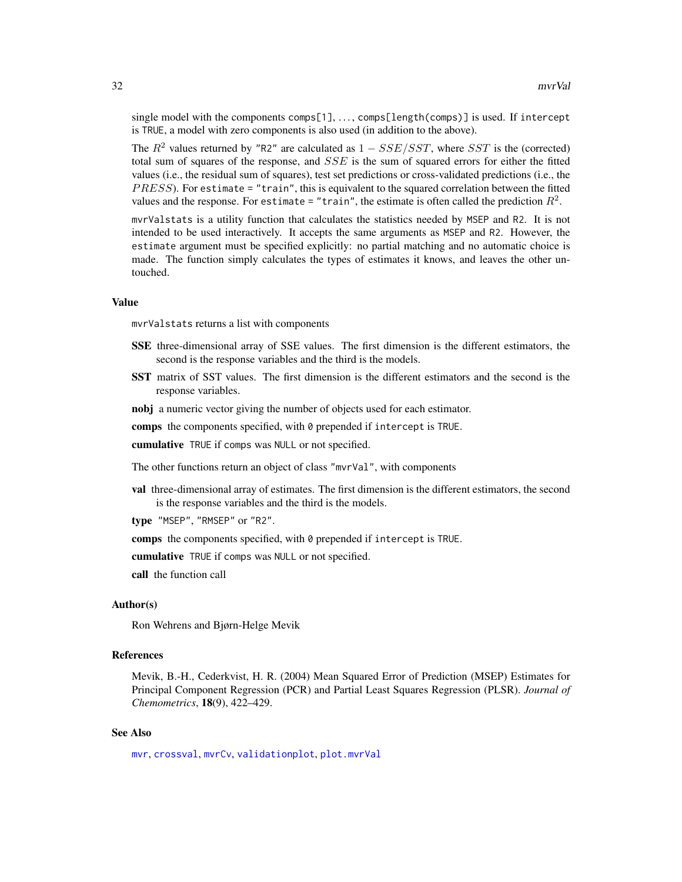single model with the components `comps[1]`, ..., `comps[length(comps)]` is used. If `intercept` is `TRUE`, a model with zero components is also used (in addition to the above).

The $R^2$ values returned by `"R2"` are calculated as $1 - SSE/SST$, where $SST$ is the (corrected) total sum of squares of the response, and $SSE$ is the sum of squared errors for either the fitted values (i.e., the residual sum of squares), test set predictions or cross-validated predictions (i.e., the $PRESS$). For `estimate = "train"`, this is equivalent to the squared correlation between the fitted values and the response. For `estimate = "train"`, the estimate is often called the prediction $R^2$.

`mvrValstats` is a utility function that calculates the statistics needed by `MSEP` and `R2`. It is not intended to be used interactively. It accepts the same arguments as `MSEP` and `R2`. However, the `estimate` argument must be specified explicitly: no partial matching and no automatic choice is made. The function simply calculates the types of estimates it knows, and leaves the other untouched.

### Value

`mvrValstats` returns a list with components

**SSE** three-dimensional array of SSE values. The first dimension is the different estimators, the second is the response variables and the third is the models.

**SST** matrix of SST values. The first dimension is the different estimators and the second is the response variables.

**nobj** a numeric vector giving the number of objects used for each estimator.

**comps** the components specified, with `0` prepended if `intercept` is `TRUE`.

**cumulative** `TRUE` if `comps` was `NULL` or not specified.

The other functions return an object of class `"mvrVal"`, with components

**val** three-dimensional array of estimates. The first dimension is the different estimators, the second is the response variables and the third is the models.

**type** `"MSEP"`, `"RMSEP"` or `"R2"`.

**comps** the components specified, with `0` prepended if `intercept` is `TRUE`.

**cumulative** `TRUE` if `comps` was `NULL` or not specified.

**call** the function call

### Author(s)

Ron Wehrens and Bjørn-Helge Mevik

### References

Mevik, B.-H., Cederkvist, H. R. (2004) Mean Squared Error of Prediction (MSEP) Estimates for Principal Component Regression (PCR) and Partial Least Squares Regression (PLSR). *Journal of Chemometrics*, **18**(9), 422–429.

### See Also

`mvr`, `crossval`, `mvrCv`, `validationplot`, `plot.mvrVal`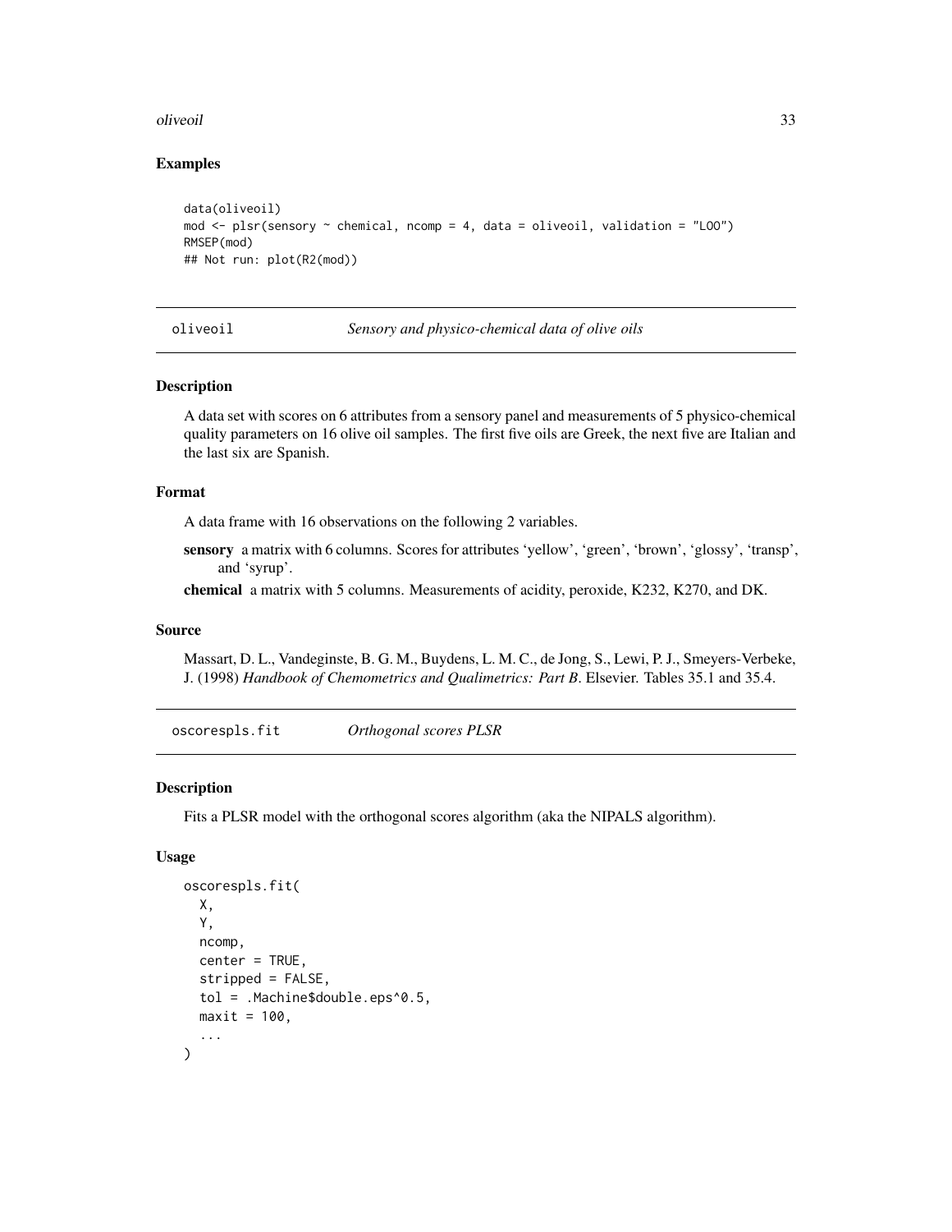### Examples

```
data(oliveoil)
mod <- plsr(sensory ~ chemical, ncomp = 4, data = oliveoil, validation = "LOO")
RMSEP(mod)
## Not run: plot(R2(mod))
```

---

## oliveoil — *Sensory and physico-chemical data of olive oils*

### Description

A data set with scores on 6 attributes from a sensory panel and measurements of 5 physico-chemical quality parameters on 16 olive oil samples. The first five oils are Greek, the next five are Italian and the last six are Spanish.

### Format

A data frame with 16 observations on the following 2 variables.

**sensory** a matrix with 6 columns. Scores for attributes 'yellow', 'green', 'brown', 'glossy', 'transp', and 'syrup'.

**chemical** a matrix with 5 columns. Measurements of acidity, peroxide, K232, K270, and DK.

### Source

Massart, D. L., Vandeginste, B. G. M., Buydens, L. M. C., de Jong, S., Lewi, P. J., Smeyers-Verbeke, J. (1998) *Handbook of Chemometrics and Qualimetrics: Part B*. Elsevier. Tables 35.1 and 35.4.

---

## oscorespls.fit — *Orthogonal scores PLSR*

### Description

Fits a PLSR model with the orthogonal scores algorithm (aka the NIPALS algorithm).

### Usage

```
oscorespls.fit(
  X,
  Y,
  ncomp,
  center = TRUE,
  stripped = FALSE,
  tol = .Machine$double.eps^0.5,
  maxit = 100,
  ...
)
```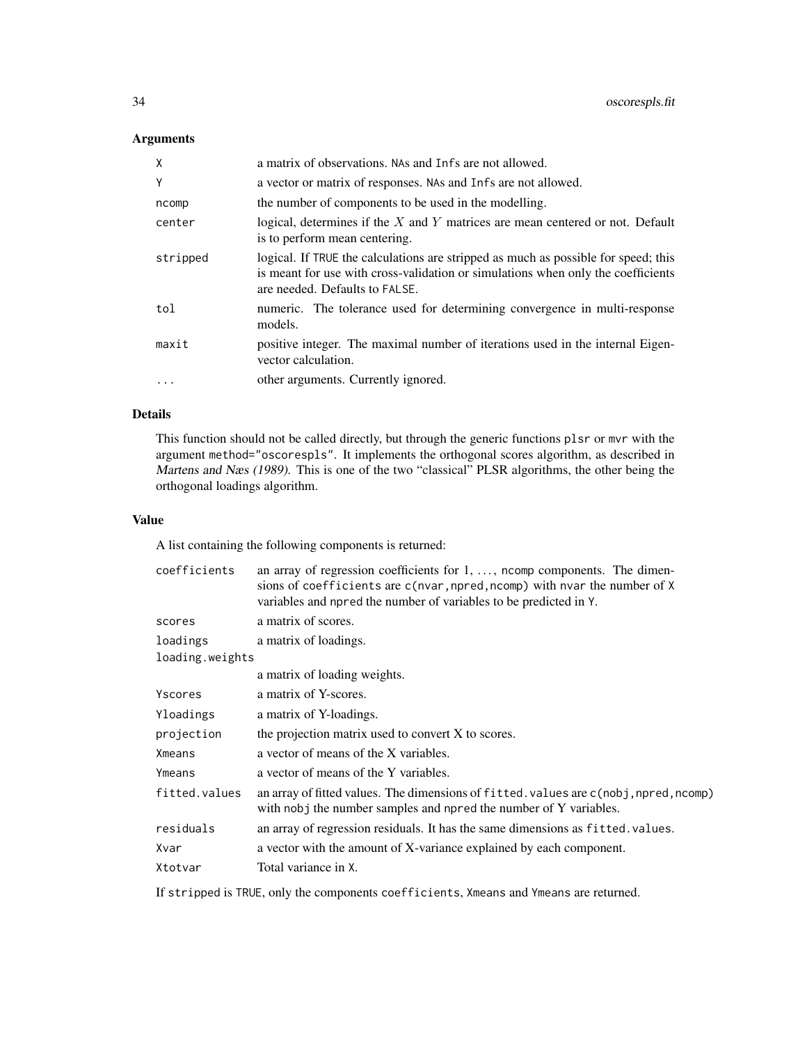## Arguments

| | |
|---|---|
| `X` | a matrix of observations. `NA`s and `Inf`s are not allowed. |
| `Y` | a vector or matrix of responses. `NA`s and `Inf`s are not allowed. |
| `ncomp` | the number of components to be used in the modelling. |
| `center` | logical, determines if the $X$ and $Y$ matrices are mean centered or not. Default is to perform mean centering. |
| `stripped` | logical. If `TRUE` the calculations are stripped as much as possible for speed; this is meant for use with cross-validation or simulations when only the coefficients are needed. Defaults to `FALSE`. |
| `tol` | numeric. The tolerance used for determining convergence in multi-response models. |
| `maxit` | positive integer. The maximal number of iterations used in the internal Eigenvector calculation. |
| `...` | other arguments. Currently ignored. |

## Details

This function should not be called directly, but through the generic functions `plsr` or `mvr` with the argument `method="oscorespls"`. It implements the orthogonal scores algorithm, as described in *Martens and Næs (1989)*. This is one of the two "classical" PLSR algorithms, the other being the orthogonal loadings algorithm.

## Value

A list containing the following components is returned:

| | |
|---|---|
| `coefficients` | an array of regression coefficients for 1, ..., `ncomp` components. The dimensions of `coefficients` are `c(nvar,npred,ncomp)` with `nvar` the number of `X` variables and `npred` the number of variables to be predicted in `Y`. |
| `scores` | a matrix of scores. |
| `loadings` | a matrix of loadings. |
| `loading.weights` | a matrix of loading weights. |
| `Yscores` | a matrix of Y-scores. |
| `Yloadings` | a matrix of Y-loadings. |
| `projection` | the projection matrix used to convert X to scores. |
| `Xmeans` | a vector of means of the X variables. |
| `Ymeans` | a vector of means of the Y variables. |
| `fitted.values` | an array of fitted values. The dimensions of `fitted.values` are `c(nobj,npred,ncomp)` with `nobj` the number samples and `npred` the number of Y variables. |
| `residuals` | an array of regression residuals. It has the same dimensions as `fitted.values`. |
| `Xvar` | a vector with the amount of X-variance explained by each component. |
| `Xtotvar` | Total variance in `X`. |

If `stripped` is `TRUE`, only the components `coefficients`, `Xmeans` and `Ymeans` are returned.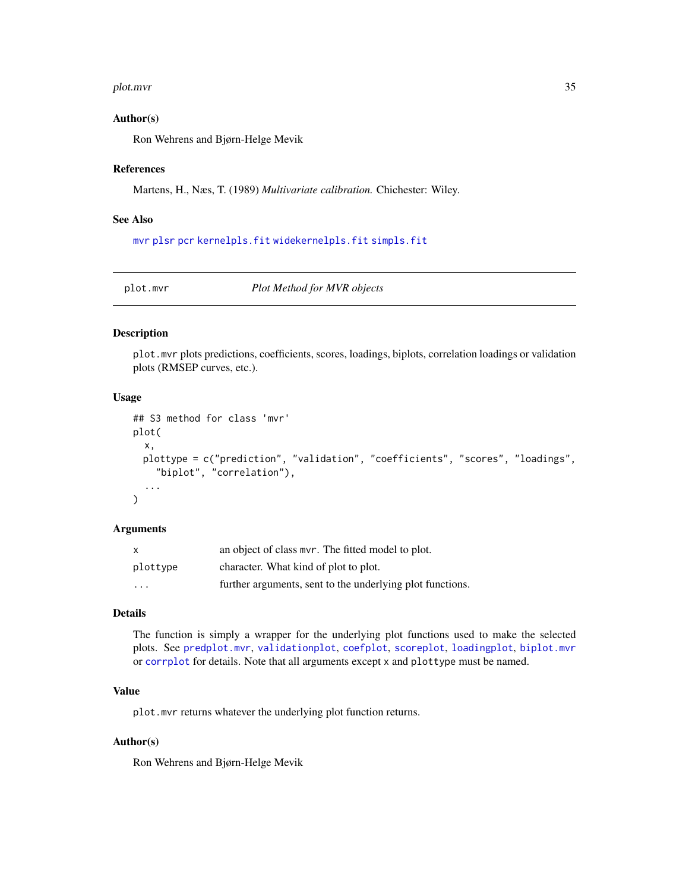### Author(s)

Ron Wehrens and Bjørn-Helge Mevik

### References

Martens, H., Næs, T. (1989) *Multivariate calibration.* Chichester: Wiley.

### See Also

mvr plsr pcr kernelpls.fit widekernelpls.fit simpls.fit

---

## plot.mvr — *Plot Method for MVR objects*

---

### Description

plot.mvr plots predictions, coefficients, scores, loadings, biplots, correlation loadings or validation plots (RMSEP curves, etc.).

### Usage

```
## S3 method for class 'mvr'
plot(
  x,
  plottype = c("prediction", "validation", "coefficients", "scores", "loadings",
    "biplot", "correlation"),
  ...
)
```

### Arguments

| | |
|---|---|
| x | an object of class mvr. The fitted model to plot. |
| plottype | character. What kind of plot to plot. |
| ... | further arguments, sent to the underlying plot functions. |

### Details

The function is simply a wrapper for the underlying plot functions used to make the selected plots. See predplot.mvr, validationplot, coefplot, scoreplot, loadingplot, biplot.mvr or corrplot for details. Note that all arguments except x and plottype must be named.

### Value

plot.mvr returns whatever the underlying plot function returns.

### Author(s)

Ron Wehrens and Bjørn-Helge Mevik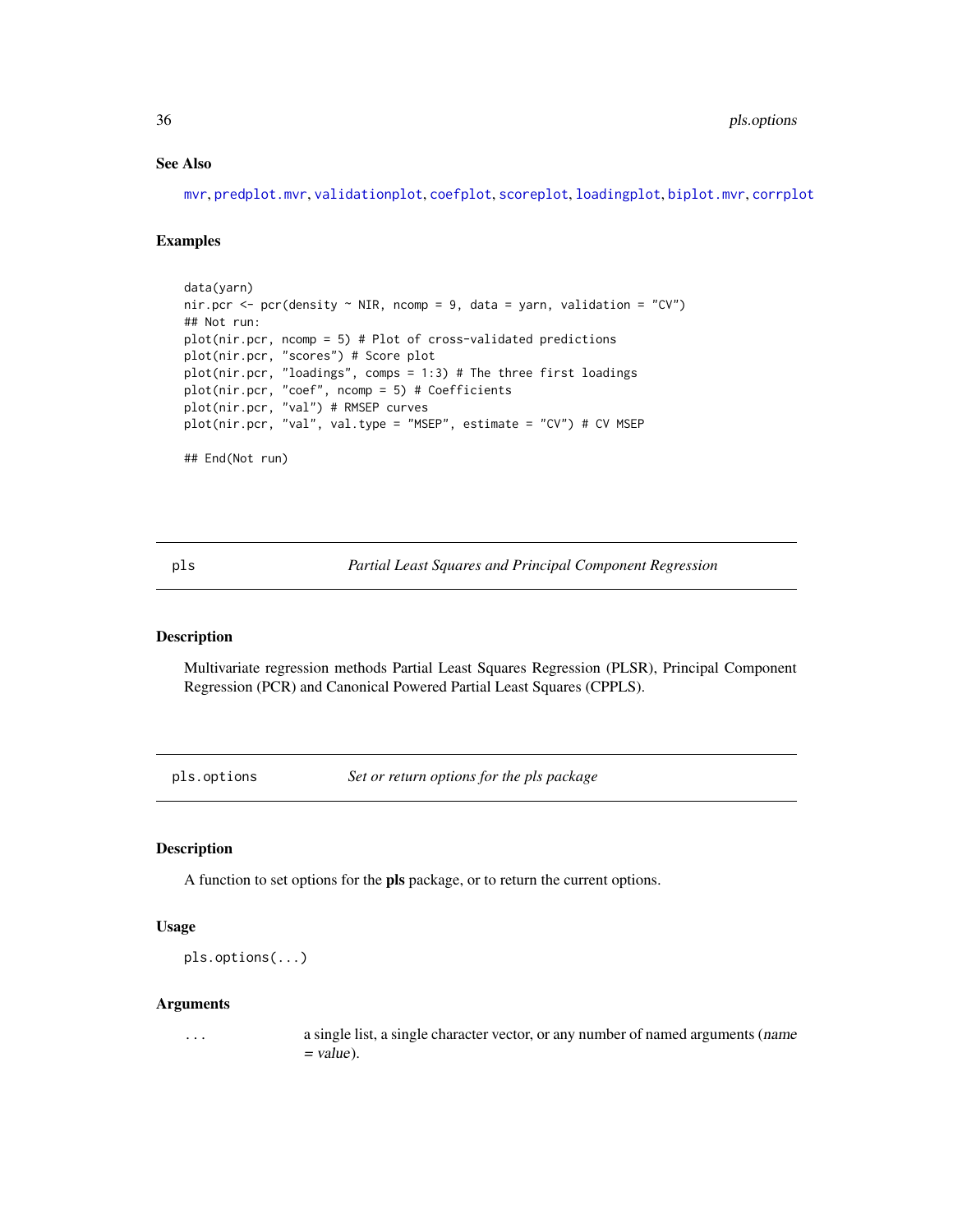### See Also

mvr, predplot.mvr, validationplot, coefplot, scoreplot, loadingplot, biplot.mvr, corrplot

### Examples

```
data(yarn)
nir.pcr <- pcr(density ~ NIR, ncomp = 9, data = yarn, validation = "CV")
## Not run:
plot(nir.pcr, ncomp = 5) # Plot of cross-validated predictions
plot(nir.pcr, "scores") # Score plot
plot(nir.pcr, "loadings", comps = 1:3) # The three first loadings
plot(nir.pcr, "coef", ncomp = 5) # Coefficients
plot(nir.pcr, "val") # RMSEP curves
plot(nir.pcr, "val", val.type = "MSEP", estimate = "CV") # CV MSEP

## End(Not run)
```

---

## pls — *Partial Least Squares and Principal Component Regression*

### Description

Multivariate regression methods Partial Least Squares Regression (PLSR), Principal Component Regression (PCR) and Canonical Powered Partial Least Squares (CPPLS).

---

## pls.options — *Set or return options for the pls package*

### Description

A function to set options for the **pls** package, or to return the current options.

### Usage

```
pls.options(...)
```

### Arguments

| | |
|---|---|
| ... | a single list, a single character vector, or any number of named arguments (*name = value*). |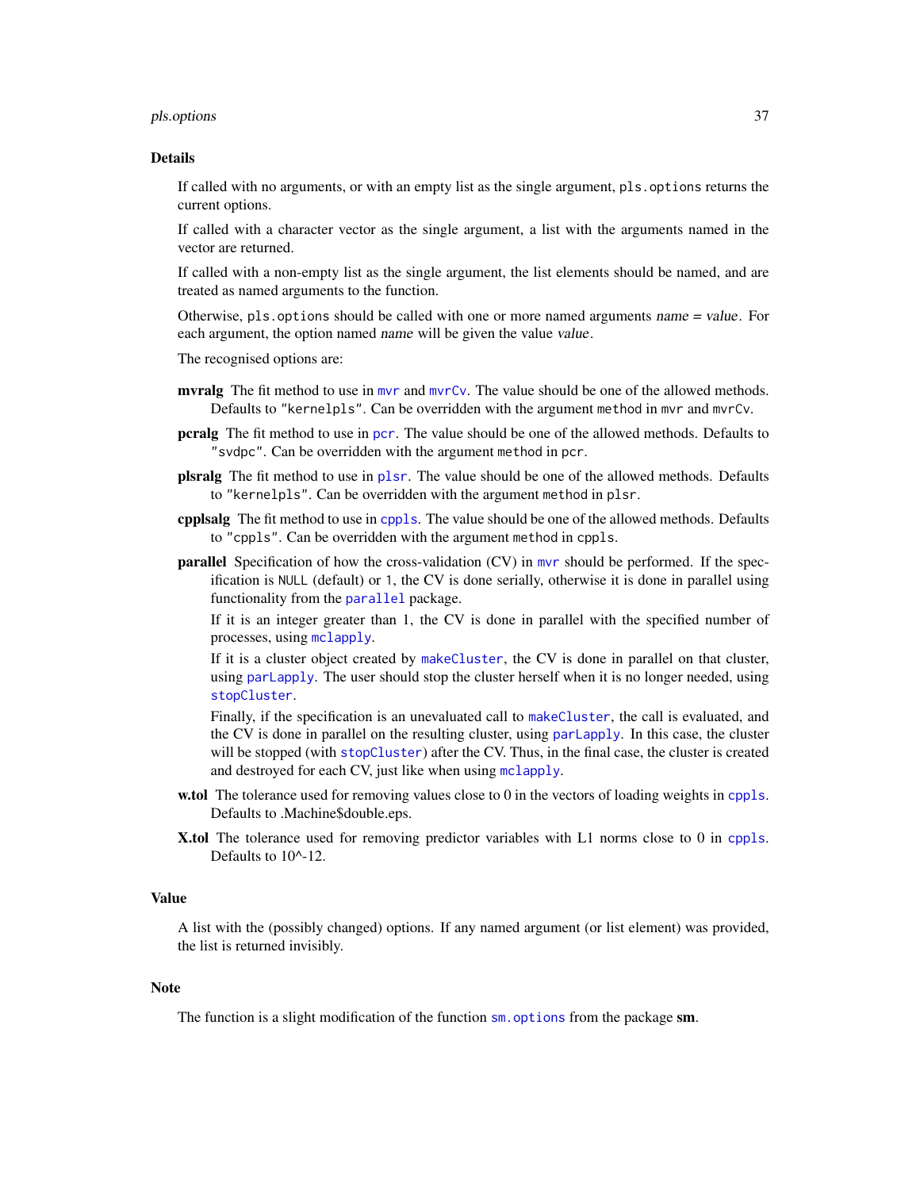## Details

If called with no arguments, or with an empty list as the single argument, `pls.options` returns the current options.

If called with a character vector as the single argument, a list with the arguments named in the vector are returned.

If called with a non-empty list as the single argument, the list elements should be named, and are treated as named arguments to the function.

Otherwise, `pls.options` should be called with one or more named arguments *name = value*. For each argument, the option named *name* will be given the value *value*.

The recognised options are:

**mvralg** The fit method to use in `mvr` and `mvrCv`. The value should be one of the allowed methods. Defaults to `"kernelpls"`. Can be overridden with the argument `method` in `mvr` and `mvrCv`.

**pcralg** The fit method to use in `pcr`. The value should be one of the allowed methods. Defaults to `"svdpc"`. Can be overridden with the argument `method` in `pcr`.

**plsralg** The fit method to use in `plsr`. The value should be one of the allowed methods. Defaults to `"kernelpls"`. Can be overridden with the argument `method` in `plsr`.

**cpplsalg** The fit method to use in `cppls`. The value should be one of the allowed methods. Defaults to `"cppls"`. Can be overridden with the argument `method` in `cppls`.

**parallel** Specification of how the cross-validation (CV) in `mvr` should be performed. If the specification is `NULL` (default) or `1`, the CV is done serially, otherwise it is done in parallel using functionality from the `parallel` package.

If it is an integer greater than 1, the CV is done in parallel with the specified number of processes, using `mclapply`.

If it is a cluster object created by `makeCluster`, the CV is done in parallel on that cluster, using `parLapply`. The user should stop the cluster herself when it is no longer needed, using `stopCluster`.

Finally, if the specification is an unevaluated call to `makeCluster`, the call is evaluated, and the CV is done in parallel on the resulting cluster, using `parLapply`. In this case, the cluster will be stopped (with `stopCluster`) after the CV. Thus, in the final case, the cluster is created and destroyed for each CV, just like when using `mclapply`.

**w.tol** The tolerance used for removing values close to 0 in the vectors of loading weights in `cppls`. Defaults to .Machine$double.eps.

**X.tol** The tolerance used for removing predictor variables with L1 norms close to 0 in `cppls`. Defaults to 10^-12.

## Value

A list with the (possibly changed) options. If any named argument (or list element) was provided, the list is returned invisibly.

## Note

The function is a slight modification of the function `sm.options` from the package **sm**.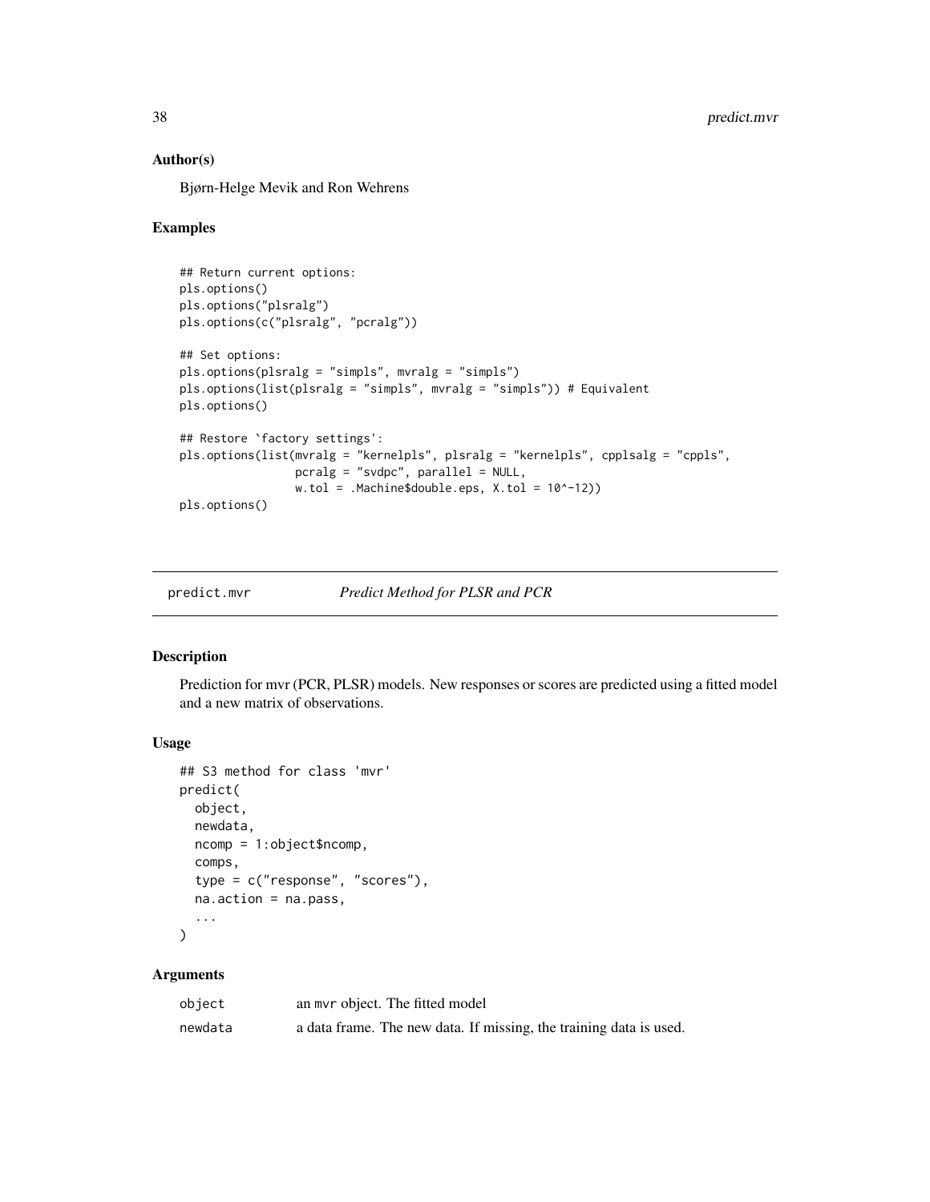### Author(s)

Bjørn-Helge Mevik and Ron Wehrens

### Examples

```
## Return current options:
pls.options()
pls.options("plsralg")
pls.options(c("plsralg", "pcralg"))

## Set options:
pls.options(plsralg = "simpls", mvralg = "simpls")
pls.options(list(plsralg = "simpls", mvralg = "simpls")) # Equivalent
pls.options()

## Restore `factory settings':
pls.options(list(mvralg = "kernelpls", plsralg = "kernelpls", cpplsalg = "cppls",
                 pcralg = "svdpc", parallel = NULL,
                 w.tol = .Machine$double.eps, X.tol = 10^-12))
pls.options()
```

---

## predict.mvr — *Predict Method for PLSR and PCR*

### Description

Prediction for mvr (PCR, PLSR) models. New responses or scores are predicted using a fitted model and a new matrix of observations.

### Usage

```
## S3 method for class 'mvr'
predict(
  object,
  newdata,
  ncomp = 1:object$ncomp,
  comps,
  type = c("response", "scores"),
  na.action = na.pass,
  ...
)
```

### Arguments

| | |
|---|---|
| object | an mvr object. The fitted model |
| newdata | a data frame. The new data. If missing, the training data is used. |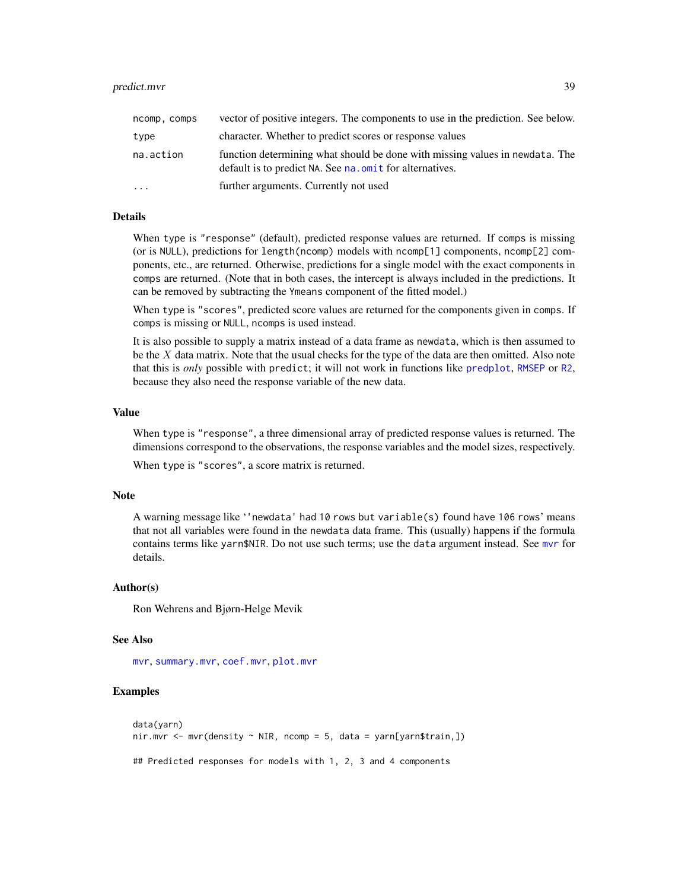| | |
|---|---|
| ncomp, comps | vector of positive integers. The components to use in the prediction. See below. |
| type | character. Whether to predict scores or response values |
| na.action | function determining what should be done with missing values in newdata. The default is to predict NA. See na.omit for alternatives. |
| ... | further arguments. Currently not used |

## Details

When type is "response" (default), predicted response values are returned. If comps is missing (or is NULL), predictions for length(ncomp) models with ncomp[1] components, ncomp[2] components, etc., are returned. Otherwise, predictions for a single model with the exact components in comps are returned. (Note that in both cases, the intercept is always included in the predictions. It can be removed by subtracting the Ymeans component of the fitted model.)

When type is "scores", predicted score values are returned for the components given in comps. If comps is missing or NULL, ncomps is used instead.

It is also possible to supply a matrix instead of a data frame as newdata, which is then assumed to be the $X$ data matrix. Note that the usual checks for the type of the data are then omitted. Also note that this is *only* possible with predict; it will not work in functions like predplot, RMSEP or R2, because they also need the response variable of the new data.

## Value

When type is "response", a three dimensional array of predicted response values is returned. The dimensions correspond to the observations, the response variables and the model sizes, respectively.

When type is "scores", a score matrix is returned.

## Note

A warning message like ''newdata' had 10 rows but variable(s) found have 106 rows' means that not all variables were found in the newdata data frame. This (usually) happens if the formula contains terms like yarn$NIR. Do not use such terms; use the data argument instead. See mvr for details.

## Author(s)

Ron Wehrens and Bjørn-Helge Mevik

## See Also

mvr, summary.mvr, coef.mvr, plot.mvr

## Examples

```
data(yarn)
nir.mvr <- mvr(density ~ NIR, ncomp = 5, data = yarn[yarn$train,])

## Predicted responses for models with 1, 2, 3 and 4 components
```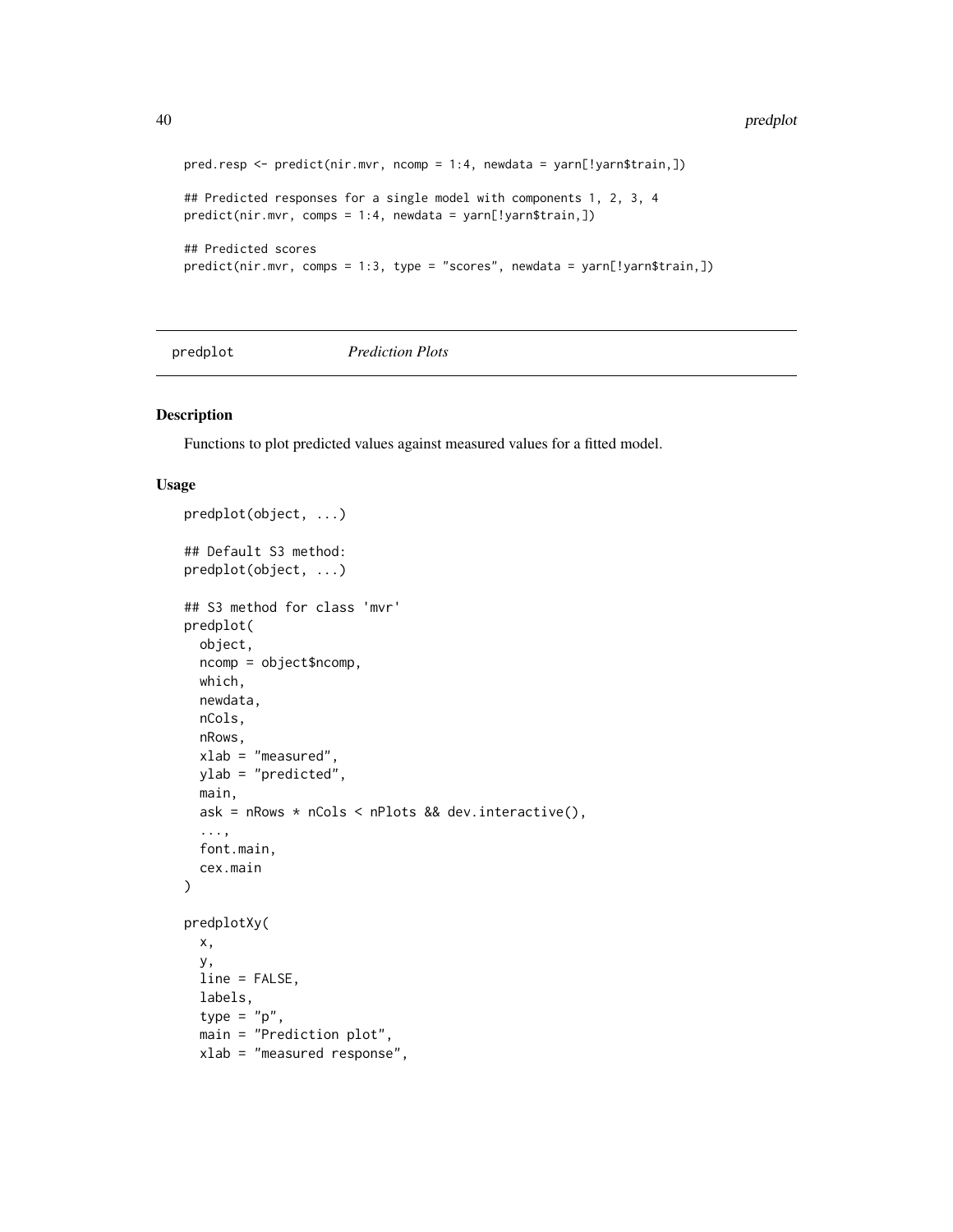```
pred.resp <- predict(nir.mvr, ncomp = 1:4, newdata = yarn[!yarn$train,])

## Predicted responses for a single model with components 1, 2, 3, 4
predict(nir.mvr, comps = 1:4, newdata = yarn[!yarn$train,])

## Predicted scores
predict(nir.mvr, comps = 1:3, type = "scores", newdata = yarn[!yarn$train,])
```

## predplot *Prediction Plots*

### Description

Functions to plot predicted values against measured values for a fitted model.

### Usage

```
predplot(object, ...)

## Default S3 method:
predplot(object, ...)

## S3 method for class 'mvr'
predplot(
  object,
  ncomp = object$ncomp,
  which,
  newdata,
  nCols,
  nRows,
  xlab = "measured",
  ylab = "predicted",
  main,
  ask = nRows * nCols < nPlots && dev.interactive(),
  ...,
  font.main,
  cex.main
)

predplotXy(
  x,
  y,
  line = FALSE,
  labels,
  type = "p",
  main = "Prediction plot",
  xlab = "measured response",
```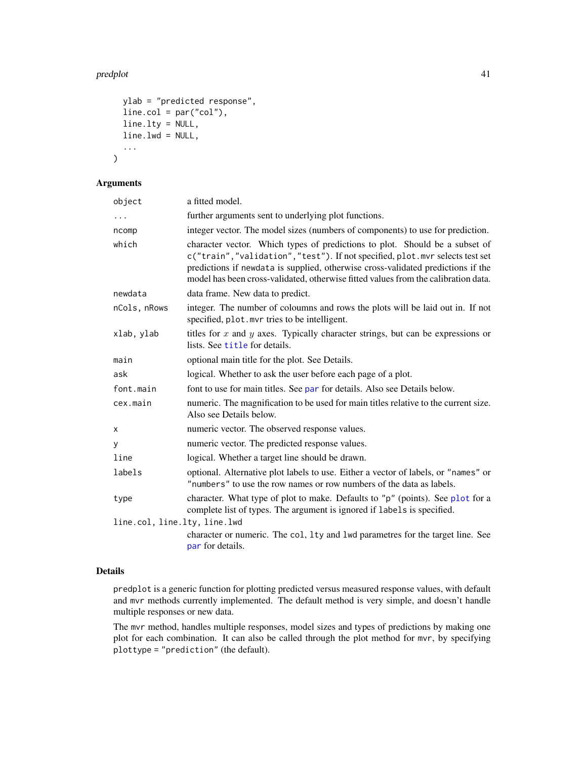```
  ylab = "predicted response",
  line.col = par("col"),
  line.lty = NULL,
  line.lwd = NULL,
  ...
)
```

## Arguments

| | |
|---|---|
| `object` | a fitted model. |
| `...` | further arguments sent to underlying plot functions. |
| `ncomp` | integer vector. The model sizes (numbers of components) to use for prediction. |
| `which` | character vector. Which types of predictions to plot. Should be a subset of `c("train","validation","test")`. If not specified, `plot.mvr` selects test set predictions if `newdata` is supplied, otherwise cross-validated predictions if the model has been cross-validated, otherwise fitted values from the calibration data. |
| `newdata` | data frame. New data to predict. |
| `nCols, nRows` | integer. The number of coloumns and rows the plots will be laid out in. If not specified, `plot.mvr` tries to be intelligent. |
| `xlab, ylab` | titles for $x$ and $y$ axes. Typically character strings, but can be expressions or lists. See `title` for details. |
| `main` | optional main title for the plot. See Details. |
| `ask` | logical. Whether to ask the user before each page of a plot. |
| `font.main` | font to use for main titles. See `par` for details. Also see Details below. |
| `cex.main` | numeric. The magnification to be used for main titles relative to the current size. Also see Details below. |
| `x` | numeric vector. The observed response values. |
| `y` | numeric vector. The predicted response values. |
| `line` | logical. Whether a target line should be drawn. |
| `labels` | optional. Alternative plot labels to use. Either a vector of labels, or `"names"` or `"numbers"` to use the row names or row numbers of the data as labels. |
| `type` | character. What type of plot to make. Defaults to `"p"` (points). See `plot` for a complete list of types. The argument is ignored if `labels` is specified. |
| `line.col, line.lty, line.lwd` | character or numeric. The `col`, `lty` and `lwd` parametres for the target line. See `par` for details. |

## Details

`predplot` is a generic function for plotting predicted versus measured response values, with default and `mvr` methods currently implemented. The default method is very simple, and doesn't handle multiple responses or new data.

The `mvr` method, handles multiple responses, model sizes and types of predictions by making one plot for each combination. It can also be called through the plot method for `mvr`, by specifying `plottype = "prediction"` (the default).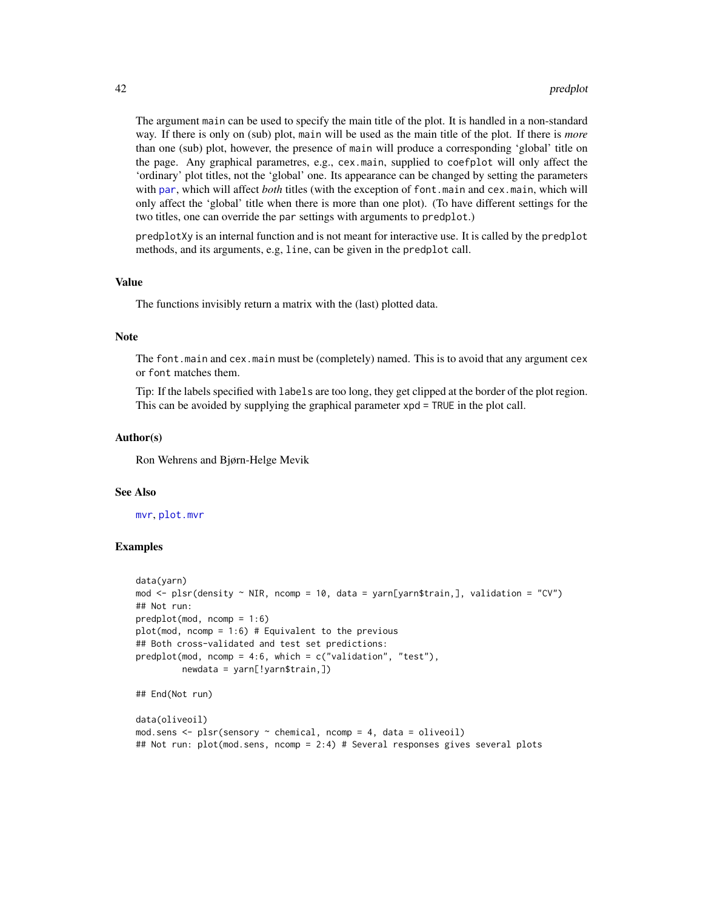The argument `main` can be used to specify the main title of the plot. It is handled in a non-standard way. If there is only on (sub) plot, `main` will be used as the main title of the plot. If there is *more* than one (sub) plot, however, the presence of `main` will produce a corresponding 'global' title on the page. Any graphical parametres, e.g., `cex.main`, supplied to `coefplot` will only affect the 'ordinary' plot titles, not the 'global' one. Its appearance can be changed by setting the parameters with `par`, which will affect *both* titles (with the exception of `font.main` and `cex.main`, which will only affect the 'global' title when there is more than one plot). (To have different settings for the two titles, one can override the `par` settings with arguments to `predplot`.)

`predplotXy` is an internal function and is not meant for interactive use. It is called by the `predplot` methods, and its arguments, e.g, `line`, can be given in the `predplot` call.

### Value

The functions invisibly return a matrix with the (last) plotted data.

### Note

The `font.main` and `cex.main` must be (completely) named. This is to avoid that any argument `cex` or `font` matches them.

Tip: If the labels specified with `labels` are too long, they get clipped at the border of the plot region. This can be avoided by supplying the graphical parameter `xpd = TRUE` in the plot call.

### Author(s)

Ron Wehrens and Bjørn-Helge Mevik

### See Also

`mvr`, `plot.mvr`

### Examples

```
data(yarn)
mod <- plsr(density ~ NIR, ncomp = 10, data = yarn[yarn$train,], validation = "CV")
## Not run:
predplot(mod, ncomp = 1:6)
plot(mod, ncomp = 1:6) # Equivalent to the previous
## Both cross-validated and test set predictions:
predplot(mod, ncomp = 4:6, which = c("validation", "test"),
         newdata = yarn[!yarn$train,])

## End(Not run)

data(oliveoil)
mod.sens <- plsr(sensory ~ chemical, ncomp = 4, data = oliveoil)
## Not run: plot(mod.sens, ncomp = 2:4) # Several responses gives several plots
```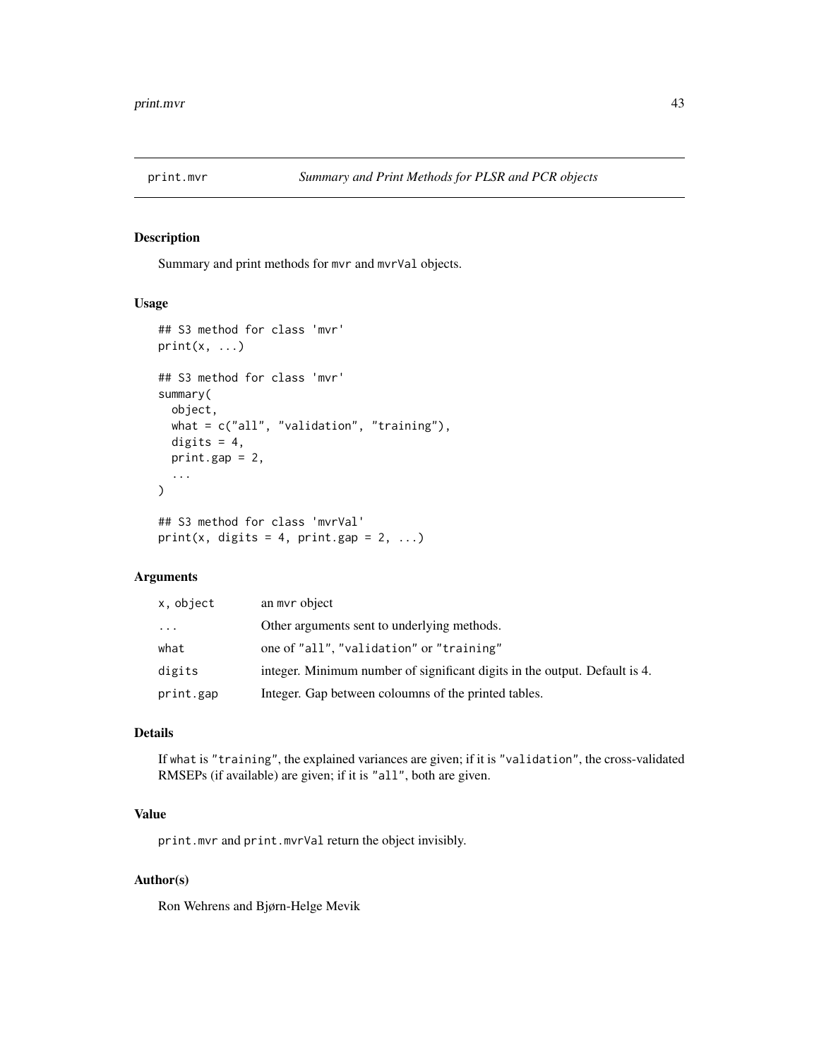print.mvr *Summary and Print Methods for PLSR and PCR objects*

## Description

Summary and print methods for mvr and mvrVal objects.

## Usage

```
## S3 method for class 'mvr'
print(x, ...)

## S3 method for class 'mvr'
summary(
  object,
  what = c("all", "validation", "training"),
  digits = 4,
  print.gap = 2,
  ...
)

## S3 method for class 'mvrVal'
print(x, digits = 4, print.gap = 2, ...)
```

## Arguments

| | |
|---|---|
| x, object | an mvr object |
| ... | Other arguments sent to underlying methods. |
| what | one of "all", "validation" or "training" |
| digits | integer. Minimum number of significant digits in the output. Default is 4. |
| print.gap | Integer. Gap between coloumns of the printed tables. |

## Details

If what is "training", the explained variances are given; if it is "validation", the cross-validated RMSEPs (if available) are given; if it is "all", both are given.

## Value

print.mvr and print.mvrVal return the object invisibly.

## Author(s)

Ron Wehrens and Bjørn-Helge Mevik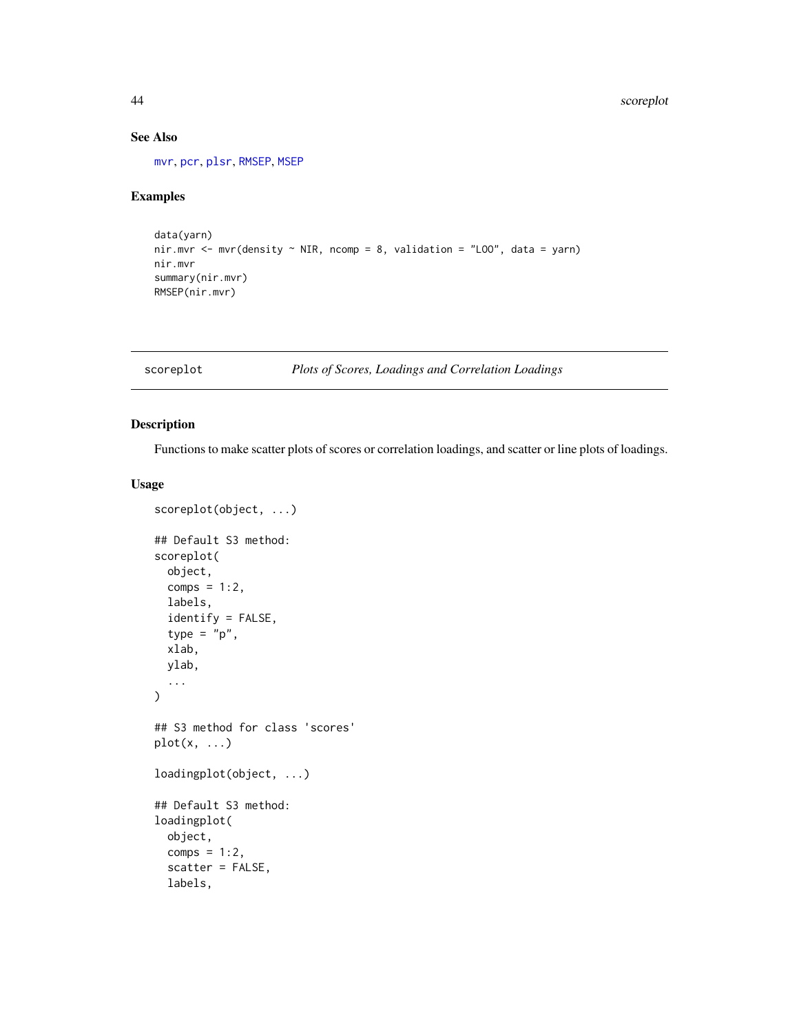## See Also

mvr, pcr, plsr, RMSEP, MSEP

## Examples

```
data(yarn)
nir.mvr <- mvr(density ~ NIR, ncomp = 8, validation = "LOO", data = yarn)
nir.mvr
summary(nir.mvr)
RMSEP(nir.mvr)
```

---

scoreplot — *Plots of Scores, Loadings and Correlation Loadings*

---

## Description

Functions to make scatter plots of scores or correlation loadings, and scatter or line plots of loadings.

## Usage

```
scoreplot(object, ...)

## Default S3 method:
scoreplot(
  object,
  comps = 1:2,
  labels,
  identify = FALSE,
  type = "p",
  xlab,
  ylab,
  ...
)

## S3 method for class 'scores'
plot(x, ...)

loadingplot(object, ...)

## Default S3 method:
loadingplot(
  object,
  comps = 1:2,
  scatter = FALSE,
  labels,
```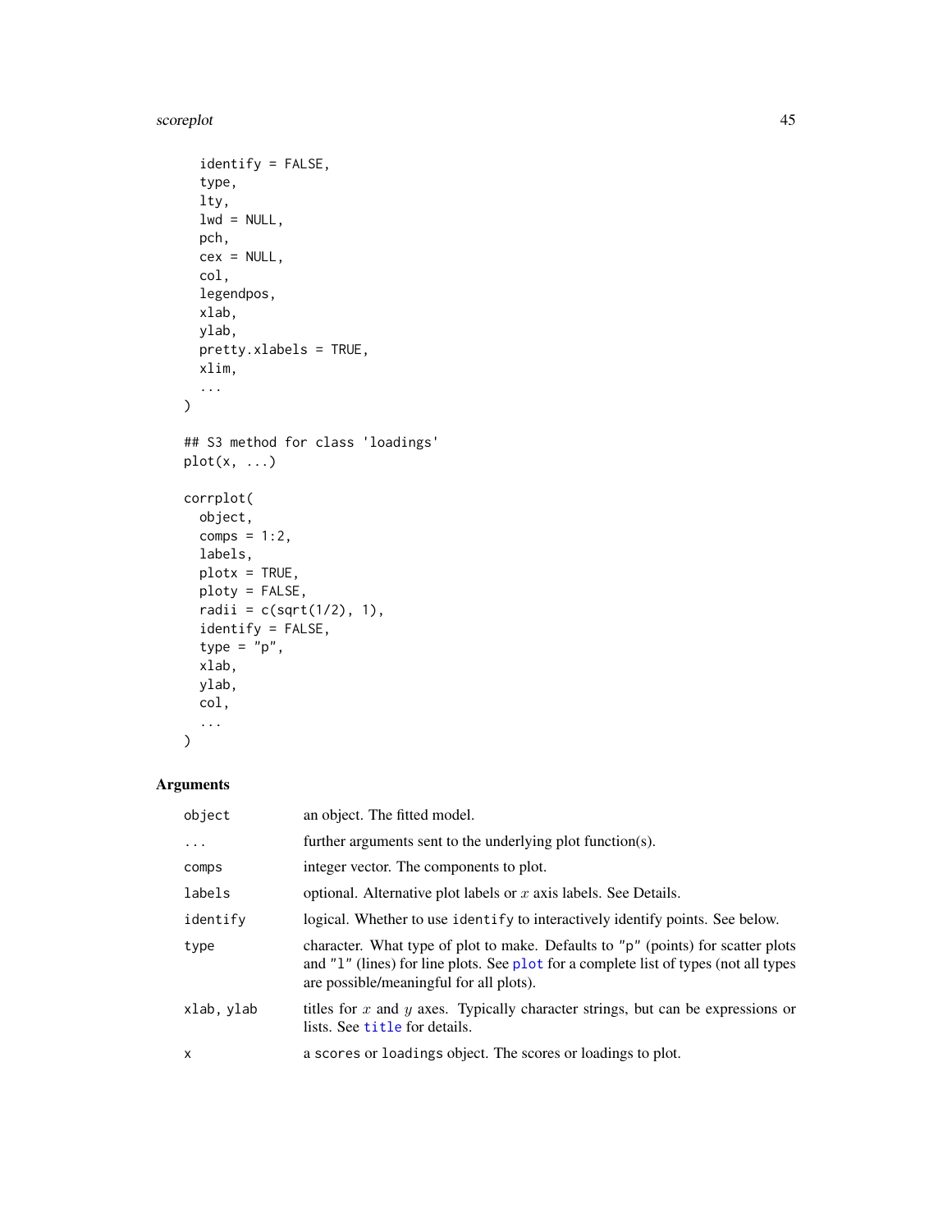```
  identify = FALSE,
  type,
  lty,
  lwd = NULL,
  pch,
  cex = NULL,
  col,
  legendpos,
  xlab,
  ylab,
  pretty.xlabels = TRUE,
  xlim,
  ...
)

## S3 method for class 'loadings'
plot(x, ...)

corrplot(
  object,
  comps = 1:2,
  labels,
  plotx = TRUE,
  ploty = FALSE,
  radii = c(sqrt(1/2), 1),
  identify = FALSE,
  type = "p",
  xlab,
  ylab,
  col,
  ...
)
```

## Arguments

| | |
|---|---|
| `object` | an object. The fitted model. |
| `...` | further arguments sent to the underlying plot function(s). |
| `comps` | integer vector. The components to plot. |
| `labels` | optional. Alternative plot labels or $x$ axis labels. See Details. |
| `identify` | logical. Whether to use `identify` to interactively identify points. See below. |
| `type` | character. What type of plot to make. Defaults to `"p"` (points) for scatter plots and `"l"` (lines) for line plots. See `plot` for a complete list of types (not all types are possible/meaningful for all plots). |
| `xlab, ylab` | titles for $x$ and $y$ axes. Typically character strings, but can be expressions or lists. See `title` for details. |
| `x` | a `scores` or `loadings` object. The scores or loadings to plot. |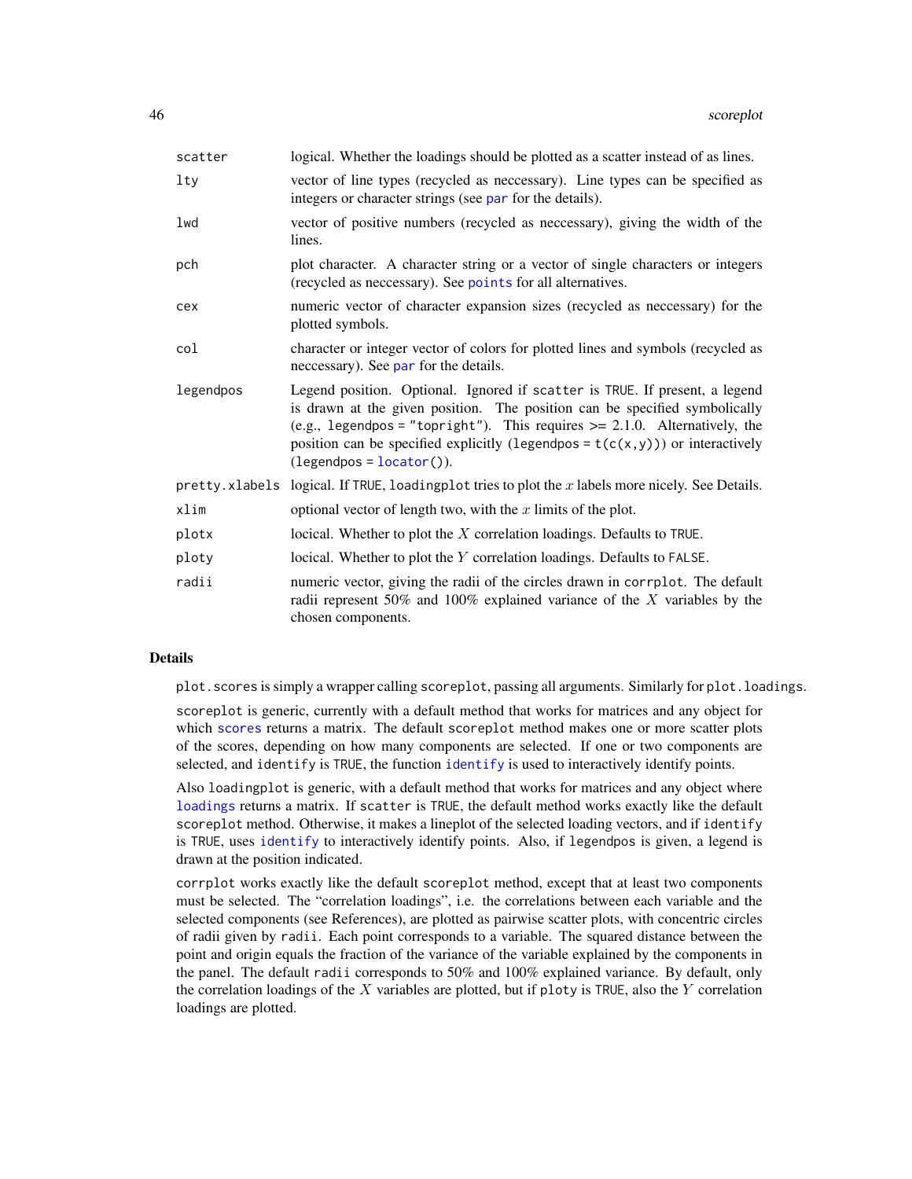| | |
|---|---|
| scatter | logical. Whether the loadings should be plotted as a scatter instead of as lines. |
| lty | vector of line types (recycled as neccessary). Line types can be specified as integers or character strings (see par for the details). |
| lwd | vector of positive numbers (recycled as neccessary), giving the width of the lines. |
| pch | plot character. A character string or a vector of single characters or integers (recycled as neccessary). See points for all alternatives. |
| cex | numeric vector of character expansion sizes (recycled as neccessary) for the plotted symbols. |
| col | character or integer vector of colors for plotted lines and symbols (recycled as neccessary). See par for the details. |
| legendpos | Legend position. Optional. Ignored if scatter is TRUE. If present, a legend is drawn at the given position. The position can be specified symbolically (e.g., legendpos = "topright"). This requires >= 2.1.0. Alternatively, the position can be specified explicitly (legendpos = t(c(x,y))) or interactively (legendpos = locator()). |
| pretty.xlabels | logical. If TRUE, loadingplot tries to plot the $x$ labels more nicely. See Details. |
| xlim | optional vector of length two, with the $x$ limits of the plot. |
| plotx | locical. Whether to plot the $X$ correlation loadings. Defaults to TRUE. |
| ploty | locical. Whether to plot the $Y$ correlation loadings. Defaults to FALSE. |
| radii | numeric vector, giving the radii of the circles drawn in corrplot. The default radii represent 50% and 100% explained variance of the $X$ variables by the chosen components. |

## Details

plot.scores is simply a wrapper calling scoreplot, passing all arguments. Similarly for plot.loadings.

scoreplot is generic, currently with a default method that works for matrices and any object for which scores returns a matrix. The default scoreplot method makes one or more scatter plots of the scores, depending on how many components are selected. If one or two components are selected, and identify is TRUE, the function identify is used to interactively identify points.

Also loadingplot is generic, with a default method that works for matrices and any object where loadings returns a matrix. If scatter is TRUE, the default method works exactly like the default scoreplot method. Otherwise, it makes a lineplot of the selected loading vectors, and if identify is TRUE, uses identify to interactively identify points. Also, if legendpos is given, a legend is drawn at the position indicated.

corrplot works exactly like the default scoreplot method, except that at least two components must be selected. The "correlation loadings", i.e. the correlations between each variable and the selected components (see References), are plotted as pairwise scatter plots, with concentric circles of radii given by radii. Each point corresponds to a variable. The squared distance between the point and origin equals the fraction of the variance of the variable explained by the components in the panel. The default radii corresponds to 50% and 100% explained variance. By default, only the correlation loadings of the $X$ variables are plotted, but if ploty is TRUE, also the $Y$ correlation loadings are plotted.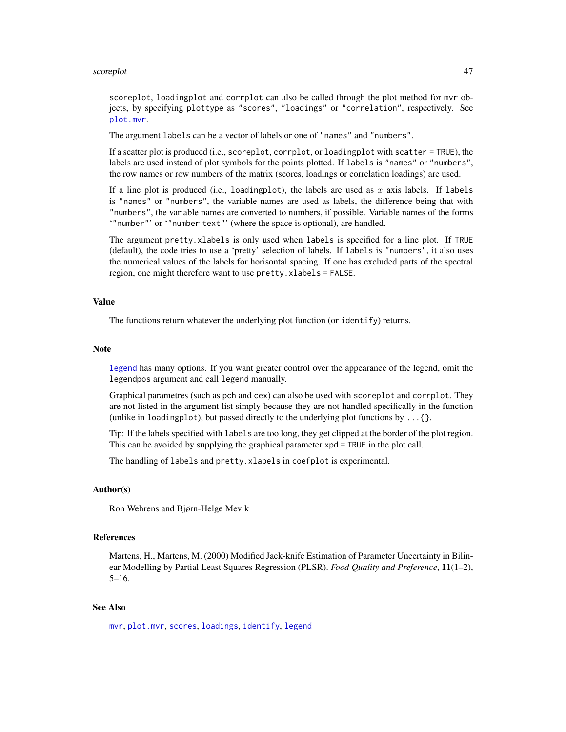scoreplot, loadingplot and corrplot can also be called through the plot method for mvr objects, by specifying plottype as "scores", "loadings" or "correlation", respectively. See plot.mvr.

The argument labels can be a vector of labels or one of "names" and "numbers".

If a scatter plot is produced (i.e., scoreplot, corrplot, or loadingplot with scatter = TRUE), the labels are used instead of plot symbols for the points plotted. If labels is "names" or "numbers", the row names or row numbers of the matrix (scores, loadings or correlation loadings) are used.

If a line plot is produced (i.e., loadingplot), the labels are used as $x$ axis labels. If labels is "names" or "numbers", the variable names are used as labels, the difference being that with "numbers", the variable names are converted to numbers, if possible. Variable names of the forms '"number"' or '"number text"' (where the space is optional), are handled.

The argument pretty.xlabels is only used when labels is specified for a line plot. If TRUE (default), the code tries to use a 'pretty' selection of labels. If labels is "numbers", it also uses the numerical values of the labels for horisontal spacing. If one has excluded parts of the spectral region, one might therefore want to use pretty.xlabels = FALSE.

## Value

The functions return whatever the underlying plot function (or identify) returns.

## Note

legend has many options. If you want greater control over the appearance of the legend, omit the legendpos argument and call legend manually.

Graphical parametres (such as pch and cex) can also be used with scoreplot and corrplot. They are not listed in the argument list simply because they are not handled specifically in the function (unlike in loadingplot), but passed directly to the underlying plot functions by ...{}.

Tip: If the labels specified with labels are too long, they get clipped at the border of the plot region. This can be avoided by supplying the graphical parameter xpd = TRUE in the plot call.

The handling of labels and pretty.xlabels in coefplot is experimental.

## Author(s)

Ron Wehrens and Bjørn-Helge Mevik

## References

Martens, H., Martens, M. (2000) Modified Jack-knife Estimation of Parameter Uncertainty in Bilinear Modelling by Partial Least Squares Regression (PLSR). *Food Quality and Preference*, **11**(1–2), 5–16.

## See Also

mvr, plot.mvr, scores, loadings, identify, legend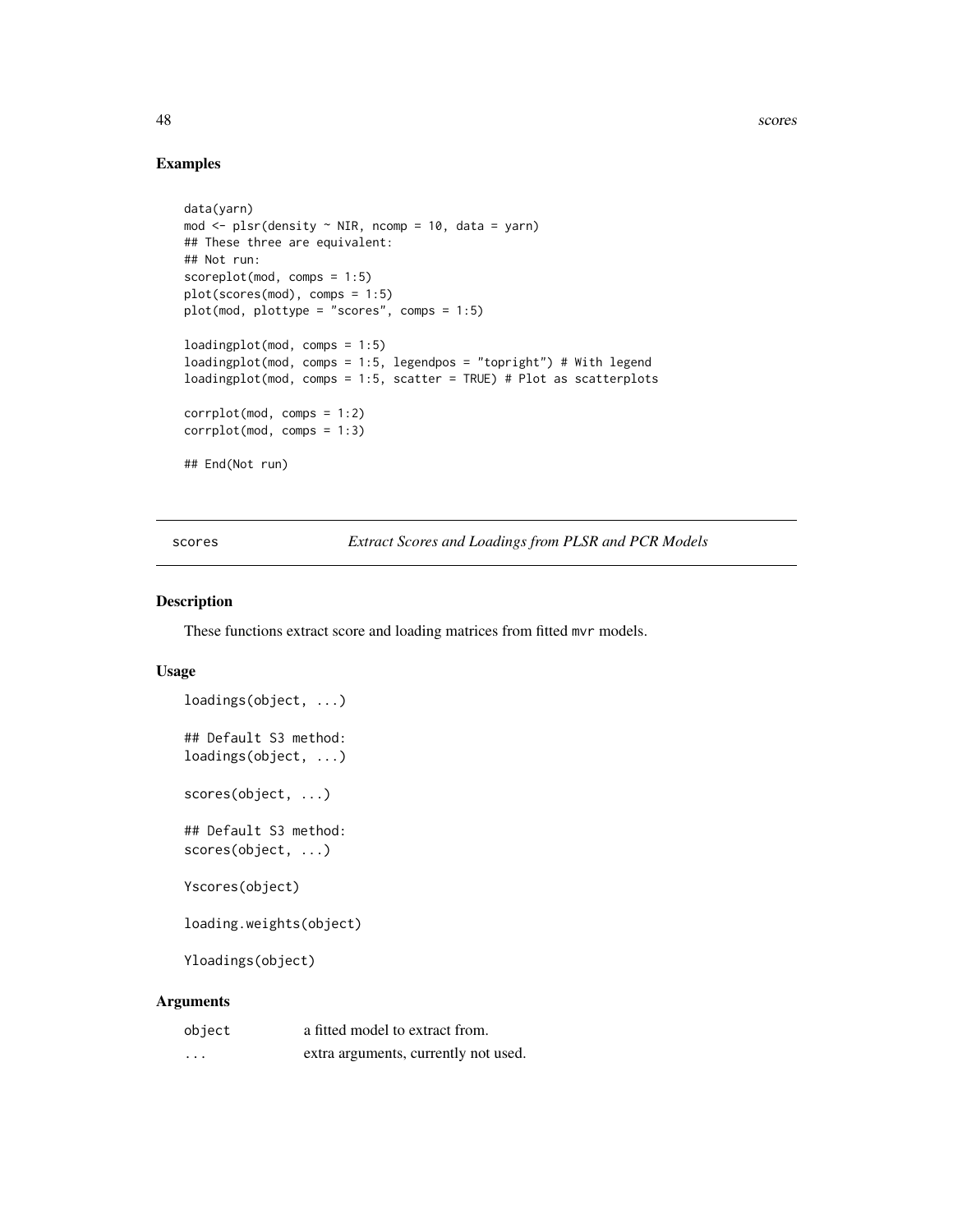### Examples

```
data(yarn)
mod <- plsr(density ~ NIR, ncomp = 10, data = yarn)
## These three are equivalent:
## Not run:
scoreplot(mod, comps = 1:5)
plot(scores(mod), comps = 1:5)
plot(mod, plottype = "scores", comps = 1:5)

loadingplot(mod, comps = 1:5)
loadingplot(mod, comps = 1:5, legendpos = "topright") # With legend
loadingplot(mod, comps = 1:5, scatter = TRUE) # Plot as scatterplots

corrplot(mod, comps = 1:2)
corrplot(mod, comps = 1:3)

## End(Not run)
```

---

## scores — *Extract Scores and Loadings from PLSR and PCR Models*

### Description

These functions extract score and loading matrices from fitted `mvr` models.

### Usage

```
loadings(object, ...)

## Default S3 method:
loadings(object, ...)

scores(object, ...)

## Default S3 method:
scores(object, ...)

Yscores(object)

loading.weights(object)

Yloadings(object)
```

### Arguments

| | |
|---|---|
| `object` | a fitted model to extract from. |
| `...` | extra arguments, currently not used. |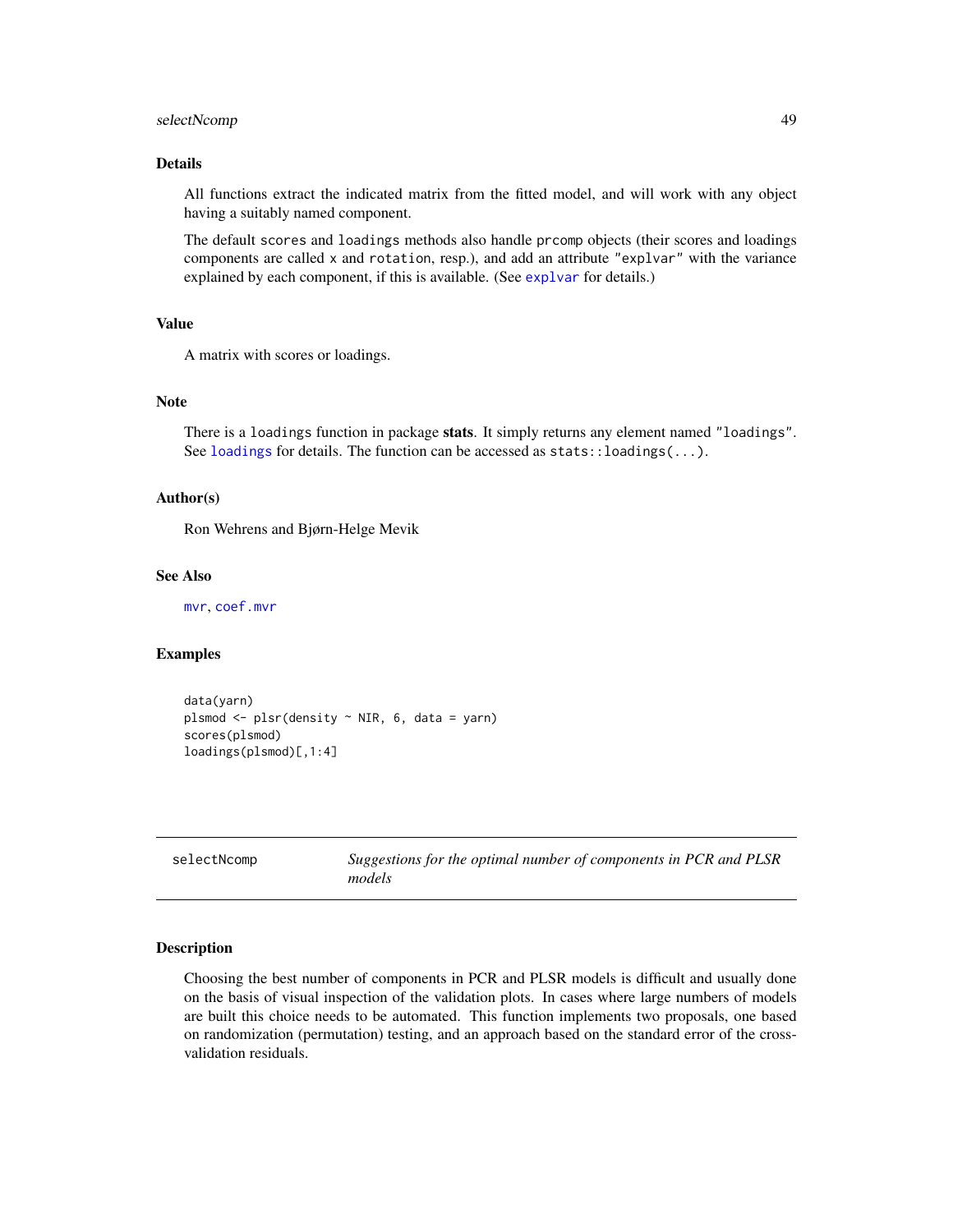### Details

All functions extract the indicated matrix from the fitted model, and will work with any object having a suitably named component.

The default `scores` and `loadings` methods also handle `prcomp` objects (their scores and loadings components are called `x` and `rotation`, resp.), and add an attribute `"explvar"` with the variance explained by each component, if this is available. (See `explvar` for details.)

### Value

A matrix with scores or loadings.

### Note

There is a `loadings` function in package **stats**. It simply returns any element named `"loadings"`. See `loadings` for details. The function can be accessed as `stats::loadings(...)`.

### Author(s)

Ron Wehrens and Bjørn-Helge Mevik

### See Also

`mvr`, `coef.mvr`

### Examples

```
data(yarn)
plsmod <- plsr(density ~ NIR, 6, data = yarn)
scores(plsmod)
loadings(plsmod)[,1:4]
```

---

## selectNcomp — *Suggestions for the optimal number of components in PCR and PLSR models*

---

### Description

Choosing the best number of components in PCR and PLSR models is difficult and usually done on the basis of visual inspection of the validation plots. In cases where large numbers of models are built this choice needs to be automated. This function implements two proposals, one based on randomization (permutation) testing, and an approach based on the standard error of the cross-validation residuals.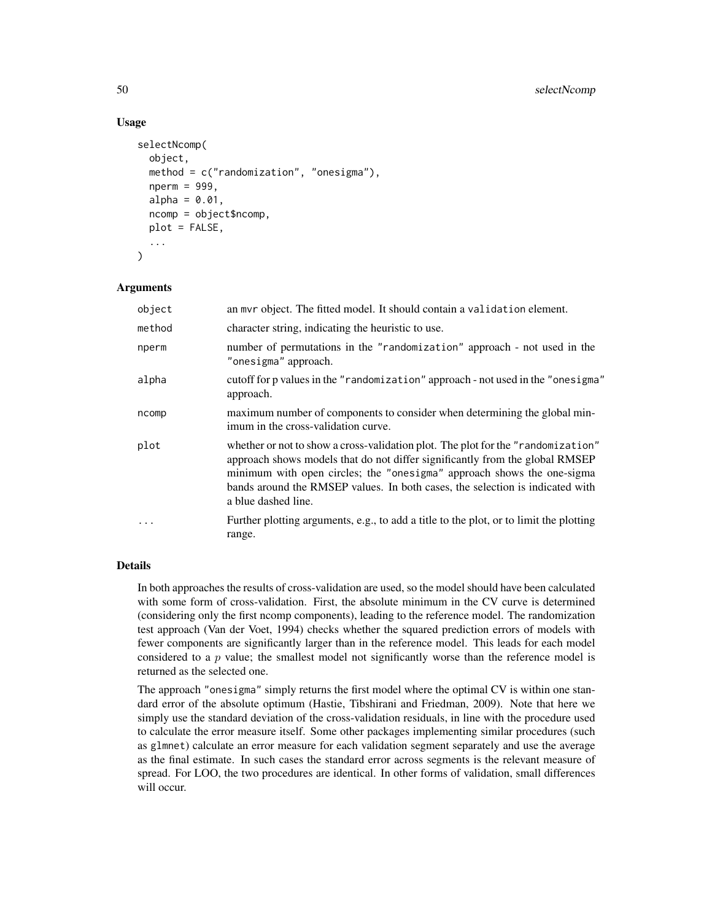### Usage

```
selectNcomp(
  object,
  method = c("randomization", "onesigma"),
  nperm = 999,
  alpha = 0.01,
  ncomp = object$ncomp,
  plot = FALSE,
  ...
)
```

### Arguments

| | |
|---|---|
| `object` | an `mvr` object. The fitted model. It should contain a `validation` element. |
| `method` | character string, indicating the heuristic to use. |
| `nperm` | number of permutations in the `"randomization"` approach - not used in the `"onesigma"` approach. |
| `alpha` | cutoff for p values in the `"randomization"` approach - not used in the `"onesigma"` approach. |
| `ncomp` | maximum number of components to consider when determining the global minimum in the cross-validation curve. |
| `plot` | whether or not to show a cross-validation plot. The plot for the `"randomization"` approach shows models that do not differ significantly from the global RMSEP minimum with open circles; the `"onesigma"` approach shows the one-sigma bands around the RMSEP values. In both cases, the selection is indicated with a blue dashed line. |
| `...` | Further plotting arguments, e.g., to add a title to the plot, or to limit the plotting range. |

### Details

In both approaches the results of cross-validation are used, so the model should have been calculated with some form of cross-validation. First, the absolute minimum in the CV curve is determined (considering only the first ncomp components), leading to the reference model. The randomization test approach (Van der Voet, 1994) checks whether the squared prediction errors of models with fewer components are significantly larger than in the reference model. This leads for each model considered to a $p$ value; the smallest model not significantly worse than the reference model is returned as the selected one.

The approach `"onesigma"` simply returns the first model where the optimal CV is within one standard error of the absolute optimum (Hastie, Tibshirani and Friedman, 2009). Note that here we simply use the standard deviation of the cross-validation residuals, in line with the procedure used to calculate the error measure itself. Some other packages implementing similar procedures (such as `glmnet`) calculate an error measure for each validation segment separately and use the average as the final estimate. In such cases the standard error across segments is the relevant measure of spread. For LOO, the two procedures are identical. In other forms of validation, small differences will occur.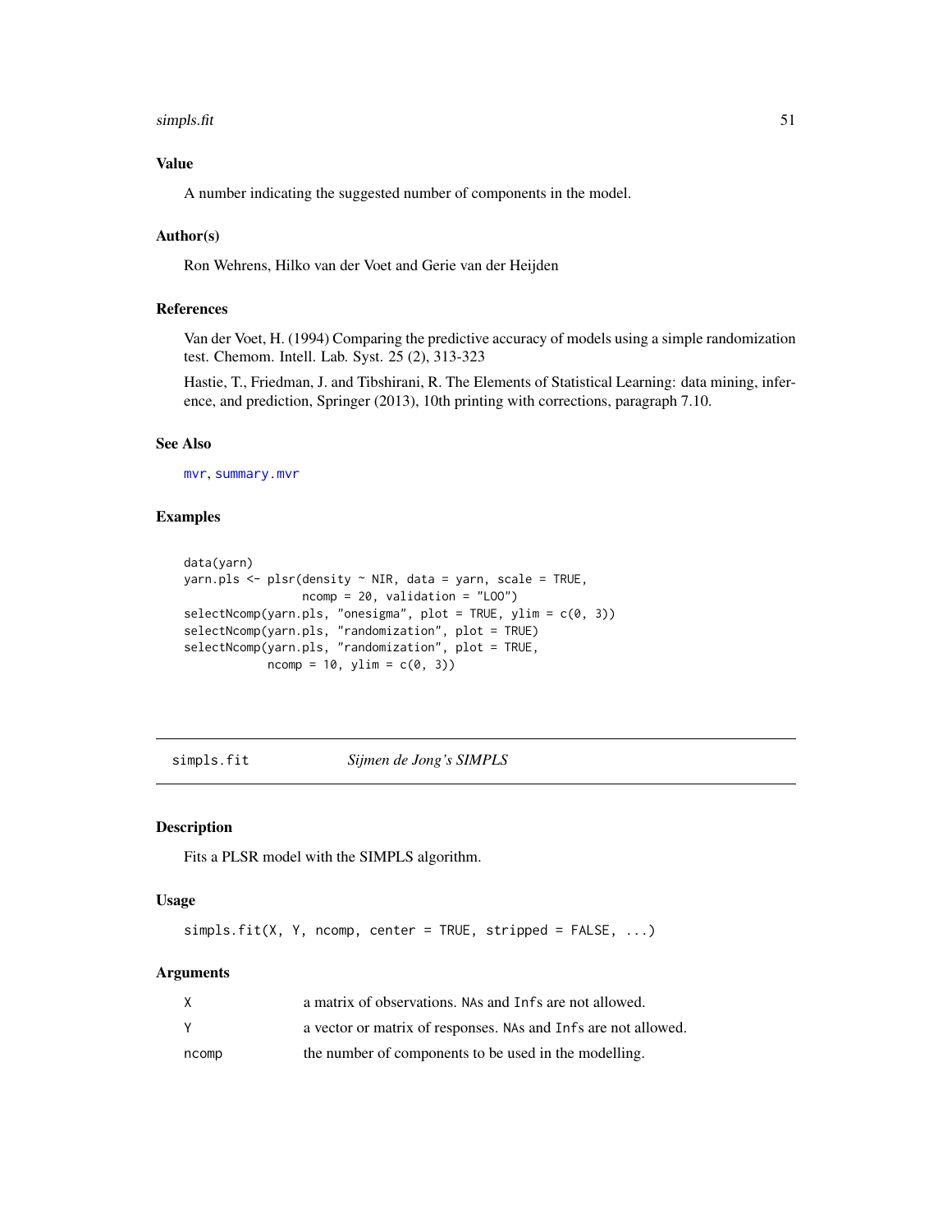### Value

A number indicating the suggested number of components in the model.

### Author(s)

Ron Wehrens, Hilko van der Voet and Gerie van der Heijden

### References

Van der Voet, H. (1994) Comparing the predictive accuracy of models using a simple randomization test. Chemom. Intell. Lab. Syst. 25 (2), 313-323

Hastie, T., Friedman, J. and Tibshirani, R. The Elements of Statistical Learning: data mining, inference, and prediction, Springer (2013), 10th printing with corrections, paragraph 7.10.

### See Also

`mvr`, `summary.mvr`

### Examples

```
data(yarn)
yarn.pls <- plsr(density ~ NIR, data = yarn, scale = TRUE,
                 ncomp = 20, validation = "LOO")
selectNcomp(yarn.pls, "onesigma", plot = TRUE, ylim = c(0, 3))
selectNcomp(yarn.pls, "randomization", plot = TRUE)
selectNcomp(yarn.pls, "randomization", plot = TRUE,
            ncomp = 10, ylim = c(0, 3))
```

---

## `simpls.fit` *Sijmen de Jong's SIMPLS*

### Description

Fits a PLSR model with the SIMPLS algorithm.

### Usage

```
simpls.fit(X, Y, ncomp, center = TRUE, stripped = FALSE, ...)
```

### Arguments

| | |
|---|---|
| X | a matrix of observations. NAs and Infs are not allowed. |
| Y | a vector or matrix of responses. NAs and Infs are not allowed. |
| ncomp | the number of components to be used in the modelling. |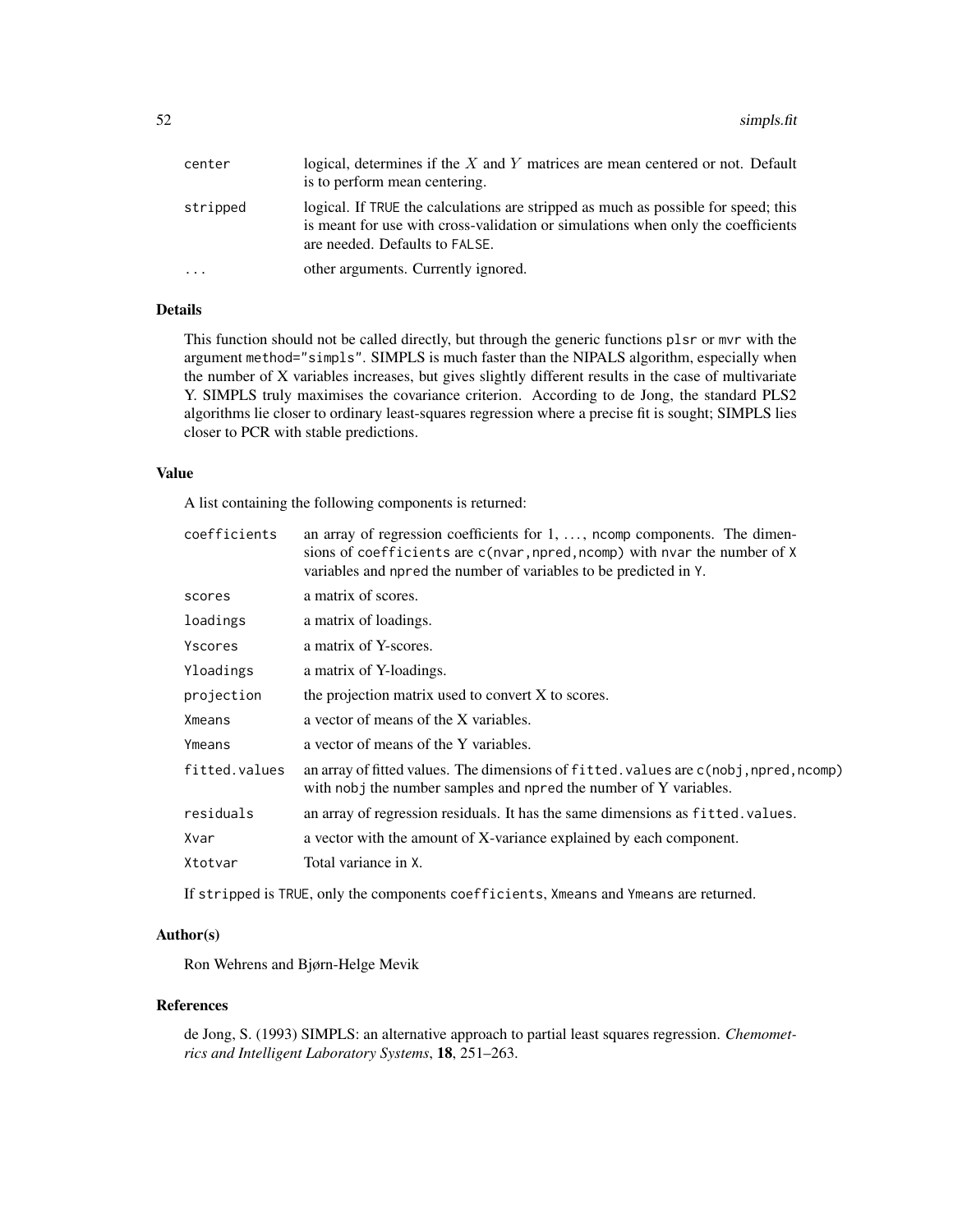| | |
|---|---|
| `center` | logical, determines if the $X$ and $Y$ matrices are mean centered or not. Default is to perform mean centering. |
| `stripped` | logical. If `TRUE` the calculations are stripped as much as possible for speed; this is meant for use with cross-validation or simulations when only the coefficients are needed. Defaults to `FALSE`. |
| `...` | other arguments. Currently ignored. |

### Details

This function should not be called directly, but through the generic functions `plsr` or `mvr` with the argument `method="simpls"`. SIMPLS is much faster than the NIPALS algorithm, especially when the number of X variables increases, but gives slightly different results in the case of multivariate Y. SIMPLS truly maximises the covariance criterion. According to de Jong, the standard PLS2 algorithms lie closer to ordinary least-squares regression where a precise fit is sought; SIMPLS lies closer to PCR with stable predictions.

### Value

A list containing the following components is returned:

| | |
|---|---|
| `coefficients` | an array of regression coefficients for 1, ..., `ncomp` components. The dimensions of `coefficients` are `c(nvar,npred,ncomp)` with `nvar` the number of `X` variables and `npred` the number of variables to be predicted in `Y`. |
| `scores` | a matrix of scores. |
| `loadings` | a matrix of loadings. |
| `Yscores` | a matrix of Y-scores. |
| `Yloadings` | a matrix of Y-loadings. |
| `projection` | the projection matrix used to convert X to scores. |
| `Xmeans` | a vector of means of the X variables. |
| `Ymeans` | a vector of means of the Y variables. |
| `fitted.values` | an array of fitted values. The dimensions of `fitted.values` are `c(nobj,npred,ncomp)` with `nobj` the number samples and `npred` the number of Y variables. |
| `residuals` | an array of regression residuals. It has the same dimensions as `fitted.values`. |
| `Xvar` | a vector with the amount of X-variance explained by each component. |
| `Xtotvar` | Total variance in `X`. |

If `stripped` is `TRUE`, only the components `coefficients`, `Xmeans` and `Ymeans` are returned.

### Author(s)

Ron Wehrens and Bjørn-Helge Mevik

### References

de Jong, S. (1993) SIMPLS: an alternative approach to partial least squares regression. *Chemometrics and Intelligent Laboratory Systems*, **18**, 251–263.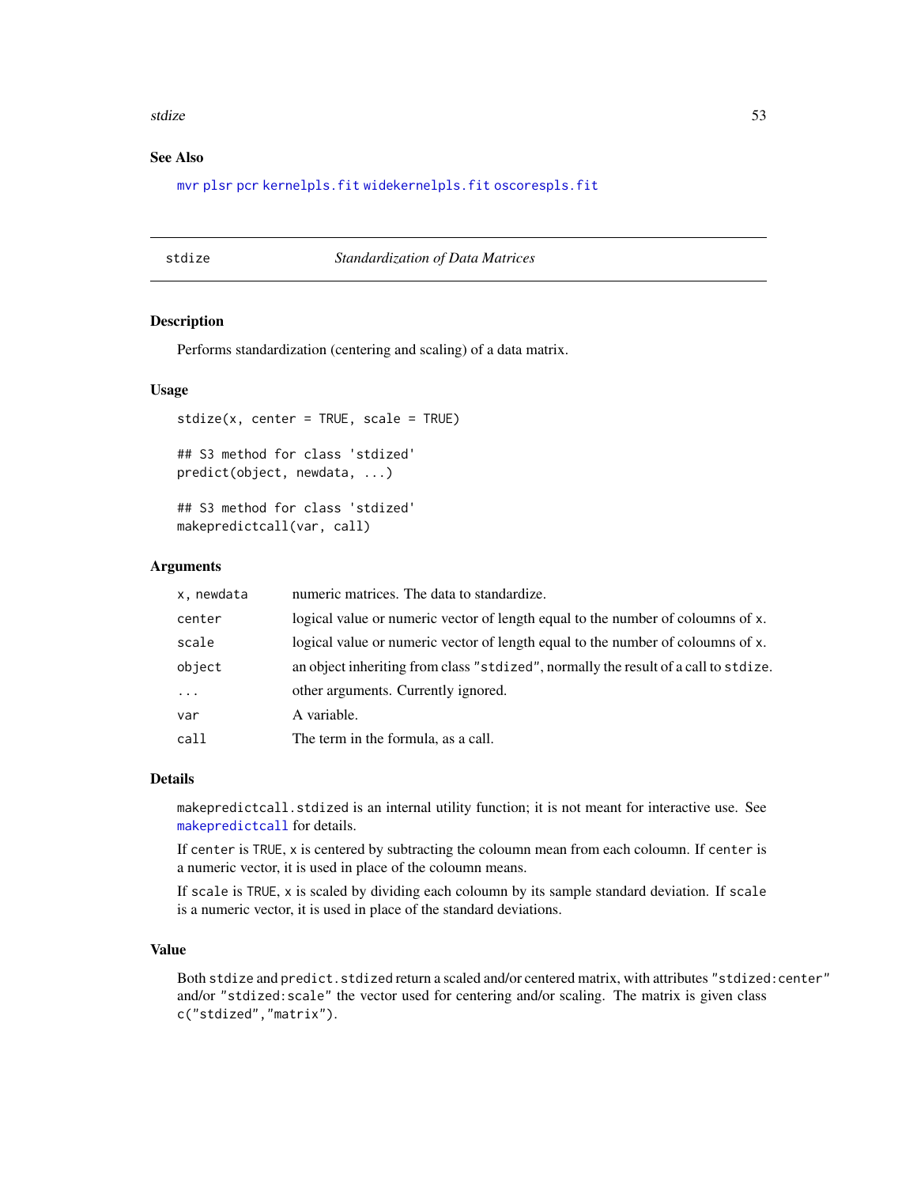## See Also

mvr plsr pcr kernelpls.fit widekernelpls.fit oscorespls.fit

---

# stdize — *Standardization of Data Matrices*

### Description

Performs standardization (centering and scaling) of a data matrix.

### Usage

```
stdize(x, center = TRUE, scale = TRUE)

## S3 method for class 'stdized'
predict(object, newdata, ...)

## S3 method for class 'stdized'
makepredictcall(var, call)
```

### Arguments

| | |
|---|---|
| x, newdata | numeric matrices. The data to standardize. |
| center | logical value or numeric vector of length equal to the number of coloumns of x. |
| scale | logical value or numeric vector of length equal to the number of coloumns of x. |
| object | an object inheriting from class "stdized", normally the result of a call to stdize. |
| ... | other arguments. Currently ignored. |
| var | A variable. |
| call | The term in the formula, as a call. |

### Details

makepredictcall.stdized is an internal utility function; it is not meant for interactive use. See makepredictcall for details.

If center is TRUE, x is centered by subtracting the coloumn mean from each coloumn. If center is a numeric vector, it is used in place of the coloumn means.

If scale is TRUE, x is scaled by dividing each coloumn by its sample standard deviation. If scale is a numeric vector, it is used in place of the standard deviations.

### Value

Both stdize and predict.stdized return a scaled and/or centered matrix, with attributes "stdized:center" and/or "stdized:scale" the vector used for centering and/or scaling. The matrix is given class c("stdized","matrix").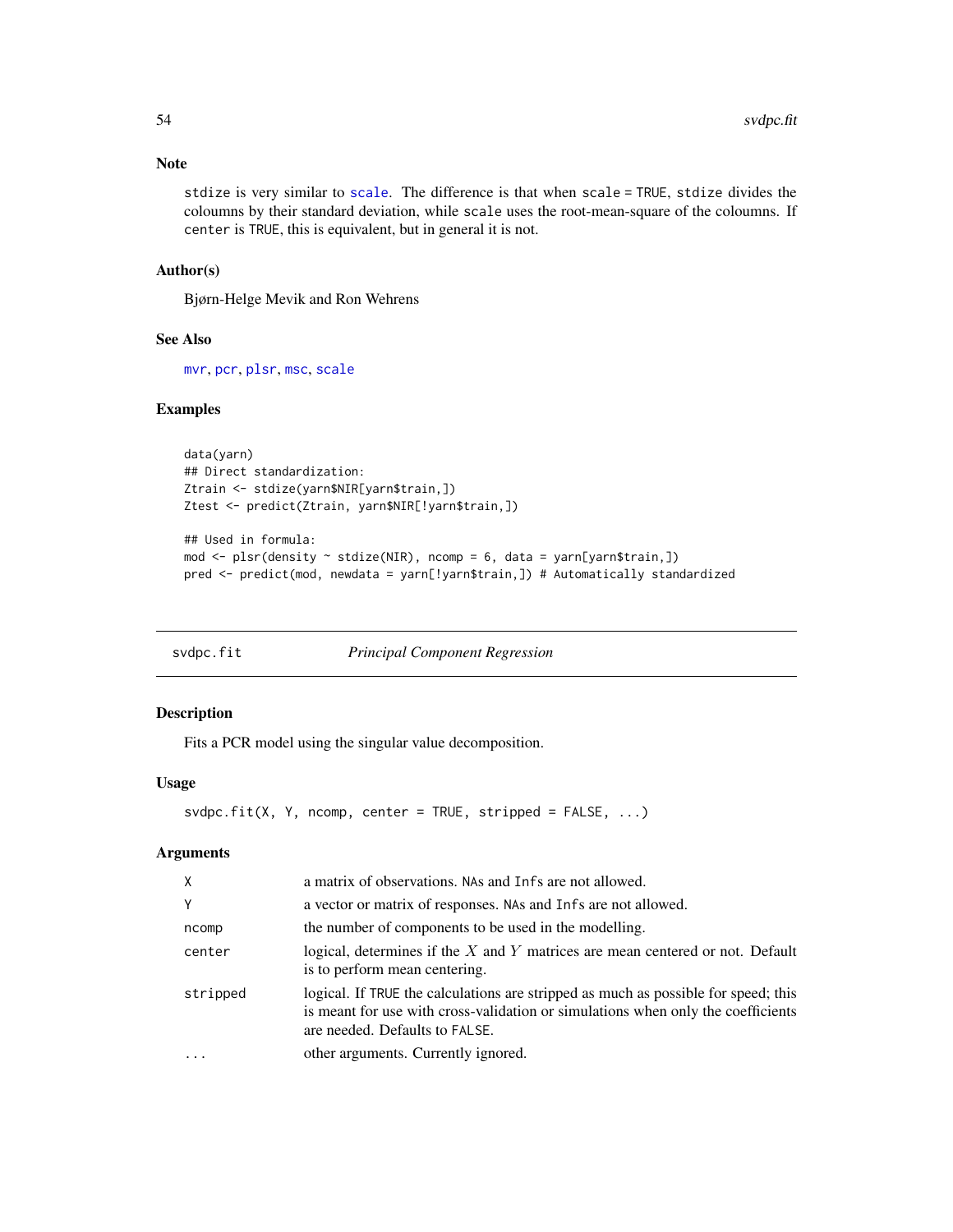### Note

stdize is very similar to scale. The difference is that when scale = TRUE, stdize divides the coloumns by their standard deviation, while scale uses the root-mean-square of the coloumns. If center is TRUE, this is equivalent, but in general it is not.

### Author(s)

Bjørn-Helge Mevik and Ron Wehrens

### See Also

mvr, pcr, plsr, msc, scale

### Examples

```
data(yarn)
## Direct standardization:
Ztrain <- stdize(yarn$NIR[yarn$train,])
Ztest <- predict(Ztrain, yarn$NIR[!yarn$train,])

## Used in formula:
mod <- plsr(density ~ stdize(NIR), ncomp = 6, data = yarn[yarn$train,])
pred <- predict(mod, newdata = yarn[!yarn$train,]) # Automatically standardized
```

---

## svdpc.fit — *Principal Component Regression*

---

### Description

Fits a PCR model using the singular value decomposition.

### Usage

```
svdpc.fit(X, Y, ncomp, center = TRUE, stripped = FALSE, ...)
```

### Arguments

| | |
|---|---|
| X | a matrix of observations. NAs and Infs are not allowed. |
| Y | a vector or matrix of responses. NAs and Infs are not allowed. |
| ncomp | the number of components to be used in the modelling. |
| center | logical, determines if the $X$ and $Y$ matrices are mean centered or not. Default is to perform mean centering. |
| stripped | logical. If TRUE the calculations are stripped as much as possible for speed; this is meant for use with cross-validation or simulations when only the coefficients are needed. Defaults to FALSE. |
| ... | other arguments. Currently ignored. |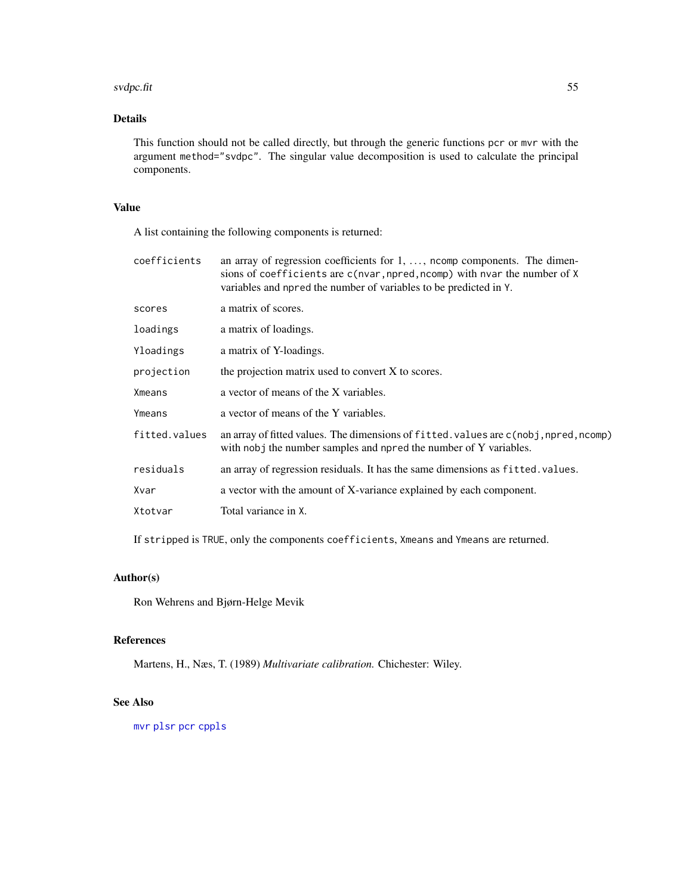## Details

This function should not be called directly, but through the generic functions `pcr` or `mvr` with the argument `method="svdpc"`. The singular value decomposition is used to calculate the principal components.

## Value

A list containing the following components is returned:

| | |
|---|---|
| `coefficients` | an array of regression coefficients for 1, ..., `ncomp` components. The dimensions of `coefficients` are `c(nvar,npred,ncomp)` with `nvar` the number of `X` variables and `npred` the number of variables to be predicted in `Y`. |
| `scores` | a matrix of scores. |
| `loadings` | a matrix of loadings. |
| `Yloadings` | a matrix of Y-loadings. |
| `projection` | the projection matrix used to convert X to scores. |
| `Xmeans` | a vector of means of the X variables. |
| `Ymeans` | a vector of means of the Y variables. |
| `fitted.values` | an array of fitted values. The dimensions of `fitted.values` are `c(nobj,npred,ncomp)` with `nobj` the number samples and `npred` the number of Y variables. |
| `residuals` | an array of regression residuals. It has the same dimensions as `fitted.values`. |
| `Xvar` | a vector with the amount of X-variance explained by each component. |
| `Xtotvar` | Total variance in `X`. |

If `stripped` is `TRUE`, only the components `coefficients`, `Xmeans` and `Ymeans` are returned.

## Author(s)

Ron Wehrens and Bjørn-Helge Mevik

## References

Martens, H., Næs, T. (1989) *Multivariate calibration.* Chichester: Wiley.

## See Also

`mvr` `plsr` `pcr` `cppls`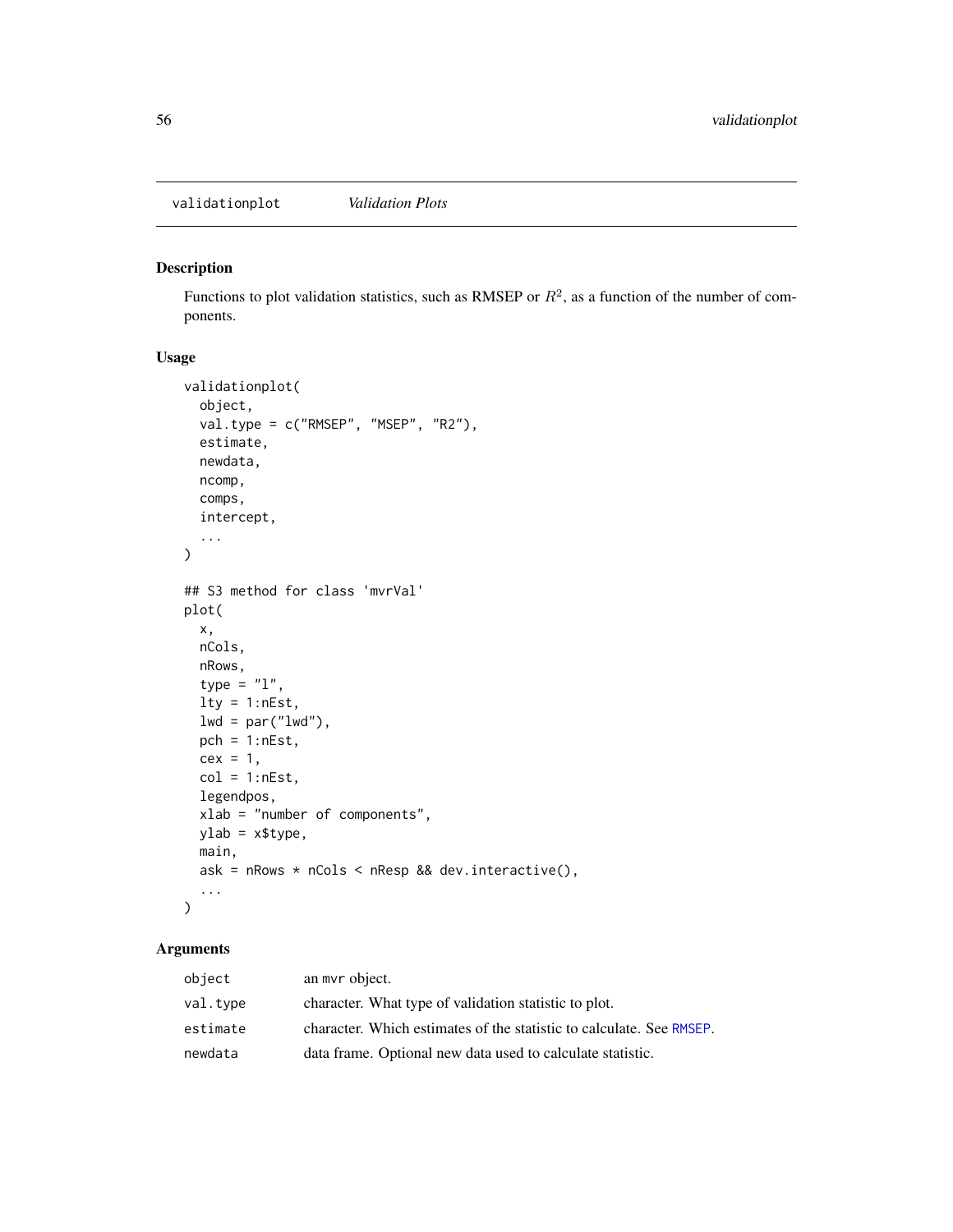## validationplot *Validation Plots*

### Description

Functions to plot validation statistics, such as RMSEP or $R^2$, as a function of the number of components.

### Usage

```
validationplot(
  object,
  val.type = c("RMSEP", "MSEP", "R2"),
  estimate,
  newdata,
  ncomp,
  comps,
  intercept,
  ...
)

## S3 method for class 'mvrVal'
plot(
  x,
  nCols,
  nRows,
  type = "l",
  lty = 1:nEst,
  lwd = par("lwd"),
  pch = 1:nEst,
  cex = 1,
  col = 1:nEst,
  legendpos,
  xlab = "number of components",
  ylab = x$type,
  main,
  ask = nRows * nCols < nResp && dev.interactive(),
  ...
)
```

### Arguments

| | |
|---|---|
| `object` | an `mvr` object. |
| `val.type` | character. What type of validation statistic to plot. |
| `estimate` | character. Which estimates of the statistic to calculate. See `RMSEP`. |
| `newdata` | data frame. Optional new data used to calculate statistic. |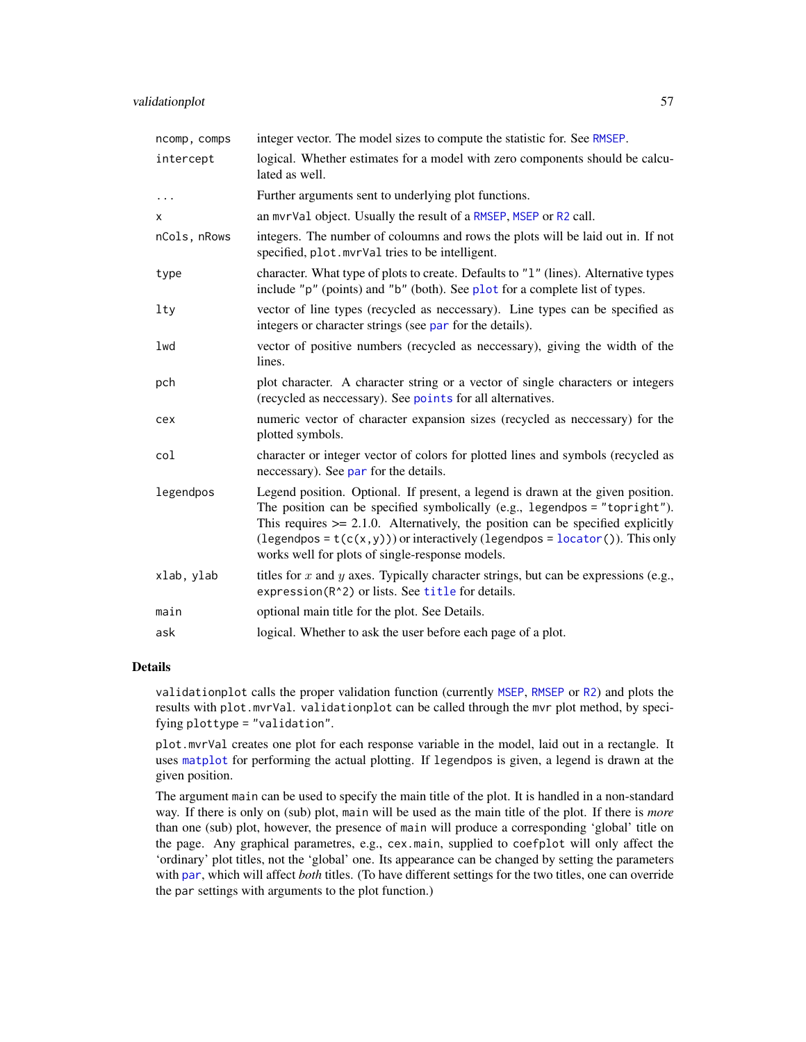| | |
|---|---|
| `ncomp, comps` | integer vector. The model sizes to compute the statistic for. See `RMSEP`. |
| `intercept` | logical. Whether estimates for a model with zero components should be calculated as well. |
| `...` | Further arguments sent to underlying plot functions. |
| `x` | an `mvrVal` object. Usually the result of a `RMSEP`, `MSEP` or `R2` call. |
| `nCols, nRows` | integers. The number of coloumns and rows the plots will be laid out in. If not specified, `plot.mvrVal` tries to be intelligent. |
| `type` | character. What type of plots to create. Defaults to `"l"` (lines). Alternative types include `"p"` (points) and `"b"` (both). See `plot` for a complete list of types. |
| `lty` | vector of line types (recycled as neccessary). Line types can be specified as integers or character strings (see `par` for the details). |
| `lwd` | vector of positive numbers (recycled as neccessary), giving the width of the lines. |
| `pch` | plot character. A character string or a vector of single characters or integers (recycled as neccessary). See `points` for all alternatives. |
| `cex` | numeric vector of character expansion sizes (recycled as neccessary) for the plotted symbols. |
| `col` | character or integer vector of colors for plotted lines and symbols (recycled as neccessary). See `par` for the details. |
| `legendpos` | Legend position. Optional. If present, a legend is drawn at the given position. The position can be specified symbolically (e.g., `legendpos = "topright"`). This requires >= 2.1.0. Alternatively, the position can be specified explicitly (`legendpos = t(c(x,y))`) or interactively (`legendpos = locator()`). This only works well for plots of single-response models. |
| `xlab, ylab` | titles for $x$ and $y$ axes. Typically character strings, but can be expressions (e.g., `expression(R^2)` or lists. See `title` for details. |
| `main` | optional main title for the plot. See Details. |
| `ask` | logical. Whether to ask the user before each page of a plot. |

## Details

`validationplot` calls the proper validation function (currently `MSEP`, `RMSEP` or `R2`) and plots the results with `plot.mvrVal`. `validationplot` can be called through the `mvr` plot method, by specifying `plottype = "validation"`.

`plot.mvrVal` creates one plot for each response variable in the model, laid out in a rectangle. It uses `matplot` for performing the actual plotting. If `legendpos` is given, a legend is drawn at the given position.

The argument `main` can be used to specify the main title of the plot. It is handled in a non-standard way. If there is only on (sub) plot, `main` will be used as the main title of the plot. If there is *more* than one (sub) plot, however, the presence of `main` will produce a corresponding 'global' title on the page. Any graphical parametres, e.g., `cex.main`, supplied to `coefplot` will only affect the 'ordinary' plot titles, not the 'global' one. Its appearance can be changed by setting the parameters with `par`, which will affect *both* titles. (To have different settings for the two titles, one can override the `par` settings with arguments to the plot function.)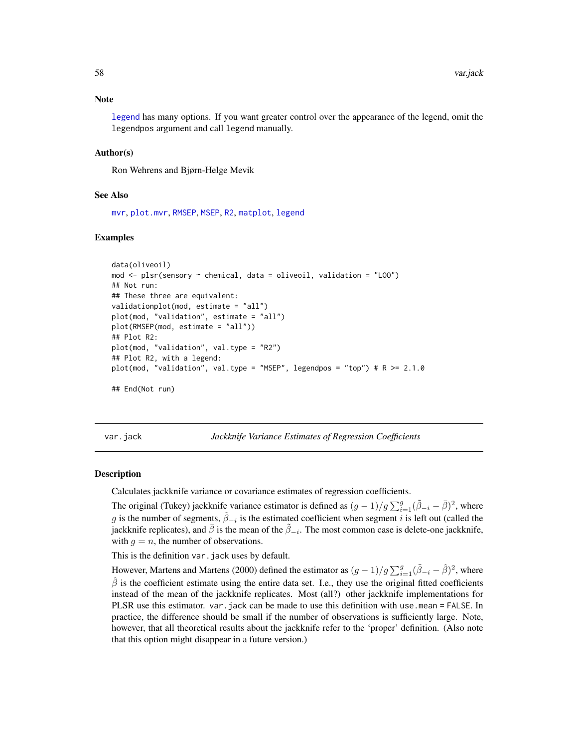## Note

legend has many options. If you want greater control over the appearance of the legend, omit the legendpos argument and call legend manually.

## Author(s)

Ron Wehrens and Bjørn-Helge Mevik

## See Also

mvr, plot.mvr, RMSEP, MSEP, R2, matplot, legend

## Examples

```
data(oliveoil)
mod <- plsr(sensory ~ chemical, data = oliveoil, validation = "LOO")
## Not run:
## These three are equivalent:
validationplot(mod, estimate = "all")
plot(mod, "validation", estimate = "all")
plot(RMSEP(mod, estimate = "all"))
## Plot R2:
plot(mod, "validation", val.type = "R2")
## Plot R2, with a legend:
plot(mod, "validation", val.type = "MSEP", legendpos = "top") # R >= 2.1.0

## End(Not run)
```

---

# var.jack — *Jackknife Variance Estimates of Regression Coefficients*

## Description

Calculates jackknife variance or covariance estimates of regression coefficients.

The original (Tukey) jackknife variance estimator is defined as $(g-1)/g \sum_{i=1}^{g} (\tilde{\beta}_{-i} - \bar{\beta})^2$, where $g$ is the number of segments, $\tilde{\beta}_{-i}$ is the estimated coefficient when segment $i$ is left out (called the jackknife replicates), and $\bar{\beta}$ is the mean of the $\tilde{\beta}_{-i}$. The most common case is delete-one jackknife, with $g = n$, the number of observations.

This is the definition var.jack uses by default.

However, Martens and Martens (2000) defined the estimator as $(g-1)/g \sum_{i=1}^{g} (\tilde{\beta}_{-i} - \hat{\beta})^2$, where $\hat{\beta}$ is the coefficient estimate using the entire data set. I.e., they use the original fitted coefficients instead of the mean of the jackknife replicates. Most (all?) other jackknife implementations for PLSR use this estimator. var.jack can be made to use this definition with use.mean = FALSE. In practice, the difference should be small if the number of observations is sufficiently large. Note, however, that all theoretical results about the jackknife refer to the 'proper' definition. (Also note that this option might disappear in a future version.)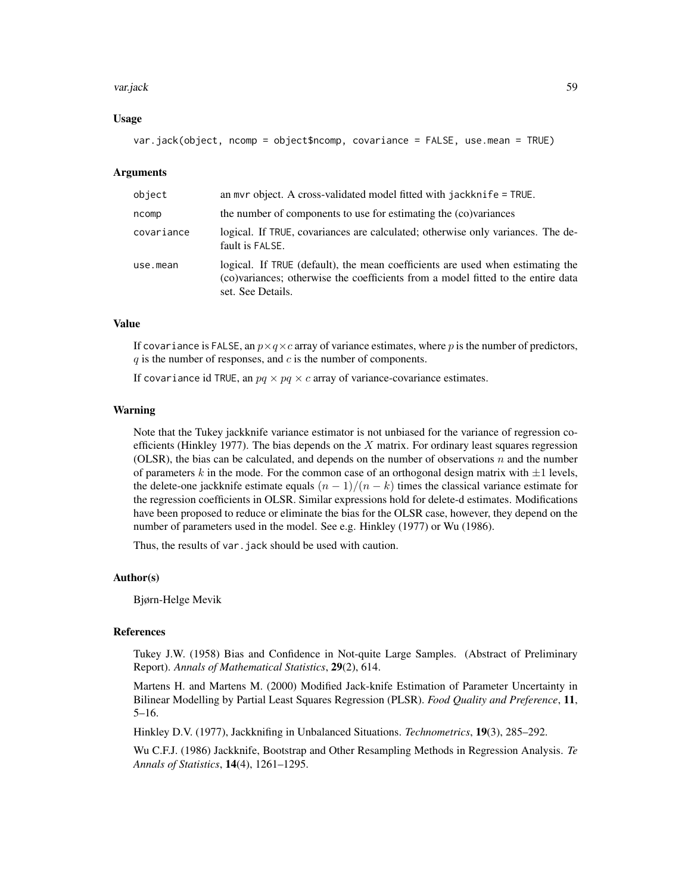### Usage

```
var.jack(object, ncomp = object$ncomp, covariance = FALSE, use.mean = TRUE)
```

### Arguments

| | |
|---|---|
| object | an mvr object. A cross-validated model fitted with jackknife = TRUE. |
| ncomp | the number of components to use for estimating the (co)variances |
| covariance | logical. If TRUE, covariances are calculated; otherwise only variances. The default is FALSE. |
| use.mean | logical. If TRUE (default), the mean coefficients are used when estimating the (co)variances; otherwise the coefficients from a model fitted to the entire data set. See Details. |

### Value

If covariance is FALSE, an $p \times q \times c$ array of variance estimates, where $p$ is the number of predictors, $q$ is the number of responses, and $c$ is the number of components.

If covariance id TRUE, an $pq \times pq \times c$ array of variance-covariance estimates.

### Warning

Note that the Tukey jackknife variance estimator is not unbiased for the variance of regression coefficients (Hinkley 1977). The bias depends on the $X$ matrix. For ordinary least squares regression (OLSR), the bias can be calculated, and depends on the number of observations $n$ and the number of parameters $k$ in the mode. For the common case of an orthogonal design matrix with $\pm 1$ levels, the delete-one jackknife estimate equals $(n-1)/(n-k)$ times the classical variance estimate for the regression coefficients in OLSR. Similar expressions hold for delete-d estimates. Modifications have been proposed to reduce or eliminate the bias for the OLSR case, however, they depend on the number of parameters used in the model. See e.g. Hinkley (1977) or Wu (1986).

Thus, the results of var.jack should be used with caution.

### Author(s)

Bjørn-Helge Mevik

### References

Tukey J.W. (1958) Bias and Confidence in Not-quite Large Samples. (Abstract of Preliminary Report). *Annals of Mathematical Statistics*, **29**(2), 614.

Martens H. and Martens M. (2000) Modified Jack-knife Estimation of Parameter Uncertainty in Bilinear Modelling by Partial Least Squares Regression (PLSR). *Food Quality and Preference*, **11**, 5–16.

Hinkley D.V. (1977), Jackknifing in Unbalanced Situations. *Technometrics*, **19**(3), 285–292.

Wu C.F.J. (1986) Jackknife, Bootstrap and Other Resampling Methods in Regression Analysis. *Te Annals of Statistics*, **14**(4), 1261–1295.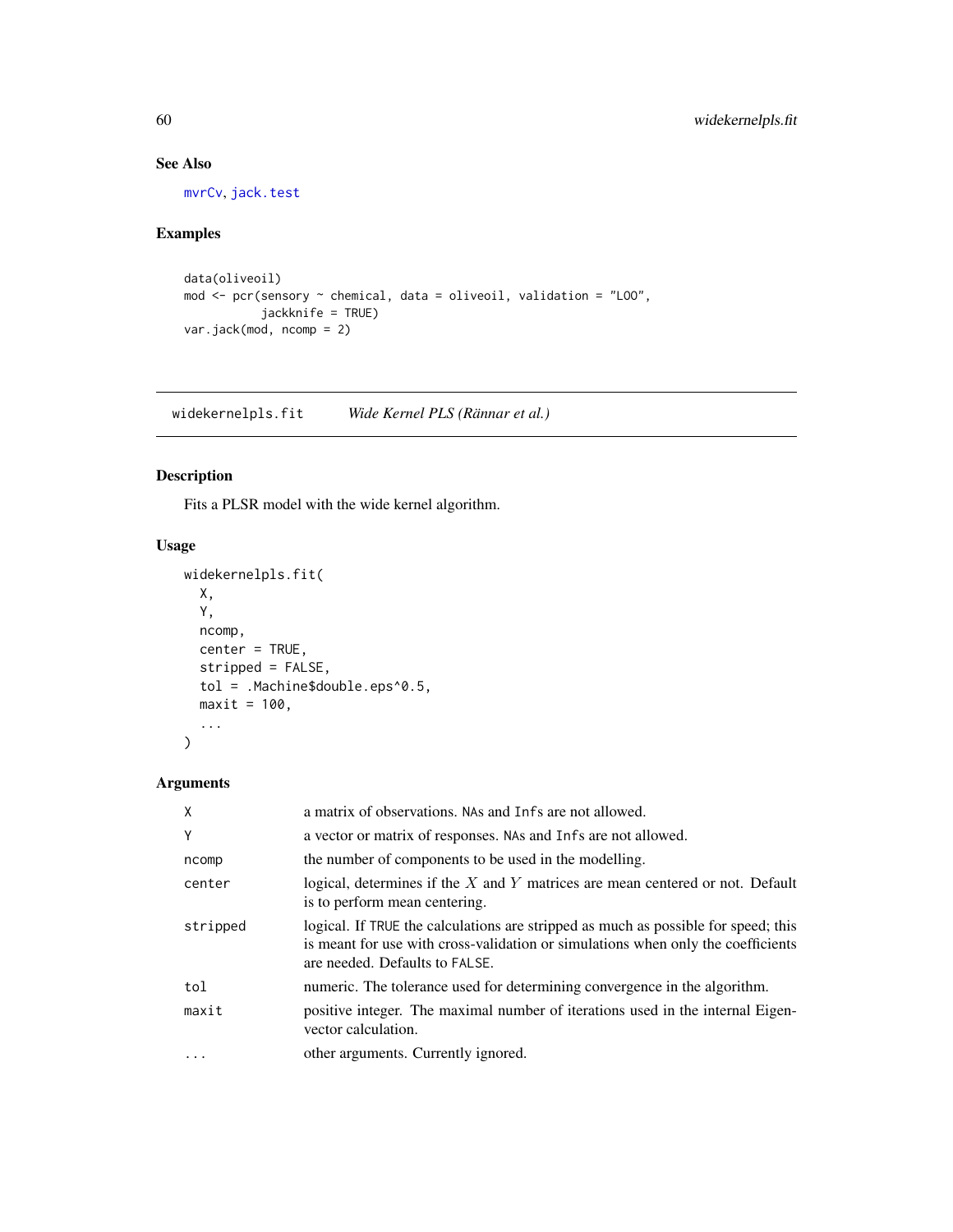### See Also

mvrCv, jack.test

### Examples

```
data(oliveoil)
mod <- pcr(sensory ~ chemical, data = oliveoil, validation = "LOO",
           jackknife = TRUE)
var.jack(mod, ncomp = 2)
```

---

## widekernelpls.fit *Wide Kernel PLS (Rännar et al.)*

### Description

Fits a PLSR model with the wide kernel algorithm.

### Usage

```
widekernelpls.fit(
  X,
  Y,
  ncomp,
  center = TRUE,
  stripped = FALSE,
  tol = .Machine$double.eps^0.5,
  maxit = 100,
  ...
)
```

### Arguments

| | |
|---|---|
| X | a matrix of observations. NAs and Infs are not allowed. |
| Y | a vector or matrix of responses. NAs and Infs are not allowed. |
| ncomp | the number of components to be used in the modelling. |
| center | logical, determines if the $X$ and $Y$ matrices are mean centered or not. Default is to perform mean centering. |
| stripped | logical. If TRUE the calculations are stripped as much as possible for speed; this is meant for use with cross-validation or simulations when only the coefficients are needed. Defaults to FALSE. |
| tol | numeric. The tolerance used for determining convergence in the algorithm. |
| maxit | positive integer. The maximal number of iterations used in the internal Eigenvector calculation. |
| ... | other arguments. Currently ignored. |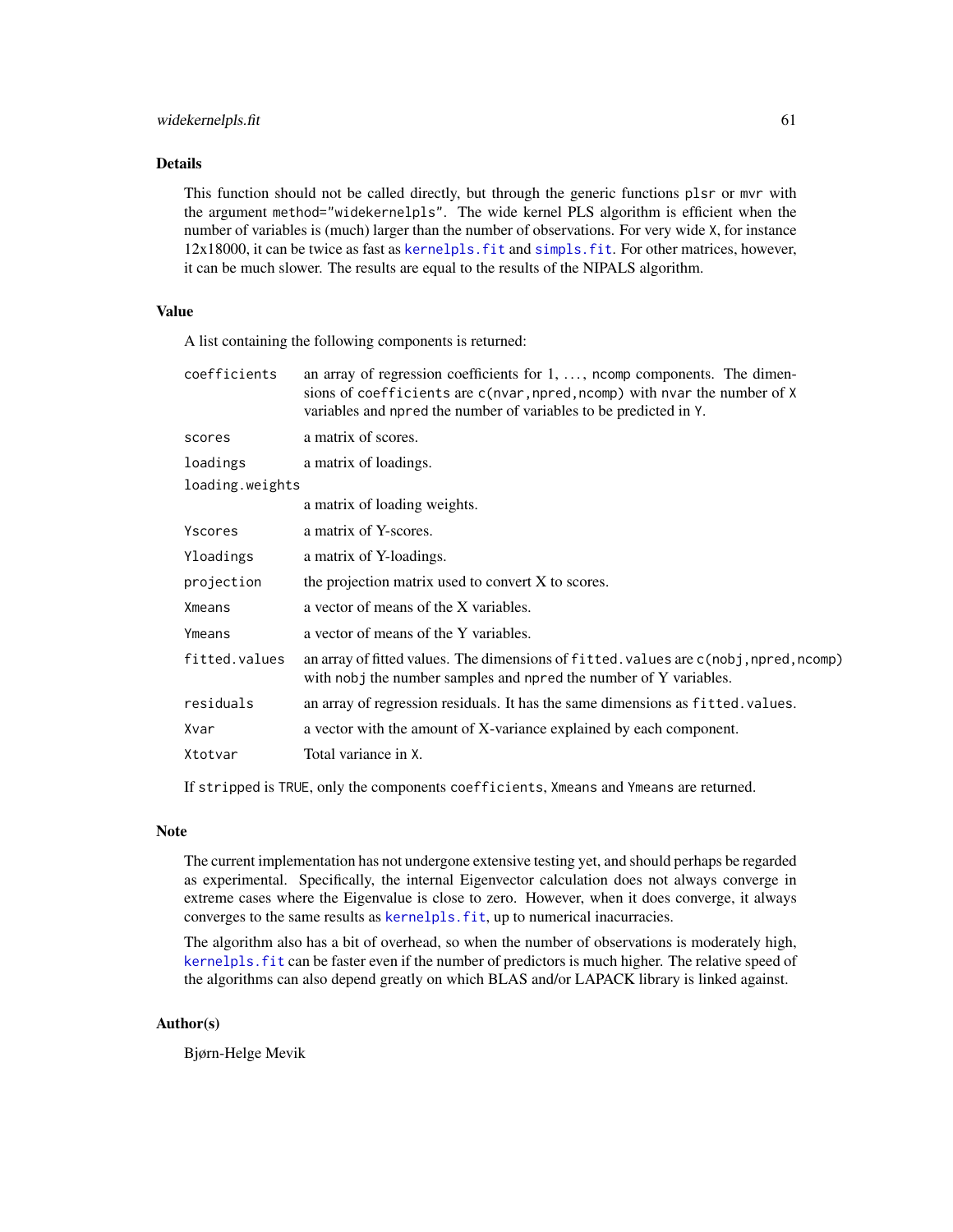## Details

This function should not be called directly, but through the generic functions `plsr` or `mvr` with the argument `method="widekernelpls"`. The wide kernel PLS algorithm is efficient when the number of variables is (much) larger than the number of observations. For very wide `X`, for instance 12x18000, it can be twice as fast as `kernelpls.fit` and `simpls.fit`. For other matrices, however, it can be much slower. The results are equal to the results of the NIPALS algorithm.

## Value

A list containing the following components is returned:

- `coefficients`: an array of regression coefficients for 1, ..., `ncomp` components. The dimensions of `coefficients` are `c(nvar,npred,ncomp)` with `nvar` the number of `X` variables and `npred` the number of variables to be predicted in `Y`.
- `scores`: a matrix of scores.
- `loadings`: a matrix of loadings.
- `loading.weights`: a matrix of loading weights.
- `Yscores`: a matrix of Y-scores.
- `Yloadings`: a matrix of Y-loadings.
- `projection`: the projection matrix used to convert X to scores.
- `Xmeans`: a vector of means of the X variables.
- `Ymeans`: a vector of means of the Y variables.
- `fitted.values`: an array of fitted values. The dimensions of `fitted.values` are `c(nobj,npred,ncomp)` with `nobj` the number samples and `npred` the number of Y variables.
- `residuals`: an array of regression residuals. It has the same dimensions as `fitted.values`.
- `Xvar`: a vector with the amount of X-variance explained by each component.
- `Xtotvar`: Total variance in `X`.

If `stripped` is `TRUE`, only the components `coefficients`, `Xmeans` and `Ymeans` are returned.

## Note

The current implementation has not undergone extensive testing yet, and should perhaps be regarded as experimental. Specifically, the internal Eigenvector calculation does not always converge in extreme cases where the Eigenvalue is close to zero. However, when it does converge, it always converges to the same results as `kernelpls.fit`, up to numerical inacurracies.

The algorithm also has a bit of overhead, so when the number of observations is moderately high, `kernelpls.fit` can be faster even if the number of predictors is much higher. The relative speed of the algorithms can also depend greatly on which BLAS and/or LAPACK library is linked against.

## Author(s)

Bjørn-Helge Mevik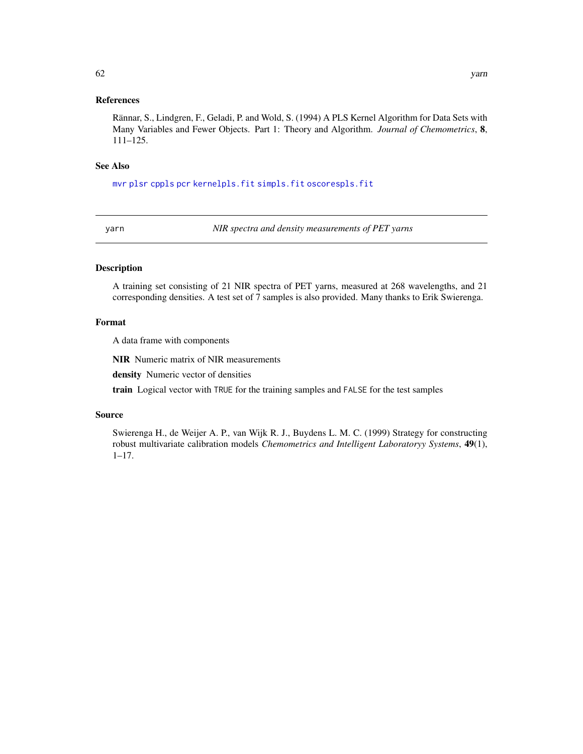### References

Rännar, S., Lindgren, F., Geladi, P. and Wold, S. (1994) A PLS Kernel Algorithm for Data Sets with Many Variables and Fewer Objects. Part 1: Theory and Algorithm. *Journal of Chemometrics*, **8**, 111–125.

### See Also

`mvr` `plsr` `cppls` `pcr` `kernelpls.fit` `simpls.fit` `oscorespls.fit`

---

## yarn — *NIR spectra and density measurements of PET yarns*

---

### Description

A training set consisting of 21 NIR spectra of PET yarns, measured at 268 wavelengths, and 21 corresponding densities. A test set of 7 samples is also provided. Many thanks to Erik Swierenga.

### Format

A data frame with components

**NIR** Numeric matrix of NIR measurements

**density** Numeric vector of densities

**train** Logical vector with `TRUE` for the training samples and `FALSE` for the test samples

### Source

Swierenga H., de Weijer A. P., van Wijk R. J., Buydens L. M. C. (1999) Strategy for constructing robust multivariate calibration models *Chemometrics and Intelligent Laboratoryy Systems*, **49**(1), 1–17.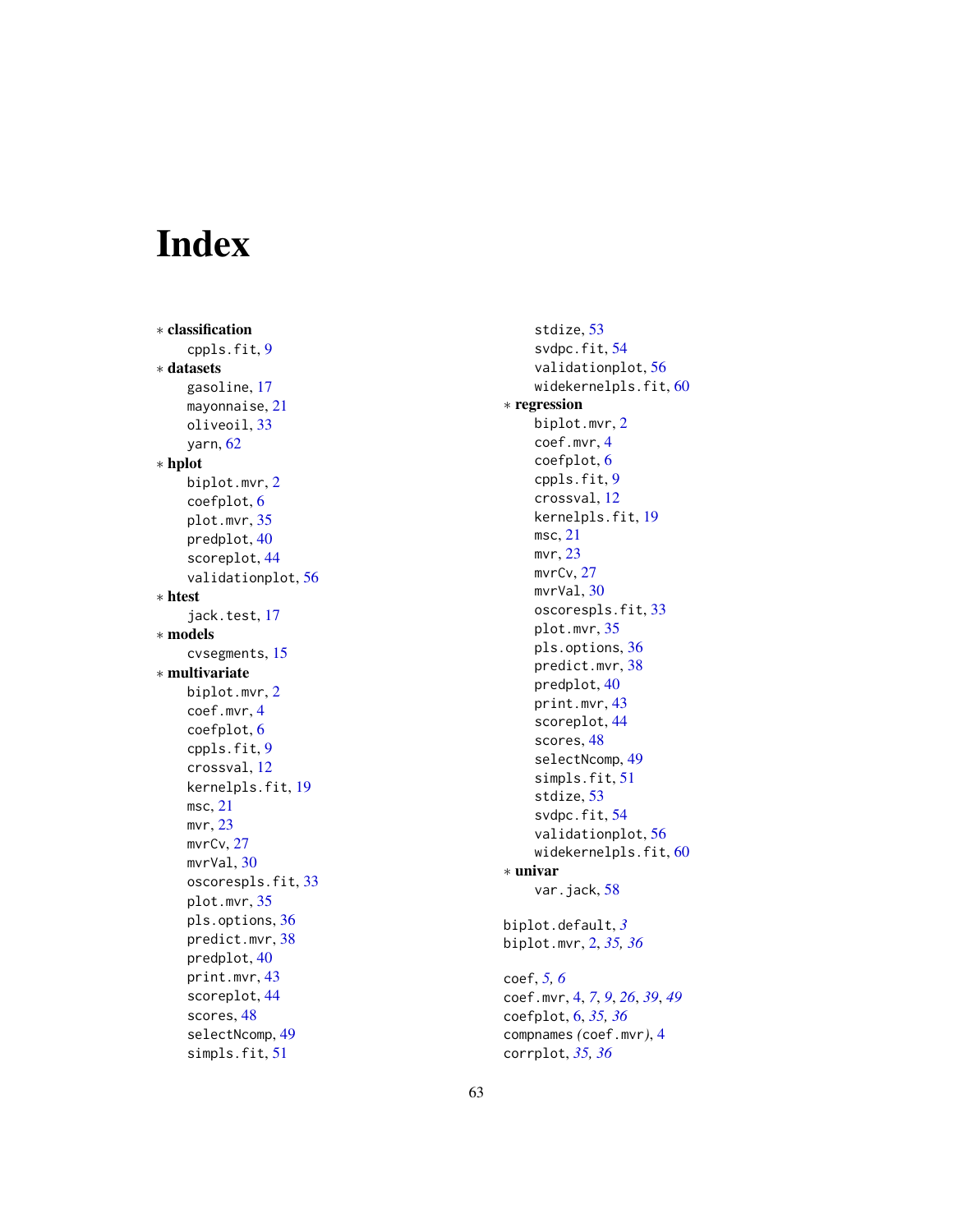# Index

* **classification**
  - cppls.fit, 9
* **datasets**
  - gasoline, 17
  - mayonnaise, 21
  - oliveoil, 33
  - yarn, 62
* **hplot**
  - biplot.mvr, 2
  - coefplot, 6
  - plot.mvr, 35
  - predplot, 40
  - scoreplot, 44
  - validationplot, 56
* **htest**
  - jack.test, 17
* **models**
  - cvsegments, 15
* **multivariate**
  - biplot.mvr, 2
  - coef.mvr, 4
  - coefplot, 6
  - cppls.fit, 9
  - crossval, 12
  - kernelpls.fit, 19
  - msc, 21
  - mvr, 23
  - mvrCv, 27
  - mvrVal, 30
  - oscorespls.fit, 33
  - plot.mvr, 35
  - pls.options, 36
  - predict.mvr, 38
  - predplot, 40
  - print.mvr, 43
  - scoreplot, 44
  - scores, 48
  - selectNcomp, 49
  - simpls.fit, 51
  - stdize, 53
  - svdpc.fit, 54
  - validationplot, 56
  - widekernelpls.fit, 60
* **regression**
  - biplot.mvr, 2
  - coef.mvr, 4
  - coefplot, 6
  - cppls.fit, 9
  - crossval, 12
  - kernelpls.fit, 19
  - msc, 21
  - mvr, 23
  - mvrCv, 27
  - mvrVal, 30
  - oscorespls.fit, 33
  - plot.mvr, 35
  - pls.options, 36
  - predict.mvr, 38
  - predplot, 40
  - print.mvr, 43
  - scoreplot, 44
  - scores, 48
  - selectNcomp, 49
  - simpls.fit, 51
  - stdize, 53
  - svdpc.fit, 54
  - validationplot, 56
  - widekernelpls.fit, 60
* **univar**
  - var.jack, 58

biplot.default, *3*
biplot.mvr, 2, *35*, *36*

coef, *5*, *6*
coef.mvr, 4, *7*, *9*, *26*, *39*, *49*
coefplot, 6, *35*, *36*
compnames (coef.mvr), 4
corrplot, *35*, *36*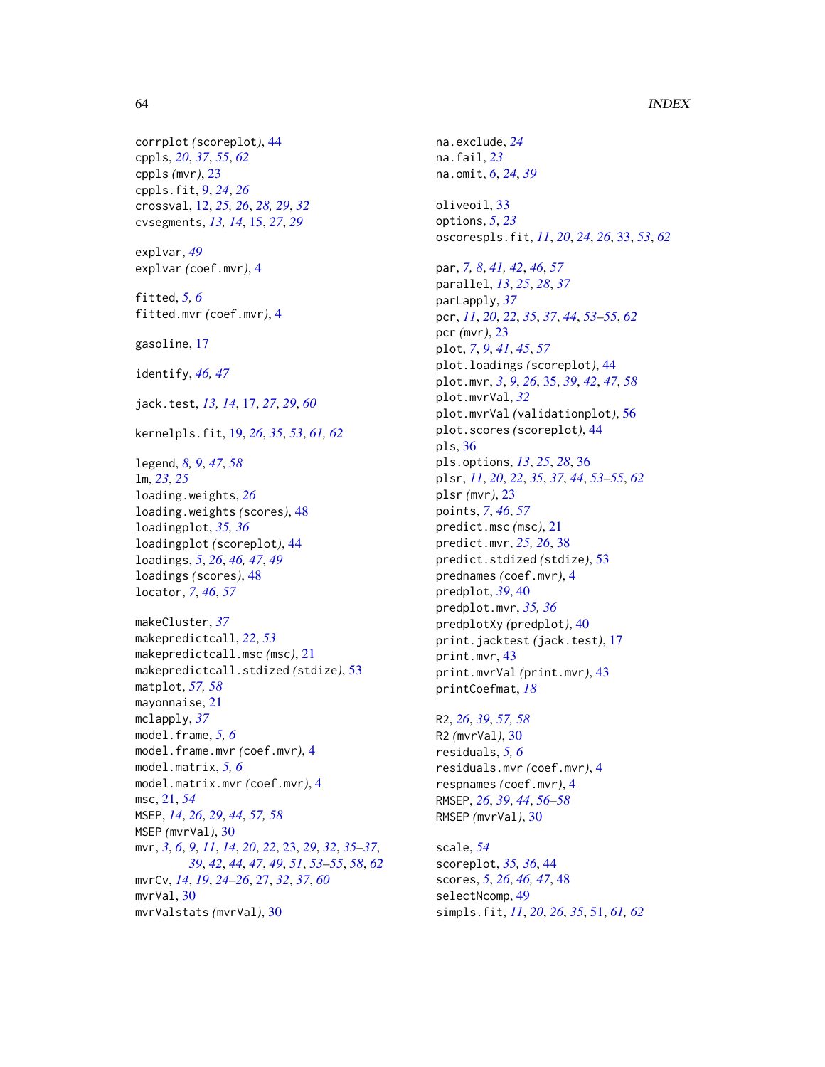corrplot *(scoreplot)*, 44
cppls, *20*, *37*, *55*, *62*
cppls *(mvr)*, 23
cppls.fit, 9, *24*, *26*
crossval, 12, *25, 26*, *28, 29*, *32*
cvsegments, *13, 14*, 15, *27*, *29*

explvar, *49*
explvar *(coef.mvr)*, 4

fitted, *5, 6*
fitted.mvr *(coef.mvr)*, 4

gasoline, 17

identify, *46, 47*

jack.test, *13, 14*, 17, *27*, *29*, *60*

kernelpls.fit, 19, *26*, *35*, *53*, *61, 62*

legend, *8, 9*, *47*, *58*
lm, *23*, *25*
loading.weights, *26*
loading.weights *(scores)*, 48
loadingplot, *35, 36*
loadingplot *(scoreplot)*, 44
loadings, *5*, *26*, *46, 47*, *49*
loadings *(scores)*, 48
locator, *7*, *46*, *57*

makeCluster, *37*
makepredictcall, *22*, *53*
makepredictcall.msc *(msc)*, 21
makepredictcall.stdized *(stdize)*, 53
matplot, *57, 58*
mayonnaise, 21
mclapply, *37*
model.frame, *5, 6*
model.frame.mvr *(coef.mvr)*, 4
model.matrix, *5, 6*
model.matrix.mvr *(coef.mvr)*, 4
msc, 21, *54*
MSEP, *14*, *26*, *29*, *44*, *57, 58*
MSEP *(mvrVal)*, 30
mvr, *3*, *6*, *9*, *11*, *14*, *20*, *22*, 23, *29*, *32*, *35–37*, *39*, *42*, *44*, *47*, *49*, *51*, *53–55*, *58*, *62*
mvrCv, *14*, *19*, *24–26*, 27, *32*, *37*, *60*
mvrVal, 30
mvrValstats *(mvrVal)*, 30

na.exclude, *24*
na.fail, *23*
na.omit, *6*, *24*, *39*

oliveoil, 33
options, *5*, *23*
oscorespls.fit, *11*, *20*, *24*, *26*, 33, *53*, *62*

par, *7, 8*, *41, 42*, *46*, *57*
parallel, *13*, *25*, *28*, *37*
parLapply, *37*
pcr, *11*, *20*, *22*, *35*, *37*, *44*, *53–55*, *62*
pcr *(mvr)*, 23
plot, *7*, *9*, *41*, *45*, *57*
plot.loadings *(scoreplot)*, 44
plot.mvr, *3*, *9*, *26*, 35, *39*, *42*, *47*, *58*
plot.mvrVal, *32*
plot.mvrVal *(validationplot)*, 56
plot.scores *(scoreplot)*, 44
pls, 36
pls.options, *13*, *25*, *28*, 36
plsr, *11*, *20*, *22*, *35*, *37*, *44*, *53–55*, *62*
plsr *(mvr)*, 23
points, *7*, *46*, *57*
predict.msc *(msc)*, 21
predict.mvr, *25, 26*, 38
predict.stdized *(stdize)*, 53
prednames *(coef.mvr)*, 4
predplot, *39*, 40
predplot.mvr, *35, 36*
predplotXy *(predplot)*, 40
print.jacktest *(jack.test)*, 17
print.mvr, 43
print.mvrVal *(print.mvr)*, 43
printCoefmat, *18*

R2, *26*, *39*, *57, 58*
R2 *(mvrVal)*, 30
residuals, *5, 6*
residuals.mvr *(coef.mvr)*, 4
respnames *(coef.mvr)*, 4
RMSEP, *26*, *39*, *44*, *56–58*
RMSEP *(mvrVal)*, 30

scale, *54*
scoreplot, *35, 36*, 44
scores, *5*, *26*, *46, 47*, 48
selectNcomp, 49
simpls.fit, *11*, *20*, *26*, *35*, 51, *61, 62*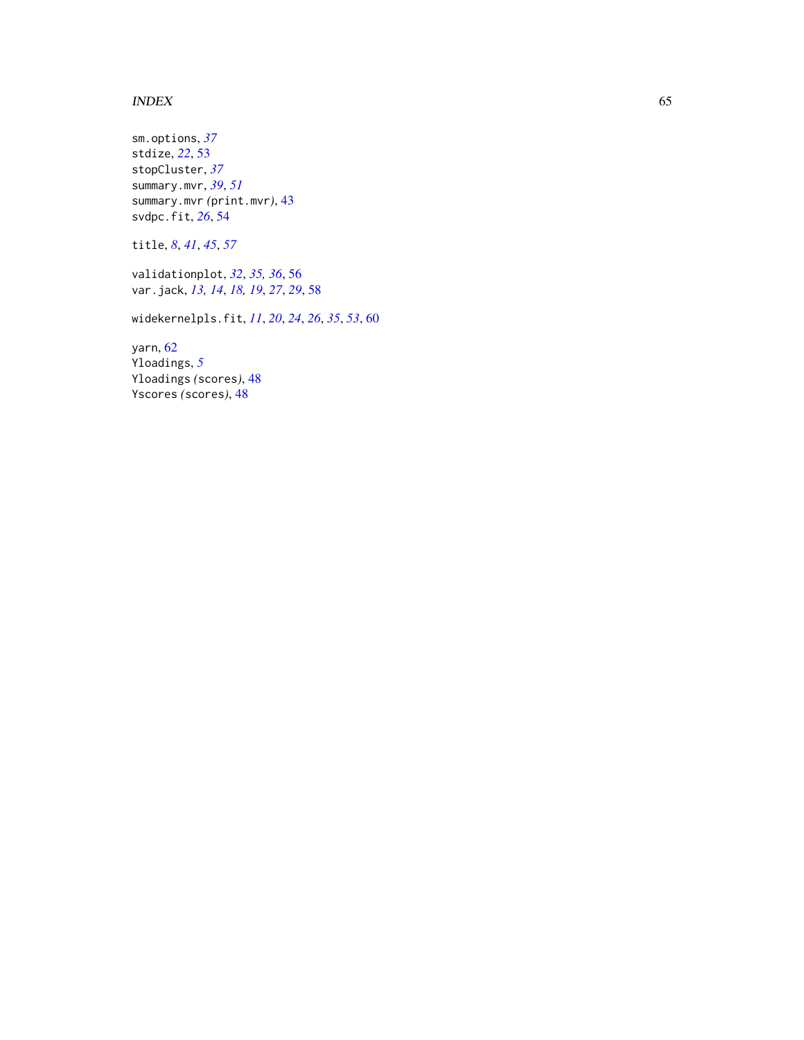sm.options, *37*
stdize, *22*, 53
stopCluster, *37*
summary.mvr, *39*, *51*
summary.mvr *(*print.mvr*)*, 43
svdpc.fit, *26*, 54

title, *8*, *41*, *45*, *57*

validationplot, *32*, *35, 36*, 56
var.jack, *13, 14*, *18, 19*, *27*, *29*, 58

widekernelpls.fit, *11*, *20*, *24*, *26*, *35*, *53*, 60

yarn, 62
Yloadings, *5*
Yloadings *(*scores*)*, 48
Yscores *(*scores*)*, 48